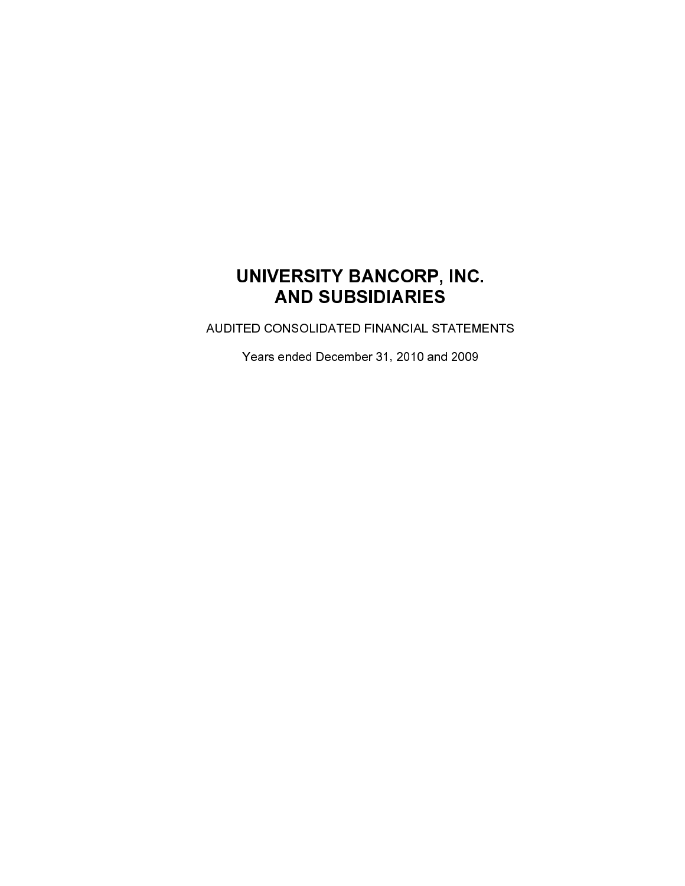# UNIVERSITY BANCORP, INC.
# AND SUBSIDIARIES

AUDITED CONSOLIDATED FINANCIAL STATEMENTS

Years ended December 31, 2010 and 2009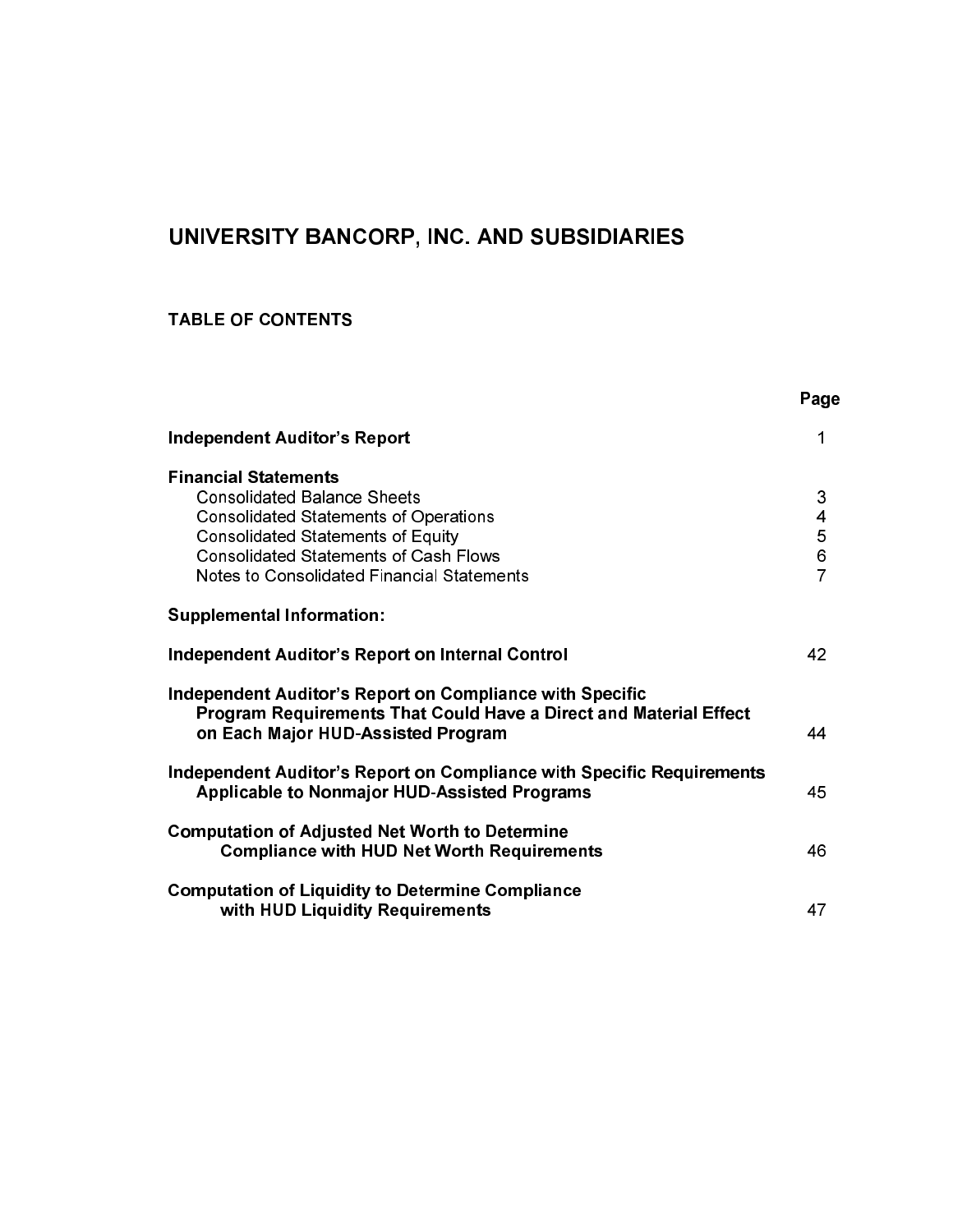# UNIVERSITY BANCORP, INC. AND SUBSIDIARIES

## TABLE OF CONTENTS

| | Page |
|---|---|
| **Independent Auditor's Report** | 1 |
| **Financial Statements** | |
| Consolidated Balance Sheets | 3 |
| Consolidated Statements of Operations | 4 |
| Consolidated Statements of Equity | 5 |
| Consolidated Statements of Cash Flows | 6 |
| Notes to Consolidated Financial Statements | 7 |
| **Supplemental Information:** | |
| **Independent Auditor's Report on Internal Control** | 42 |
| **Independent Auditor's Report on Compliance with Specific Program Requirements That Could Have a Direct and Material Effect on Each Major HUD-Assisted Program** | 44 |
| **Independent Auditor's Report on Compliance with Specific Requirements Applicable to Nonmajor HUD-Assisted Programs** | 45 |
| **Computation of Adjusted Net Worth to Determine Compliance with HUD Net Worth Requirements** | 46 |
| **Computation of Liquidity to Determine Compliance with HUD Liquidity Requirements** | 47 |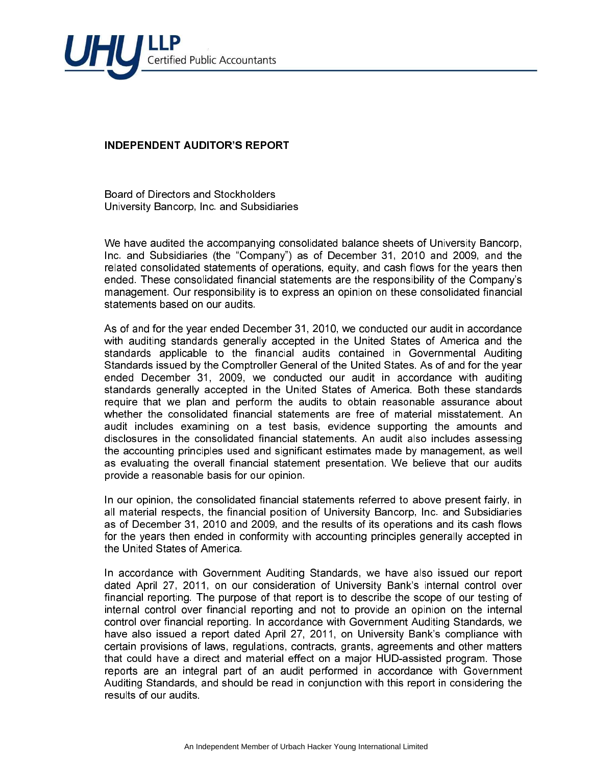UHY LLP
Certified Public Accountants

## INDEPENDENT AUDITOR'S REPORT

Board of Directors and Stockholders
University Bancorp, Inc. and Subsidiaries

We have audited the accompanying consolidated balance sheets of University Bancorp, Inc. and Subsidiaries (the "Company") as of December 31, 2010 and 2009, and the related consolidated statements of operations, equity, and cash flows for the years then ended. These consolidated financial statements are the responsibility of the Company's management. Our responsibility is to express an opinion on these consolidated financial statements based on our audits.

As of and for the year ended December 31, 2010, we conducted our audit in accordance with auditing standards generally accepted in the United States of America and the standards applicable to the financial audits contained in Governmental Auditing Standards issued by the Comptroller General of the United States. As of and for the year ended December 31, 2009, we conducted our audit in accordance with auditing standards generally accepted in the United States of America. Both these standards require that we plan and perform the audits to obtain reasonable assurance about whether the consolidated financial statements are free of material misstatement. An audit includes examining on a test basis, evidence supporting the amounts and disclosures in the consolidated financial statements. An audit also includes assessing the accounting principles used and significant estimates made by management, as well as evaluating the overall financial statement presentation. We believe that our audits provide a reasonable basis for our opinion.

In our opinion, the consolidated financial statements referred to above present fairly, in all material respects, the financial position of University Bancorp, Inc. and Subsidiaries as of December 31, 2010 and 2009, and the results of its operations and its cash flows for the years then ended in conformity with accounting principles generally accepted in the United States of America.

In accordance with Government Auditing Standards, we have also issued our report dated April 27, 2011, on our consideration of University Bank's internal control over financial reporting. The purpose of that report is to describe the scope of our testing of internal control over financial reporting and not to provide an opinion on the internal control over financial reporting. In accordance with Government Auditing Standards, we have also issued a report dated April 27, 2011, on University Bank's compliance with certain provisions of laws, regulations, contracts, grants, agreements and other matters that could have a direct and material effect on a major HUD-assisted program. Those reports are an integral part of an audit performed in accordance with Government Auditing Standards, and should be read in conjunction with this report in considering the results of our audits.

An Independent Member of Urbach Hacker Young International Limited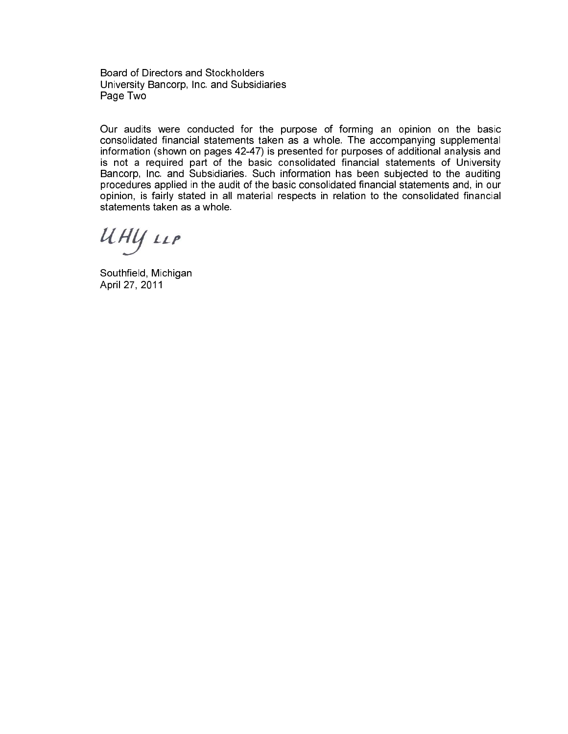Board of Directors and Stockholders
University Bancorp, Inc. and Subsidiaries
Page Two

Our audits were conducted for the purpose of forming an opinion on the basic consolidated financial statements taken as a whole. The accompanying supplemental information (shown on pages 42-47) is presented for purposes of additional analysis and is not a required part of the basic consolidated financial statements of University Bancorp, Inc. and Subsidiaries. Such information has been subjected to the auditing procedures applied in the audit of the basic consolidated financial statements and, in our opinion, is fairly stated in all material respects in relation to the consolidated financial statements taken as a whole.

UHY LLP

Southfield, Michigan
April 27, 2011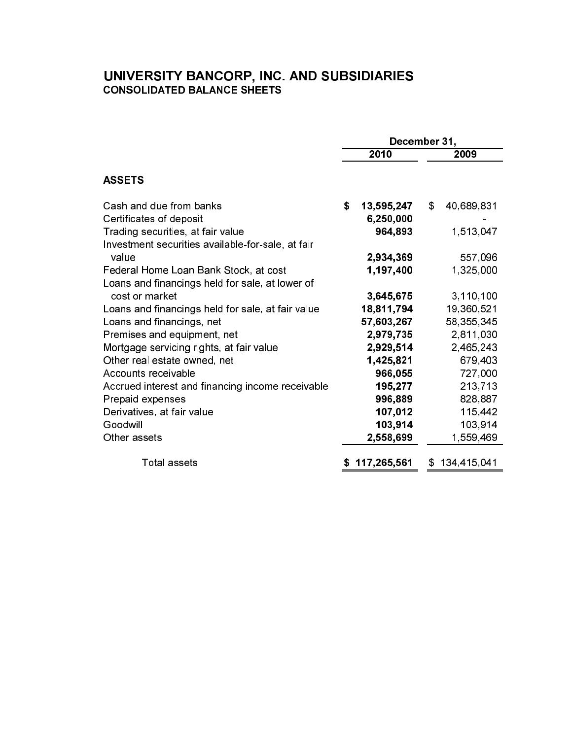# UNIVERSITY BANCORP, INC. AND SUBSIDIARIES

## CONSOLIDATED BALANCE SHEETS

| | December 31, | |
|---|---|---|
| | **2010** | **2009** |
| **ASSETS** | | |
| Cash and due from banks | **$ 13,595,247** | $ 40,689,831 |
| Certificates of deposit | **6,250,000** | - |
| Trading securities, at fair value | **964,893** | 1,513,047 |
| Investment securities available-for-sale, at fair value | **2,934,369** | 557,096 |
| Federal Home Loan Bank Stock, at cost | **1,197,400** | 1,325,000 |
| Loans and financings held for sale, at lower of cost or market | **3,645,675** | 3,110,100 |
| Loans and financings held for sale, at fair value | **18,811,794** | 19,360,521 |
| Loans and financings, net | **57,603,267** | 58,355,345 |
| Premises and equipment, net | **2,979,735** | 2,811,030 |
| Mortgage servicing rights, at fair value | **2,929,514** | 2,465,243 |
| Other real estate owned, net | **1,425,821** | 679,403 |
| Accounts receivable | **966,055** | 727,000 |
| Accrued interest and financing income receivable | **195,277** | 213,713 |
| Prepaid expenses | **996,889** | 828,887 |
| Derivatives, at fair value | **107,012** | 115,442 |
| Goodwill | **103,914** | 103,914 |
| Other assets | **2,558,699** | 1,559,469 |
| Total assets | **$ 117,265,561** | $ 134,415,041 |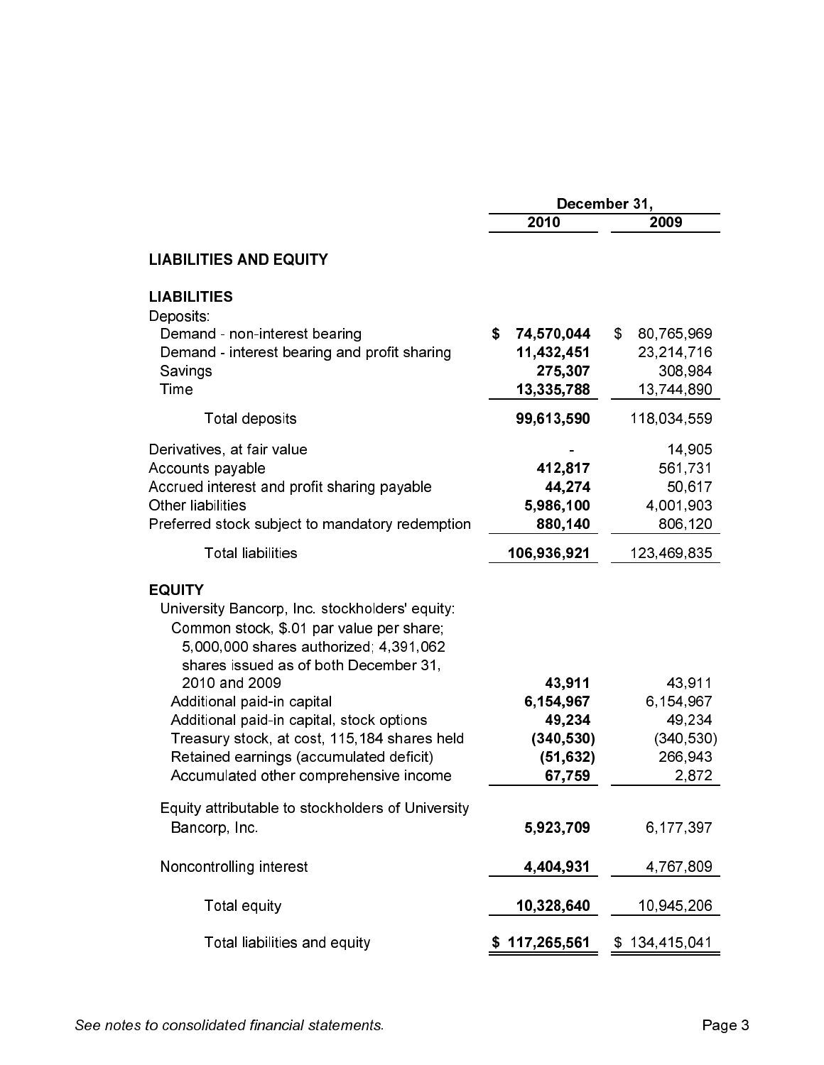| | December 31, | |
|---|---|---|
| | 2010 | 2009 |
| **LIABILITIES AND EQUITY** | | |
| **LIABILITIES** | | |
| Deposits: | | |
| Demand - non-interest bearing | **$ 74,570,044** | $ 80,765,969 |
| Demand - interest bearing and profit sharing | **11,432,451** | 23,214,716 |
| Savings | **275,307** | 308,984 |
| Time | **13,335,788** | 13,744,890 |
| Total deposits | **99,613,590** | 118,034,559 |
| Derivatives, at fair value | **-** | 14,905 |
| Accounts payable | **412,817** | 561,731 |
| Accrued interest and profit sharing payable | **44,274** | 50,617 |
| Other liabilities | **5,986,100** | 4,001,903 |
| Preferred stock subject to mandatory redemption | **880,140** | 806,120 |
| Total liabilities | **106,936,921** | 123,469,835 |
| **EQUITY** | | |
| University Bancorp, Inc. stockholders' equity: | | |
| Common stock, $.01 par value per share; 5,000,000 shares authorized; 4,391,062 shares issued as of both December 31, 2010 and 2009 | **43,911** | 43,911 |
| Additional paid-in capital | **6,154,967** | 6,154,967 |
| Additional paid-in capital, stock options | **49,234** | 49,234 |
| Treasury stock, at cost, 115,184 shares held | **(340,530)** | (340,530) |
| Retained earnings (accumulated deficit) | **(51,632)** | 266,943 |
| Accumulated other comprehensive income | **67,759** | 2,872 |
| Equity attributable to stockholders of University Bancorp, Inc. | **5,923,709** | 6,177,397 |
| Noncontrolling interest | **4,404,931** | 4,767,809 |
| Total equity | **10,328,640** | 10,945,206 |
| Total liabilities and equity | **$ 117,265,561** | $ 134,415,041 |

*See notes to consolidated financial statements.*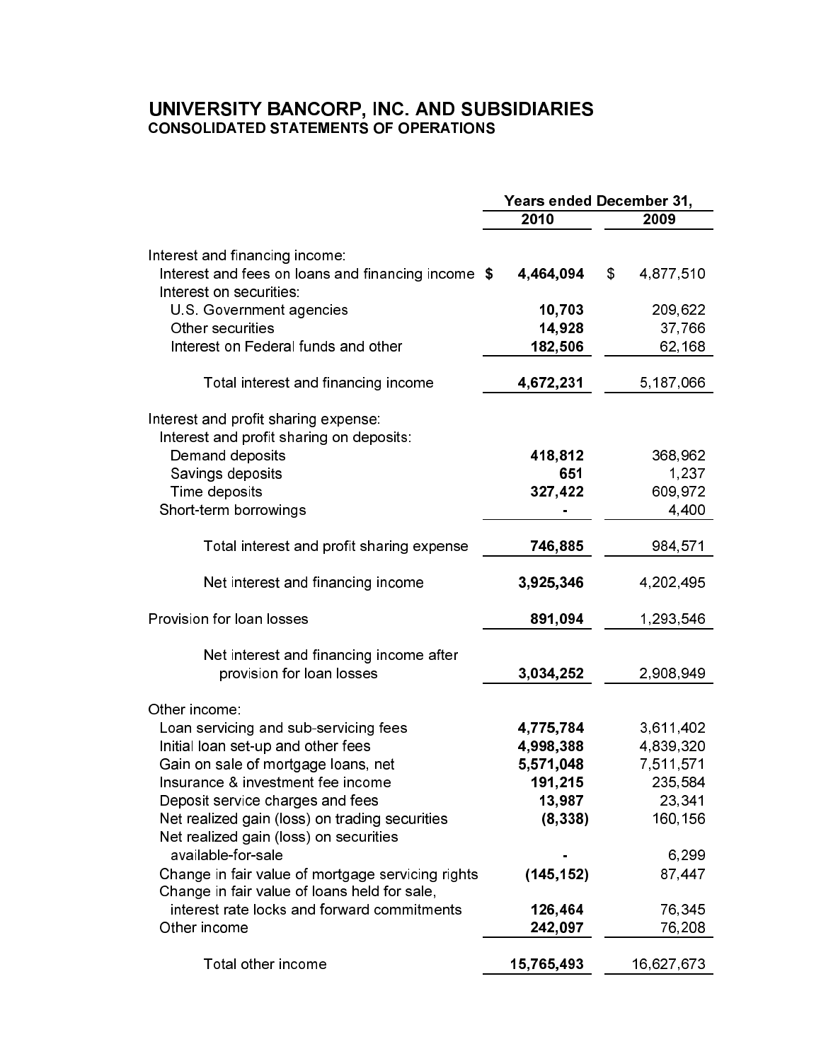# UNIVERSITY BANCORP, INC. AND SUBSIDIARIES
## CONSOLIDATED STATEMENTS OF OPERATIONS

| | Years ended December 31, | |
|---|---|---|
| | **2010** | **2009** |
| Interest and financing income: | | |
| Interest and fees on loans and financing income | $ **4,464,094** | $ 4,877,510 |
| Interest on securities: | | |
| U.S. Government agencies | **10,703** | 209,622 |
| Other securities | **14,928** | 37,766 |
| Interest on Federal funds and other | **182,506** | 62,168 |
| Total interest and financing income | **4,672,231** | 5,187,066 |
| Interest and profit sharing expense: | | |
| Interest and profit sharing on deposits: | | |
| Demand deposits | **418,812** | 368,962 |
| Savings deposits | **651** | 1,237 |
| Time deposits | **327,422** | 609,972 |
| Short-term borrowings | **-** | 4,400 |
| Total interest and profit sharing expense | **746,885** | 984,571 |
| Net interest and financing income | **3,925,346** | 4,202,495 |
| Provision for loan losses | **891,094** | 1,293,546 |
| Net interest and financing income after provision for loan losses | **3,034,252** | 2,908,949 |
| Other income: | | |
| Loan servicing and sub-servicing fees | **4,775,784** | 3,611,402 |
| Initial loan set-up and other fees | **4,998,388** | 4,839,320 |
| Gain on sale of mortgage loans, net | **5,571,048** | 7,511,571 |
| Insurance & investment fee income | **191,215** | 235,584 |
| Deposit service charges and fees | **13,987** | 23,341 |
| Net realized gain (loss) on trading securities | **(8,338)** | 160,156 |
| Net realized gain (loss) on securities available-for-sale | **-** | 6,299 |
| Change in fair value of mortgage servicing rights | **(145,152)** | 87,447 |
| Change in fair value of loans held for sale, interest rate locks and forward commitments | **126,464** | 76,345 |
| Other income | **242,097** | 76,208 |
| Total other income | **15,765,493** | 16,627,673 |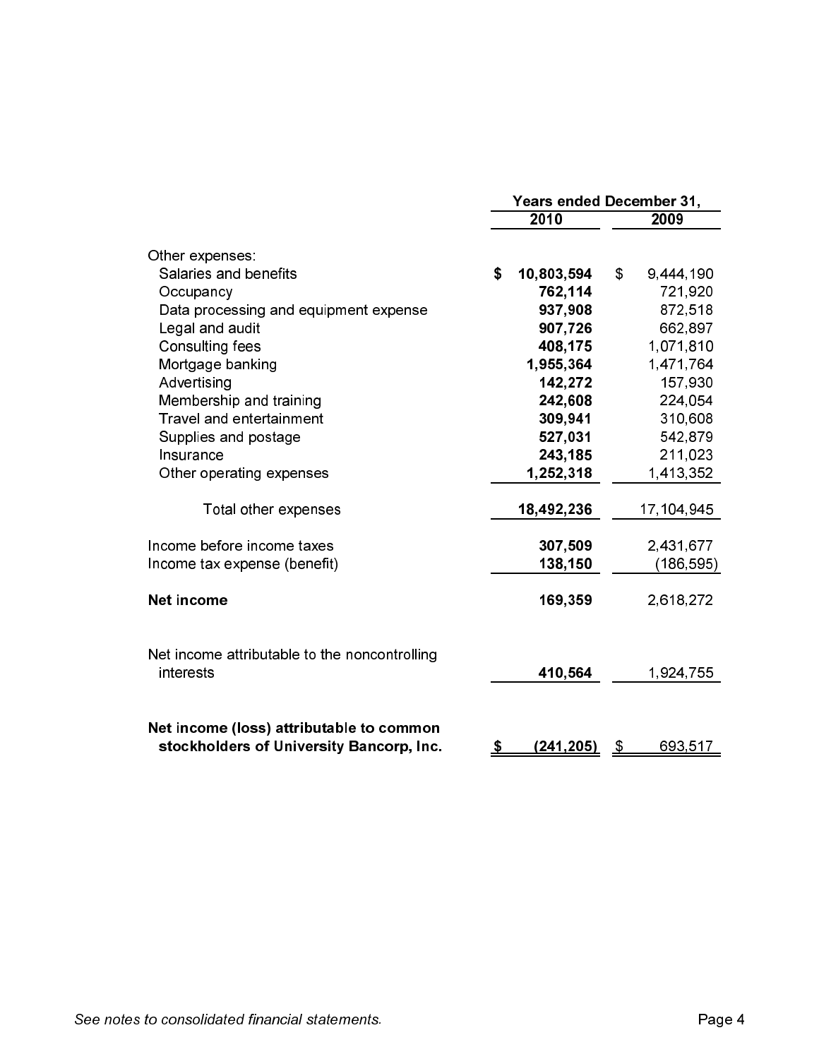| | Years ended December 31, | |
|---|---|---|
| | **2010** | 2009 |
| Other expenses: | | |
| Salaries and benefits | **$ 10,803,594** | $ 9,444,190 |
| Occupancy | **762,114** | 721,920 |
| Data processing and equipment expense | **937,908** | 872,518 |
| Legal and audit | **907,726** | 662,897 |
| Consulting fees | **408,175** | 1,071,810 |
| Mortgage banking | **1,955,364** | 1,471,764 |
| Advertising | **142,272** | 157,930 |
| Membership and training | **242,608** | 224,054 |
| Travel and entertainment | **309,941** | 310,608 |
| Supplies and postage | **527,031** | 542,879 |
| Insurance | **243,185** | 211,023 |
| Other operating expenses | **1,252,318** | 1,413,352 |
| Total other expenses | **18,492,236** | 17,104,945 |
| Income before income taxes | **307,509** | 2,431,677 |
| Income tax expense (benefit) | **138,150** | (186,595) |
| **Net income** | **169,359** | 2,618,272 |
| Net income attributable to the noncontrolling interests | **410,564** | 1,924,755 |
| **Net income (loss) attributable to common stockholders of University Bancorp, Inc.** | **$ (241,205)** | $ 693,517 |

*See notes to consolidated financial statements.*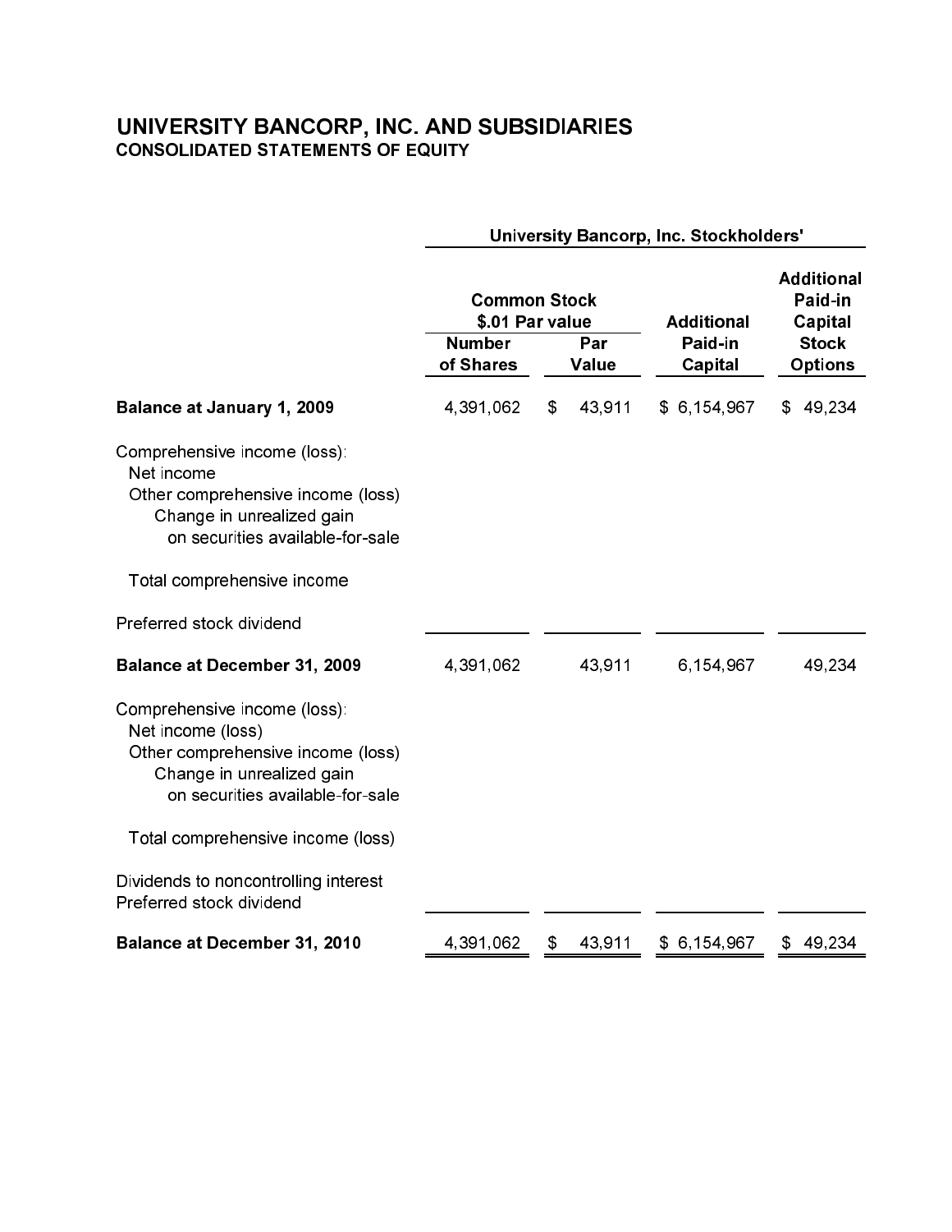# UNIVERSITY BANCORP, INC. AND SUBSIDIARIES
## CONSOLIDATED STATEMENTS OF EQUITY

| | University Bancorp, Inc. Stockholders' | | | |
|---|---|---|---|---|
| | Common Stock $.01 Par value | | | Additional Paid-in Capital |
| | Number of Shares | Par Value | Additional Paid-in Capital | Stock Options |
| **Balance at January 1, 2009** | 4,391,062 | $ 43,911 | $ 6,154,967 | $ 49,234 |
| Comprehensive income (loss): | | | | |
| Net income | | | | |
| Other comprehensive income (loss) | | | | |
| Change in unrealized gain on securities available-for-sale | | | | |
| Total comprehensive income | | | | |
| Preferred stock dividend | | | | |
| **Balance at December 31, 2009** | 4,391,062 | 43,911 | 6,154,967 | 49,234 |
| Comprehensive income (loss): | | | | |
| Net income (loss) | | | | |
| Other comprehensive income (loss) | | | | |
| Change in unrealized gain on securities available-for-sale | | | | |
| Total comprehensive income (loss) | | | | |
| Dividends to noncontrolling interest | | | | |
| Preferred stock dividend | | | | |
| **Balance at December 31, 2010** | 4,391,062 | $ 43,911 | $ 6,154,967 | $ 49,234 |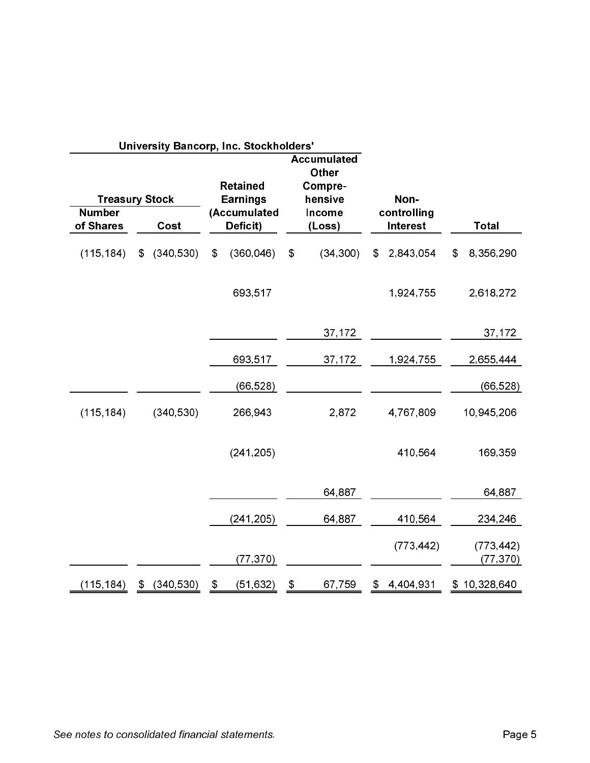| University Bancorp, Inc. Stockholders' | | | | | | |
|---|---|---|---|---|---|---|
| Treasury Stock | | Retained Earnings (Accumulated Deficit) | Accumulated Other Compre-hensive Income (Loss) | Non-controlling Interest | Total |
| Number of Shares | Cost | | | | |
| (115,184) | $ (340,530) | $ (360,046) | $ (34,300) | $ 2,843,054 | $ 8,356,290 |
| | | 693,517 | | 1,924,755 | 2,618,272 |
| | | | 37,172 | | 37,172 |
| | | 693,517 | 37,172 | 1,924,755 | 2,655,444 |
| | | (66,528) | | | (66,528) |
| (115,184) | (340,530) | 266,943 | 2,872 | 4,767,809 | 10,945,206 |
| | | (241,205) | | 410,564 | 169,359 |
| | | | 64,887 | | 64,887 |
| | | (241,205) | 64,887 | 410,564 | 234,246 |
| | | | | (773,442) | (773,442) |
| | | (77,370) | | | (77,370) |
| (115,184) | $ (340,530) | $ (51,632) | $ 67,759 | $ 4,404,931 | $ 10,328,640 |

*See notes to consolidated financial statements.*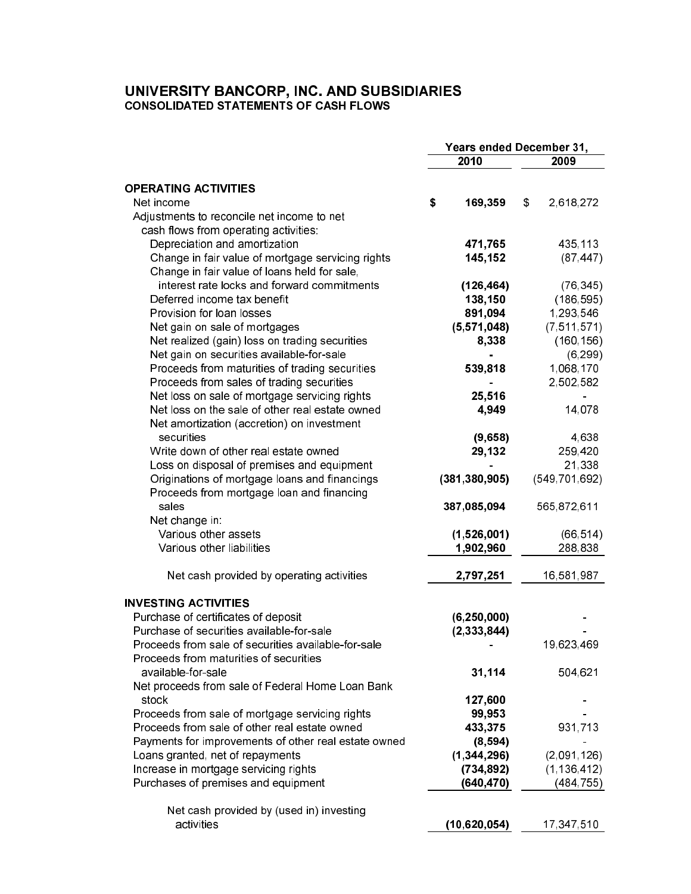# UNIVERSITY BANCORP, INC. AND SUBSIDIARIES

## CONSOLIDATED STATEMENTS OF CASH FLOWS

| | Years ended December 31, | |
|---|---|---|
| | **2010** | **2009** |
| **OPERATING ACTIVITIES** | | |
| Net income | **$ 169,359** | $ 2,618,272 |
| Adjustments to reconcile net income to net cash flows from operating activities: | | |
| Depreciation and amortization | **471,765** | 435,113 |
| Change in fair value of mortgage servicing rights | **145,152** | (87,447) |
| Change in fair value of loans held for sale, interest rate locks and forward commitments | **(126,464)** | (76,345) |
| Deferred income tax benefit | **138,150** | (186,595) |
| Provision for loan losses | **891,094** | 1,293,546 |
| Net gain on sale of mortgages | **(5,571,048)** | (7,511,571) |
| Net realized (gain) loss on trading securities | **8,338** | (160,156) |
| Net gain on securities available-for-sale | **-** | (6,299) |
| Proceeds from maturities of trading securities | **539,818** | 1,068,170 |
| Proceeds from sales of trading securities | **-** | 2,502,582 |
| Net loss on sale of mortgage servicing rights | **25,516** | - |
| Net loss on the sale of other real estate owned | **4,949** | 14,078 |
| Net amortization (accretion) on investment securities | **(9,658)** | 4,638 |
| Write down of other real estate owned | **29,132** | 259,420 |
| Loss on disposal of premises and equipment | **-** | 21,338 |
| Originations of mortgage loans and financings | **(381,380,905)** | (549,701,692) |
| Proceeds from mortgage loan and financing sales | **387,085,094** | 565,872,611 |
| Net change in: | | |
| Various other assets | **(1,526,001)** | (66,514) |
| Various other liabilities | **1,902,960** | 288,838 |
| Net cash provided by operating activities | **2,797,251** | 16,581,987 |
| **INVESTING ACTIVITIES** | | |
| Purchase of certificates of deposit | **(6,250,000)** | - |
| Purchase of securities available-for-sale | **(2,333,844)** | - |
| Proceeds from sale of securities available-for-sale | **-** | 19,623,469 |
| Proceeds from maturities of securities available-for-sale | **31,114** | 504,621 |
| Net proceeds from sale of Federal Home Loan Bank stock | **127,600** | - |
| Proceeds from sale of mortgage servicing rights | **99,953** | - |
| Proceeds from sale of other real estate owned | **433,375** | 931,713 |
| Payments for improvements of other real estate owned | **(8,594)** | - |
| Loans granted, net of repayments | **(1,344,296)** | (2,091,126) |
| Increase in mortgage servicing rights | **(734,892)** | (1,136,412) |
| Purchases of premises and equipment | **(640,470)** | (484,755) |
| Net cash provided by (used in) investing activities | **(10,620,054)** | 17,347,510 |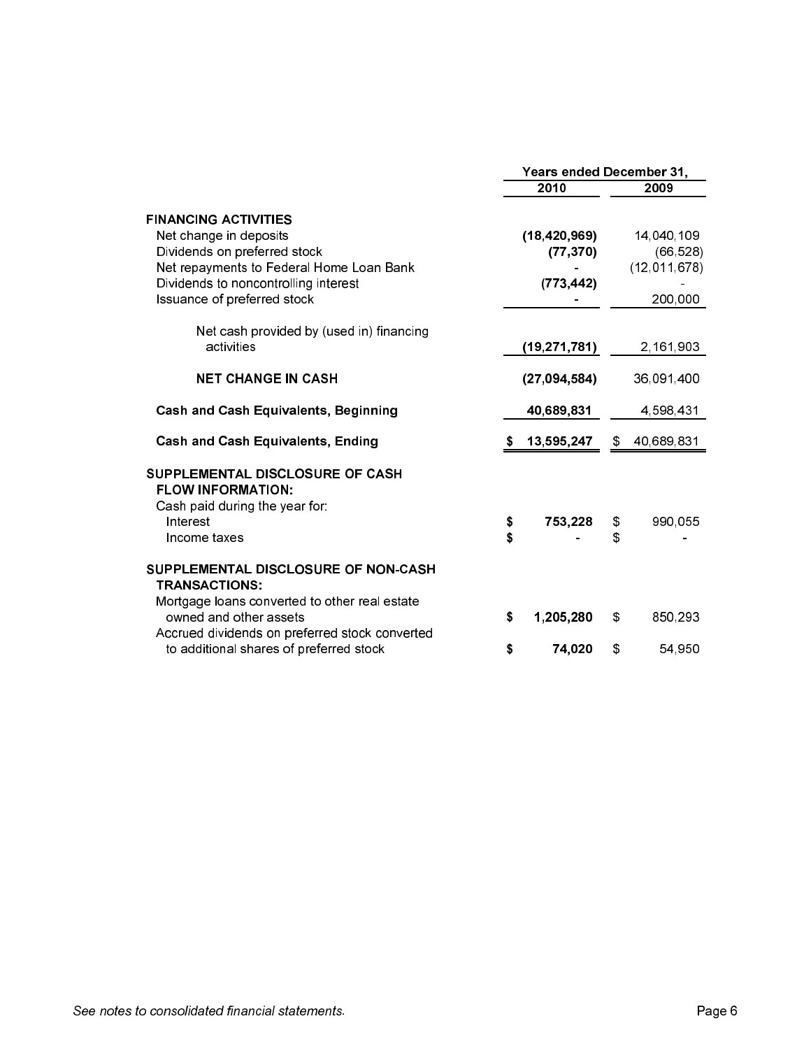| | Years ended December 31, | |
|---|---|---|
| | **2010** | **2009** |
| **FINANCING ACTIVITIES** | | |
| Net change in deposits | **(18,420,969)** | 14,040,109 |
| Dividends on preferred stock | **(77,370)** | (66,528) |
| Net repayments to Federal Home Loan Bank | **-** | (12,011,678) |
| Dividends to noncontrolling interest | **(773,442)** | - |
| Issuance of preferred stock | **-** | 200,000 |
| Net cash provided by (used in) financing activities | **(19,271,781)** | 2,161,903 |
| **NET CHANGE IN CASH** | **(27,094,584)** | 36,091,400 |
| **Cash and Cash Equivalents, Beginning** | **40,689,831** | 4,598,431 |
| **Cash and Cash Equivalents, Ending** | **$ 13,595,247** | $ 40,689,831 |
| **SUPPLEMENTAL DISCLOSURE OF CASH FLOW INFORMATION:** | | |
| Cash paid during the year for: | | |
| Interest | **$ 753,228** | $ 990,055 |
| Income taxes | **$ -** | $ - |
| **SUPPLEMENTAL DISCLOSURE OF NON-CASH TRANSACTIONS:** | | |
| Mortgage loans converted to other real estate owned and other assets | **$ 1,205,280** | $ 850,293 |
| Accrued dividends on preferred stock converted to additional shares of preferred stock | **$ 74,020** | $ 54,950 |

*See notes to consolidated financial statements.*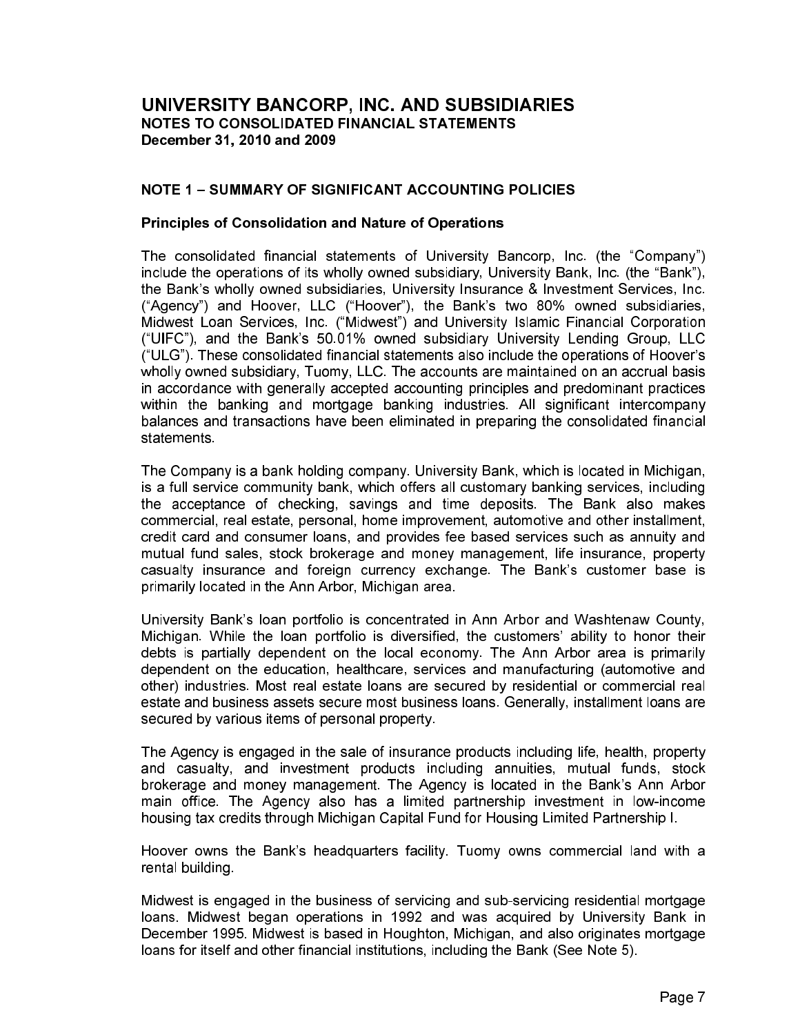# UNIVERSITY BANCORP, INC. AND SUBSIDIARIES

**NOTES TO CONSOLIDATED FINANCIAL STATEMENTS**
**December 31, 2010 and 2009**

## NOTE 1 – SUMMARY OF SIGNIFICANT ACCOUNTING POLICIES

### Principles of Consolidation and Nature of Operations

The consolidated financial statements of University Bancorp, Inc. (the "Company") include the operations of its wholly owned subsidiary, University Bank, Inc. (the "Bank"), the Bank's wholly owned subsidiaries, University Insurance & Investment Services, Inc. ("Agency") and Hoover, LLC ("Hoover"), the Bank's two 80% owned subsidiaries, Midwest Loan Services, Inc. ("Midwest") and University Islamic Financial Corporation ("UIFC"), and the Bank's 50.01% owned subsidiary University Lending Group, LLC ("ULG"). These consolidated financial statements also include the operations of Hoover's wholly owned subsidiary, Tuomy, LLC. The accounts are maintained on an accrual basis in accordance with generally accepted accounting principles and predominant practices within the banking and mortgage banking industries. All significant intercompany balances and transactions have been eliminated in preparing the consolidated financial statements.

The Company is a bank holding company. University Bank, which is located in Michigan, is a full service community bank, which offers all customary banking services, including the acceptance of checking, savings and time deposits. The Bank also makes commercial, real estate, personal, home improvement, automotive and other installment, credit card and consumer loans, and provides fee based services such as annuity and mutual fund sales, stock brokerage and money management, life insurance, property casualty insurance and foreign currency exchange. The Bank's customer base is primarily located in the Ann Arbor, Michigan area.

University Bank's loan portfolio is concentrated in Ann Arbor and Washtenaw County, Michigan. While the loan portfolio is diversified, the customers' ability to honor their debts is partially dependent on the local economy. The Ann Arbor area is primarily dependent on the education, healthcare, services and manufacturing (automotive and other) industries. Most real estate loans are secured by residential or commercial real estate and business assets secure most business loans. Generally, installment loans are secured by various items of personal property.

The Agency is engaged in the sale of insurance products including life, health, property and casualty, and investment products including annuities, mutual funds, stock brokerage and money management. The Agency is located in the Bank's Ann Arbor main office. The Agency also has a limited partnership investment in low-income housing tax credits through Michigan Capital Fund for Housing Limited Partnership I.

Hoover owns the Bank's headquarters facility. Tuomy owns commercial land with a rental building.

Midwest is engaged in the business of servicing and sub-servicing residential mortgage loans. Midwest began operations in 1992 and was acquired by University Bank in December 1995. Midwest is based in Houghton, Michigan, and also originates mortgage loans for itself and other financial institutions, including the Bank (See Note 5).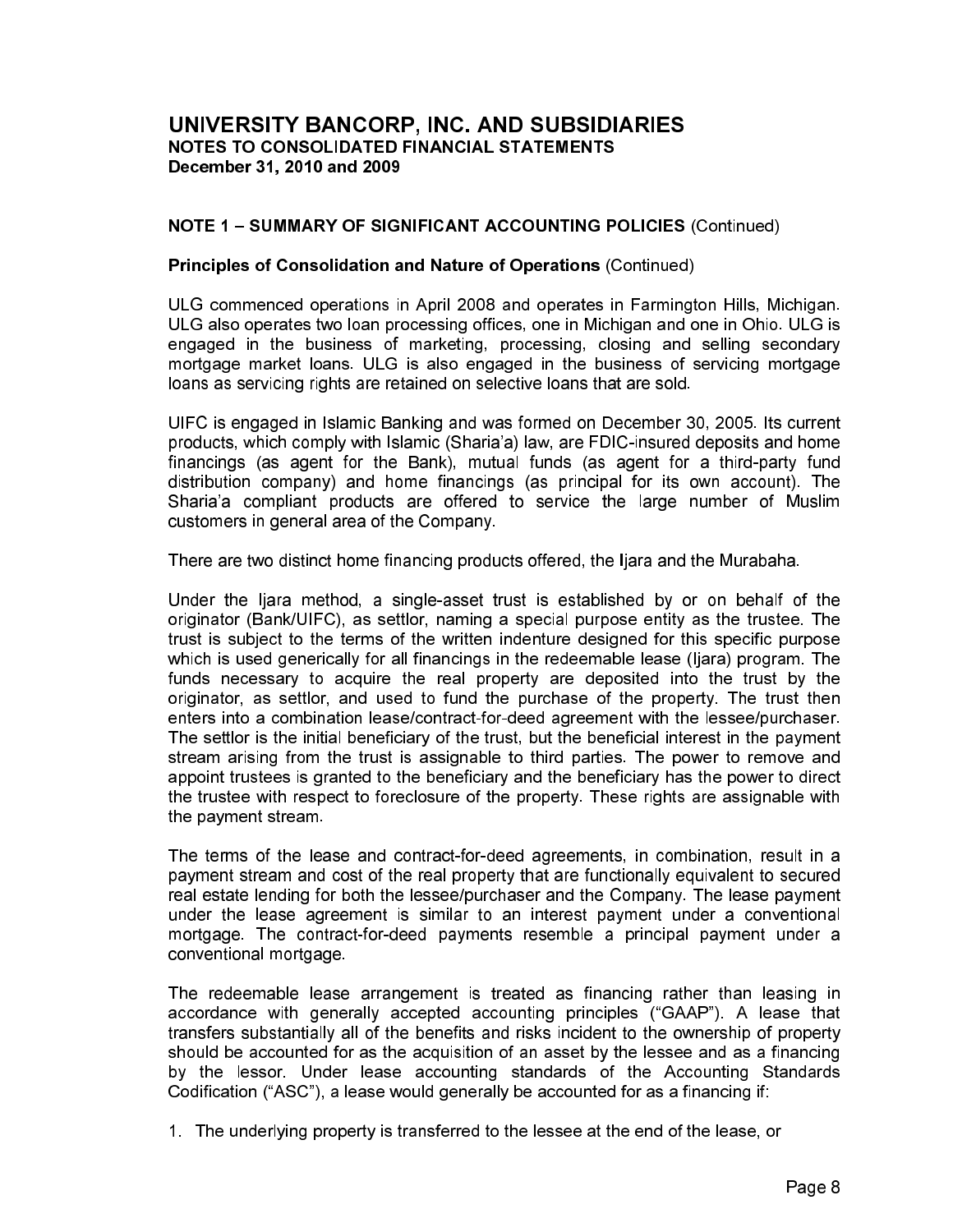## UNIVERSITY BANCORP, INC. AND SUBSIDIARIES
**NOTES TO CONSOLIDATED FINANCIAL STATEMENTS**
**December 31, 2010 and 2009**

**NOTE 1 – SUMMARY OF SIGNIFICANT ACCOUNTING POLICIES** (Continued)

**Principles of Consolidation and Nature of Operations** (Continued)

ULG commenced operations in April 2008 and operates in Farmington Hills, Michigan. ULG also operates two loan processing offices, one in Michigan and one in Ohio. ULG is engaged in the business of marketing, processing, closing and selling secondary mortgage market loans. ULG is also engaged in the business of servicing mortgage loans as servicing rights are retained on selective loans that are sold.

UIFC is engaged in Islamic Banking and was formed on December 30, 2005. Its current products, which comply with Islamic (Sharia'a) law, are FDIC-insured deposits and home financings (as agent for the Bank), mutual funds (as agent for a third-party fund distribution company) and home financings (as principal for its own account). The Sharia'a compliant products are offered to service the large number of Muslim customers in general area of the Company.

There are two distinct home financing products offered, the Ijara and the Murabaha.

Under the Ijara method, a single-asset trust is established by or on behalf of the originator (Bank/UIFC), as settlor, naming a special purpose entity as the trustee. The trust is subject to the terms of the written indenture designed for this specific purpose which is used generically for all financings in the redeemable lease (Ijara) program. The funds necessary to acquire the real property are deposited into the trust by the originator, as settlor, and used to fund the purchase of the property. The trust then enters into a combination lease/contract-for-deed agreement with the lessee/purchaser. The settlor is the initial beneficiary of the trust, but the beneficial interest in the payment stream arising from the trust is assignable to third parties. The power to remove and appoint trustees is granted to the beneficiary and the beneficiary has the power to direct the trustee with respect to foreclosure of the property. These rights are assignable with the payment stream.

The terms of the lease and contract-for-deed agreements, in combination, result in a payment stream and cost of the real property that are functionally equivalent to secured real estate lending for both the lessee/purchaser and the Company. The lease payment under the lease agreement is similar to an interest payment under a conventional mortgage. The contract-for-deed payments resemble a principal payment under a conventional mortgage.

The redeemable lease arrangement is treated as financing rather than leasing in accordance with generally accepted accounting principles ("GAAP"). A lease that transfers substantially all of the benefits and risks incident to the ownership of property should be accounted for as the acquisition of an asset by the lessee and as a financing by the lessor. Under lease accounting standards of the Accounting Standards Codification ("ASC"), a lease would generally be accounted for as a financing if:

1. The underlying property is transferred to the lessee at the end of the lease, or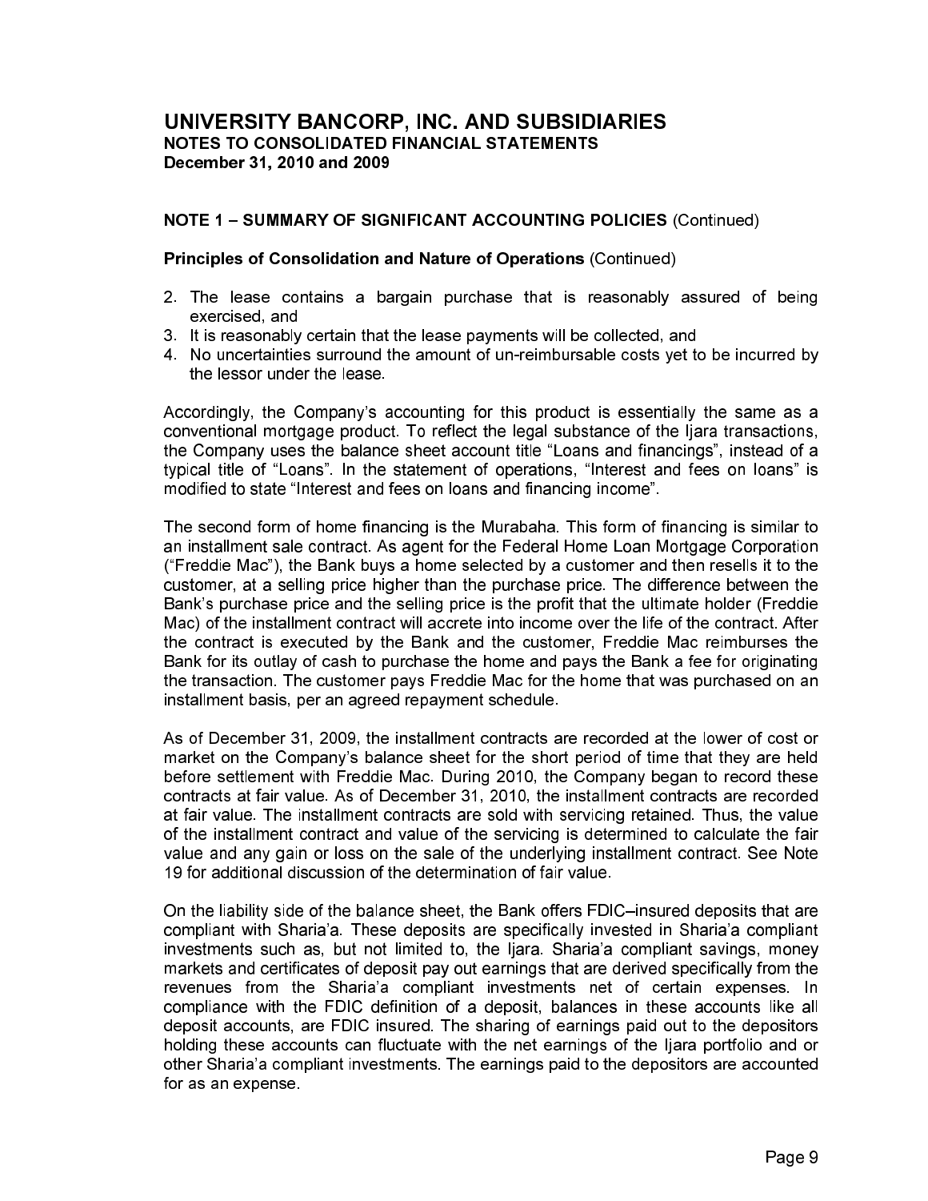# UNIVERSITY BANCORP, INC. AND SUBSIDIARIES
## NOTES TO CONSOLIDATED FINANCIAL STATEMENTS
## December 31, 2010 and 2009

### NOTE 1 – SUMMARY OF SIGNIFICANT ACCOUNTING POLICIES (Continued)

**Principles of Consolidation and Nature of Operations** (Continued)

2. The lease contains a bargain purchase that is reasonably assured of being exercised, and
3. It is reasonably certain that the lease payments will be collected, and
4. No uncertainties surround the amount of un-reimbursable costs yet to be incurred by the lessor under the lease.

Accordingly, the Company's accounting for this product is essentially the same as a conventional mortgage product. To reflect the legal substance of the Ijara transactions, the Company uses the balance sheet account title "Loans and financings", instead of a typical title of "Loans". In the statement of operations, "Interest and fees on loans" is modified to state "Interest and fees on loans and financing income".

The second form of home financing is the Murabaha. This form of financing is similar to an installment sale contract. As agent for the Federal Home Loan Mortgage Corporation ("Freddie Mac"), the Bank buys a home selected by a customer and then resells it to the customer, at a selling price higher than the purchase price. The difference between the Bank's purchase price and the selling price is the profit that the ultimate holder (Freddie Mac) of the installment contract will accrete into income over the life of the contract. After the contract is executed by the Bank and the customer, Freddie Mac reimburses the Bank for its outlay of cash to purchase the home and pays the Bank a fee for originating the transaction. The customer pays Freddie Mac for the home that was purchased on an installment basis, per an agreed repayment schedule.

As of December 31, 2009, the installment contracts are recorded at the lower of cost or market on the Company's balance sheet for the short period of time that they are held before settlement with Freddie Mac. During 2010, the Company began to record these contracts at fair value. As of December 31, 2010, the installment contracts are recorded at fair value. The installment contracts are sold with servicing retained. Thus, the value of the installment contract and value of the servicing is determined to calculate the fair value and any gain or loss on the sale of the underlying installment contract. See Note 19 for additional discussion of the determination of fair value.

On the liability side of the balance sheet, the Bank offers FDIC–insured deposits that are compliant with Sharia'a. These deposits are specifically invested in Sharia'a compliant investments such as, but not limited to, the Ijara. Sharia'a compliant savings, money markets and certificates of deposit pay out earnings that are derived specifically from the revenues from the Sharia'a compliant investments net of certain expenses. In compliance with the FDIC definition of a deposit, balances in these accounts like all deposit accounts, are FDIC insured. The sharing of earnings paid out to the depositors holding these accounts can fluctuate with the net earnings of the Ijara portfolio and or other Sharia'a compliant investments. The earnings paid to the depositors are accounted for as an expense.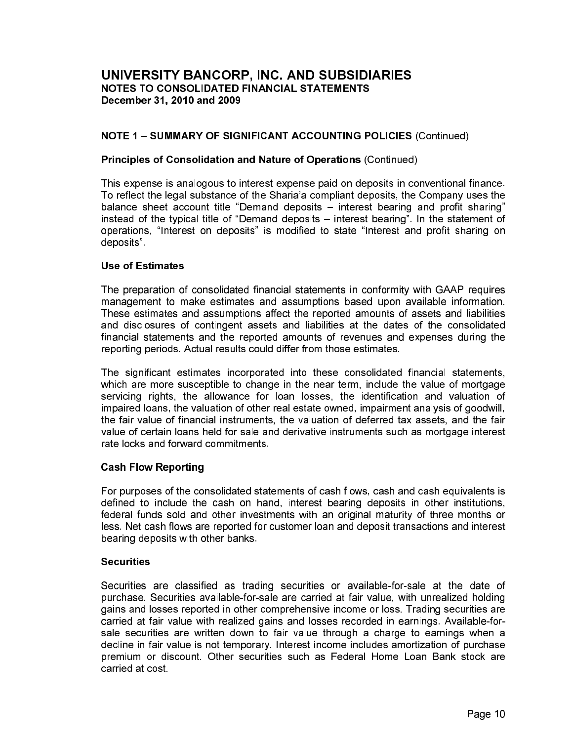# UNIVERSITY BANCORP, INC. AND SUBSIDIARIES
## NOTES TO CONSOLIDATED FINANCIAL STATEMENTS
## December 31, 2010 and 2009

### NOTE 1 – SUMMARY OF SIGNIFICANT ACCOUNTING POLICIES (Continued)

**Principles of Consolidation and Nature of Operations** (Continued)

This expense is analogous to interest expense paid on deposits in conventional finance. To reflect the legal substance of the Sharia'a compliant deposits, the Company uses the balance sheet account title "Demand deposits – interest bearing and profit sharing" instead of the typical title of "Demand deposits – interest bearing". In the statement of operations, "Interest on deposits" is modified to state "Interest and profit sharing on deposits".

**Use of Estimates**

The preparation of consolidated financial statements in conformity with GAAP requires management to make estimates and assumptions based upon available information. These estimates and assumptions affect the reported amounts of assets and liabilities and disclosures of contingent assets and liabilities at the dates of the consolidated financial statements and the reported amounts of revenues and expenses during the reporting periods. Actual results could differ from those estimates.

The significant estimates incorporated into these consolidated financial statements, which are more susceptible to change in the near term, include the value of mortgage servicing rights, the allowance for loan losses, the identification and valuation of impaired loans, the valuation of other real estate owned, impairment analysis of goodwill, the fair value of financial instruments, the valuation of deferred tax assets, and the fair value of certain loans held for sale and derivative instruments such as mortgage interest rate locks and forward commitments.

**Cash Flow Reporting**

For purposes of the consolidated statements of cash flows, cash and cash equivalents is defined to include the cash on hand, interest bearing deposits in other institutions, federal funds sold and other investments with an original maturity of three months or less. Net cash flows are reported for customer loan and deposit transactions and interest bearing deposits with other banks.

**Securities**

Securities are classified as trading securities or available-for-sale at the date of purchase. Securities available-for-sale are carried at fair value, with unrealized holding gains and losses reported in other comprehensive income or loss. Trading securities are carried at fair value with realized gains and losses recorded in earnings. Available-for-sale securities are written down to fair value through a charge to earnings when a decline in fair value is not temporary. Interest income includes amortization of purchase premium or discount. Other securities such as Federal Home Loan Bank stock are carried at cost.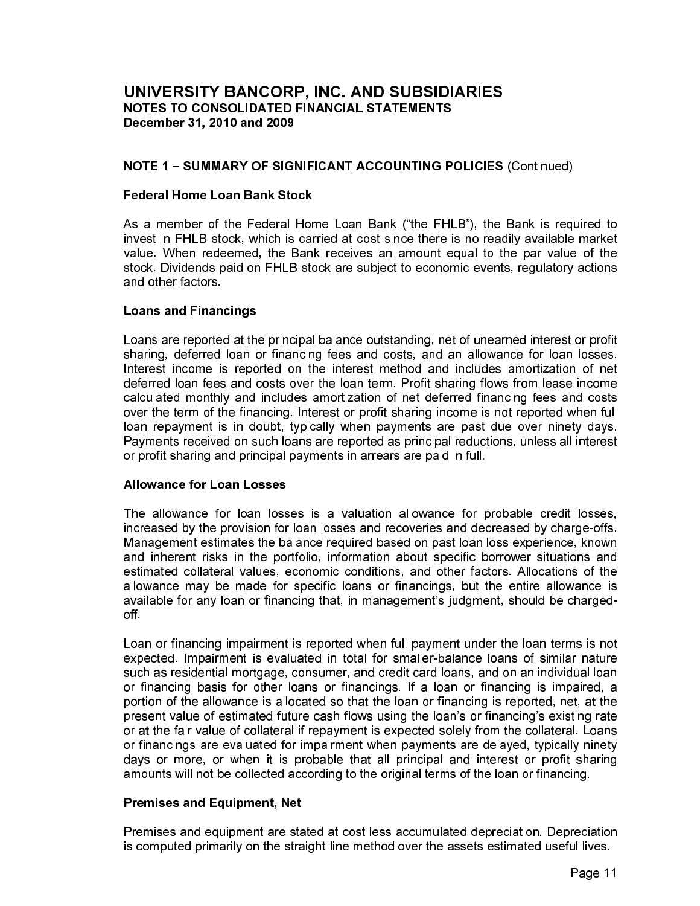# UNIVERSITY BANCORP, INC. AND SUBSIDIARIES
**NOTES TO CONSOLIDATED FINANCIAL STATEMENTS**
**December 31, 2010 and 2009**

## NOTE 1 – SUMMARY OF SIGNIFICANT ACCOUNTING POLICIES (Continued)

### Federal Home Loan Bank Stock

As a member of the Federal Home Loan Bank ("the FHLB"), the Bank is required to invest in FHLB stock, which is carried at cost since there is no readily available market value. When redeemed, the Bank receives an amount equal to the par value of the stock. Dividends paid on FHLB stock are subject to economic events, regulatory actions and other factors.

### Loans and Financings

Loans are reported at the principal balance outstanding, net of unearned interest or profit sharing, deferred loan or financing fees and costs, and an allowance for loan losses. Interest income is reported on the interest method and includes amortization of net deferred loan fees and costs over the loan term. Profit sharing flows from lease income calculated monthly and includes amortization of net deferred financing fees and costs over the term of the financing. Interest or profit sharing income is not reported when full loan repayment is in doubt, typically when payments are past due over ninety days. Payments received on such loans are reported as principal reductions, unless all interest or profit sharing and principal payments in arrears are paid in full.

### Allowance for Loan Losses

The allowance for loan losses is a valuation allowance for probable credit losses, increased by the provision for loan losses and recoveries and decreased by charge-offs. Management estimates the balance required based on past loan loss experience, known and inherent risks in the portfolio, information about specific borrower situations and estimated collateral values, economic conditions, and other factors. Allocations of the allowance may be made for specific loans or financings, but the entire allowance is available for any loan or financing that, in management's judgment, should be charged-off.

Loan or financing impairment is reported when full payment under the loan terms is not expected. Impairment is evaluated in total for smaller-balance loans of similar nature such as residential mortgage, consumer, and credit card loans, and on an individual loan or financing basis for other loans or financings. If a loan or financing is impaired, a portion of the allowance is allocated so that the loan or financing is reported, net, at the present value of estimated future cash flows using the loan's or financing's existing rate or at the fair value of collateral if repayment is expected solely from the collateral. Loans or financings are evaluated for impairment when payments are delayed, typically ninety days or more, or when it is probable that all principal and interest or profit sharing amounts will not be collected according to the original terms of the loan or financing.

### Premises and Equipment, Net

Premises and equipment are stated at cost less accumulated depreciation. Depreciation is computed primarily on the straight-line method over the assets estimated useful lives.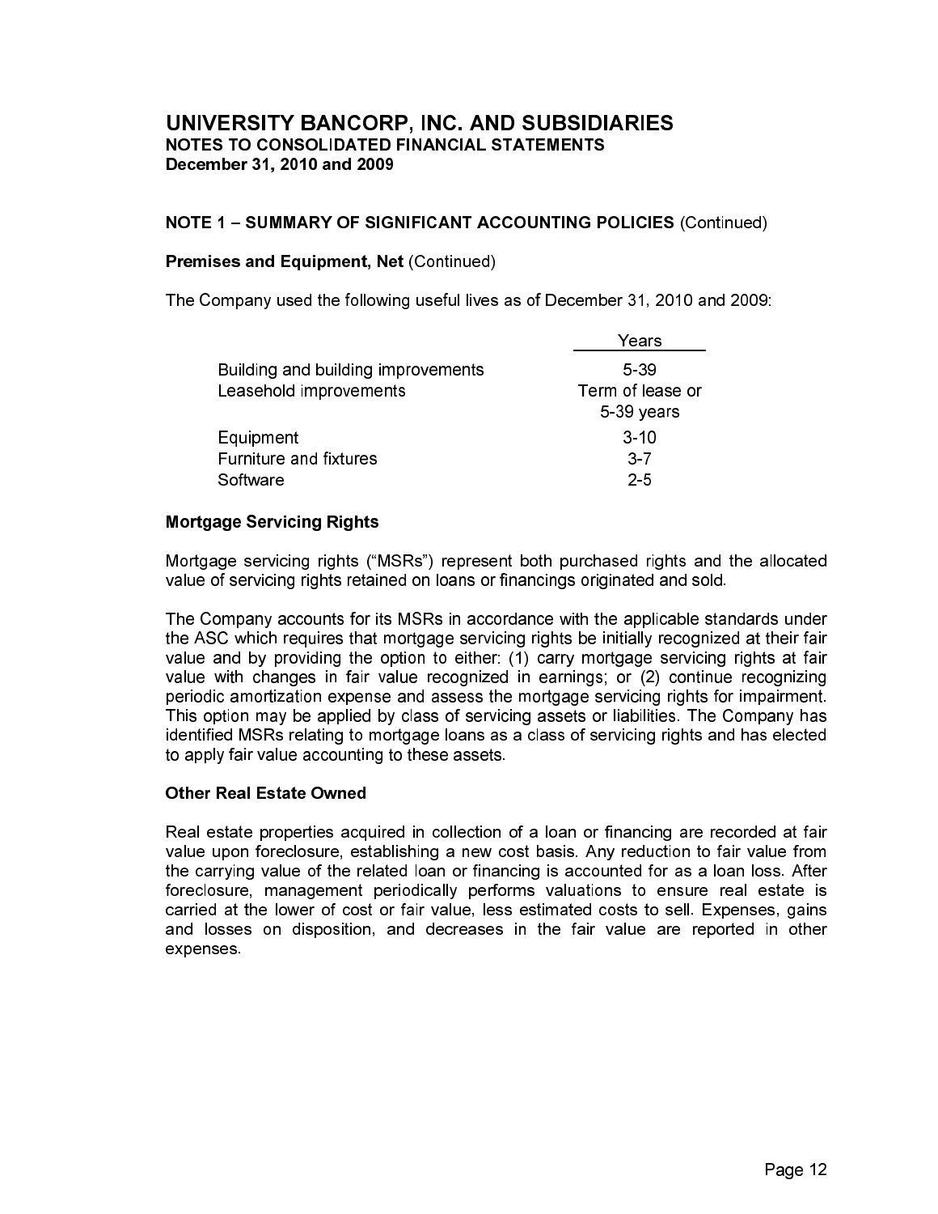# UNIVERSITY BANCORP, INC. AND SUBSIDIARIES
## NOTES TO CONSOLIDATED FINANCIAL STATEMENTS
### December 31, 2010 and 2009

**NOTE 1 – SUMMARY OF SIGNIFICANT ACCOUNTING POLICIES** (Continued)

**Premises and Equipment, Net** (Continued)

The Company used the following useful lives as of December 31, 2010 and 2009:

| | Years |
|---|---|
| Building and building improvements | 5-39 |
| Leasehold improvements | Term of lease or 5-39 years |
| Equipment | 3-10 |
| Furniture and fixtures | 3-7 |
| Software | 2-5 |

**Mortgage Servicing Rights**

Mortgage servicing rights ("MSRs") represent both purchased rights and the allocated value of servicing rights retained on loans or financings originated and sold.

The Company accounts for its MSRs in accordance with the applicable standards under the ASC which requires that mortgage servicing rights be initially recognized at their fair value and by providing the option to either: (1) carry mortgage servicing rights at fair value with changes in fair value recognized in earnings; or (2) continue recognizing periodic amortization expense and assess the mortgage servicing rights for impairment. This option may be applied by class of servicing assets or liabilities. The Company has identified MSRs relating to mortgage loans as a class of servicing rights and has elected to apply fair value accounting to these assets.

**Other Real Estate Owned**

Real estate properties acquired in collection of a loan or financing are recorded at fair value upon foreclosure, establishing a new cost basis. Any reduction to fair value from the carrying value of the related loan or financing is accounted for as a loan loss. After foreclosure, management periodically performs valuations to ensure real estate is carried at the lower of cost or fair value, less estimated costs to sell. Expenses, gains and losses on disposition, and decreases in the fair value are reported in other expenses.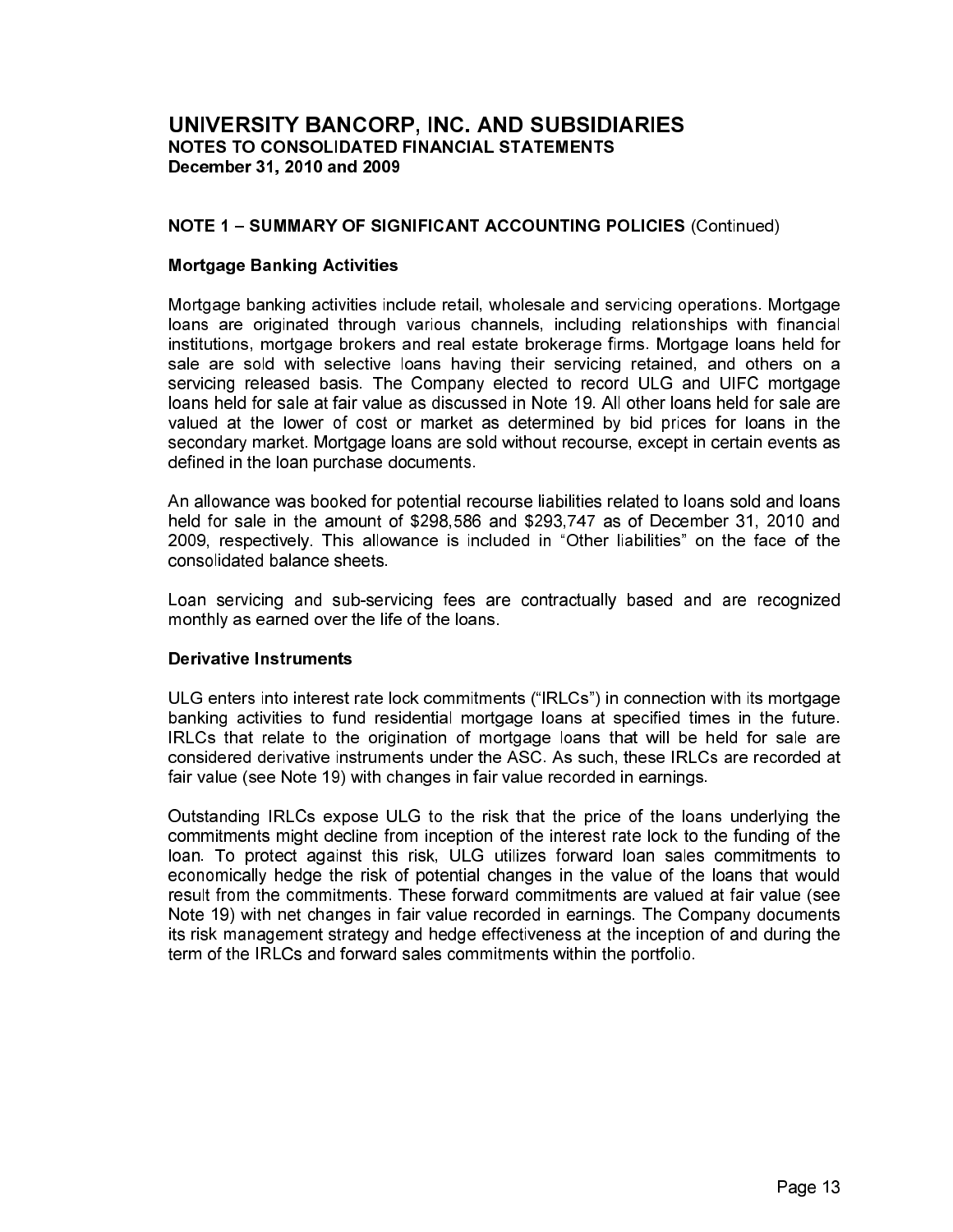# UNIVERSITY BANCORP, INC. AND SUBSIDIARIES
## NOTES TO CONSOLIDATED FINANCIAL STATEMENTS
### December 31, 2010 and 2009

### NOTE 1 – SUMMARY OF SIGNIFICANT ACCOUNTING POLICIES (Continued)

**Mortgage Banking Activities**

Mortgage banking activities include retail, wholesale and servicing operations. Mortgage loans are originated through various channels, including relationships with financial institutions, mortgage brokers and real estate brokerage firms. Mortgage loans held for sale are sold with selective loans having their servicing retained, and others on a servicing released basis. The Company elected to record ULG and UIFC mortgage loans held for sale at fair value as discussed in Note 19. All other loans held for sale are valued at the lower of cost or market as determined by bid prices for loans in the secondary market. Mortgage loans are sold without recourse, except in certain events as defined in the loan purchase documents.

An allowance was booked for potential recourse liabilities related to loans sold and loans held for sale in the amount of $298,586 and $293,747 as of December 31, 2010 and 2009, respectively. This allowance is included in "Other liabilities" on the face of the consolidated balance sheets.

Loan servicing and sub-servicing fees are contractually based and are recognized monthly as earned over the life of the loans.

**Derivative Instruments**

ULG enters into interest rate lock commitments ("IRLCs") in connection with its mortgage banking activities to fund residential mortgage loans at specified times in the future. IRLCs that relate to the origination of mortgage loans that will be held for sale are considered derivative instruments under the ASC. As such, these IRLCs are recorded at fair value (see Note 19) with changes in fair value recorded in earnings.

Outstanding IRLCs expose ULG to the risk that the price of the loans underlying the commitments might decline from inception of the interest rate lock to the funding of the loan. To protect against this risk, ULG utilizes forward loan sales commitments to economically hedge the risk of potential changes in the value of the loans that would result from the commitments. These forward commitments are valued at fair value (see Note 19) with net changes in fair value recorded in earnings. The Company documents its risk management strategy and hedge effectiveness at the inception of and during the term of the IRLCs and forward sales commitments within the portfolio.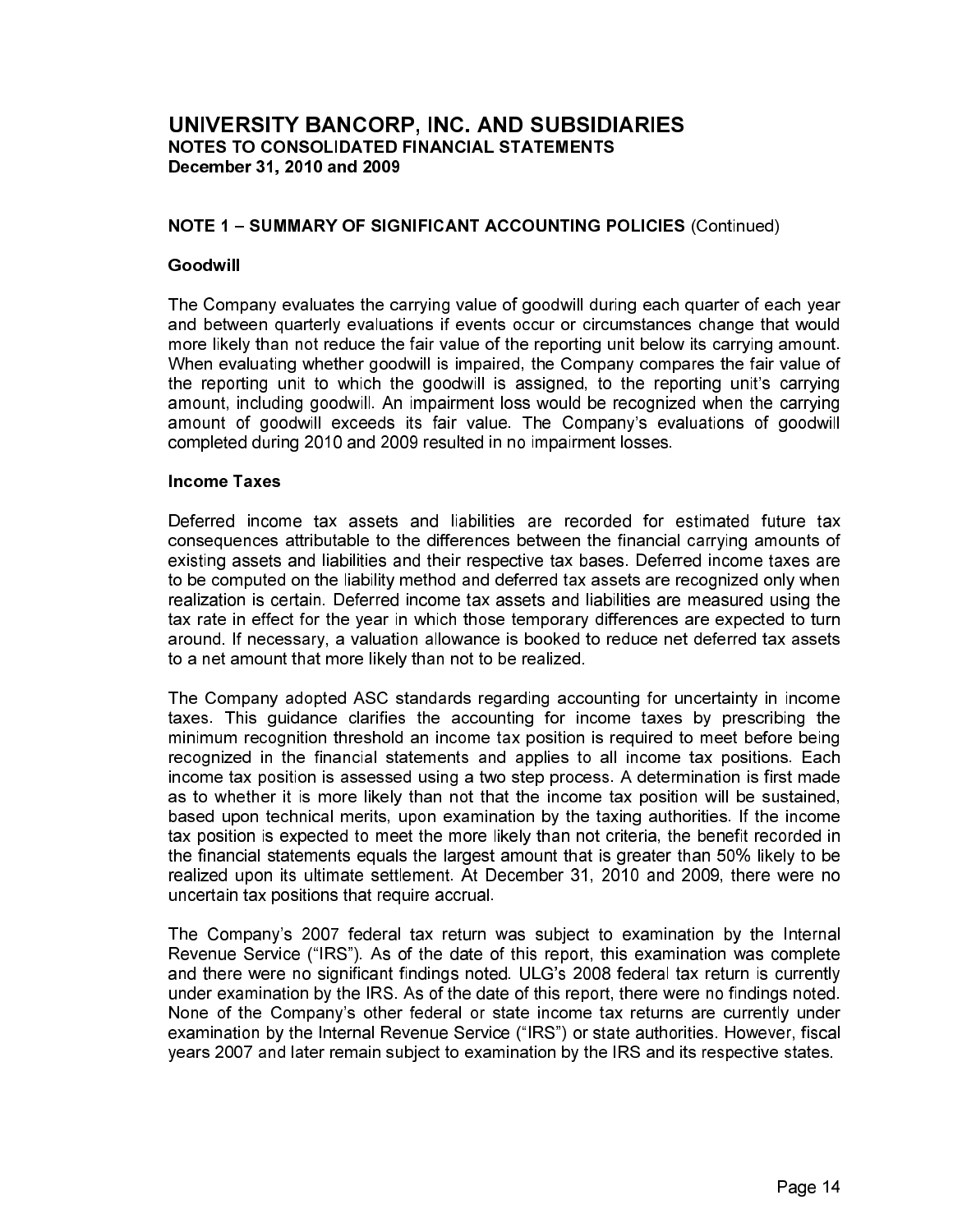# UNIVERSITY BANCORP, INC. AND SUBSIDIARIES
## NOTES TO CONSOLIDATED FINANCIAL STATEMENTS
### December 31, 2010 and 2009

**NOTE 1 – SUMMARY OF SIGNIFICANT ACCOUNTING POLICIES** (Continued)

**Goodwill**

The Company evaluates the carrying value of goodwill during each quarter of each year and between quarterly evaluations if events occur or circumstances change that would more likely than not reduce the fair value of the reporting unit below its carrying amount. When evaluating whether goodwill is impaired, the Company compares the fair value of the reporting unit to which the goodwill is assigned, to the reporting unit's carrying amount, including goodwill. An impairment loss would be recognized when the carrying amount of goodwill exceeds its fair value. The Company's evaluations of goodwill completed during 2010 and 2009 resulted in no impairment losses.

**Income Taxes**

Deferred income tax assets and liabilities are recorded for estimated future tax consequences attributable to the differences between the financial carrying amounts of existing assets and liabilities and their respective tax bases. Deferred income taxes are to be computed on the liability method and deferred tax assets are recognized only when realization is certain. Deferred income tax assets and liabilities are measured using the tax rate in effect for the year in which those temporary differences are expected to turn around. If necessary, a valuation allowance is booked to reduce net deferred tax assets to a net amount that more likely than not to be realized.

The Company adopted ASC standards regarding accounting for uncertainty in income taxes. This guidance clarifies the accounting for income taxes by prescribing the minimum recognition threshold an income tax position is required to meet before being recognized in the financial statements and applies to all income tax positions. Each income tax position is assessed using a two step process. A determination is first made as to whether it is more likely than not that the income tax position will be sustained, based upon technical merits, upon examination by the taxing authorities. If the income tax position is expected to meet the more likely than not criteria, the benefit recorded in the financial statements equals the largest amount that is greater than 50% likely to be realized upon its ultimate settlement. At December 31, 2010 and 2009, there were no uncertain tax positions that require accrual.

The Company's 2007 federal tax return was subject to examination by the Internal Revenue Service ("IRS"). As of the date of this report, this examination was complete and there were no significant findings noted. ULG's 2008 federal tax return is currently under examination by the IRS. As of the date of this report, there were no findings noted. None of the Company's other federal or state income tax returns are currently under examination by the Internal Revenue Service ("IRS") or state authorities. However, fiscal years 2007 and later remain subject to examination by the IRS and its respective states.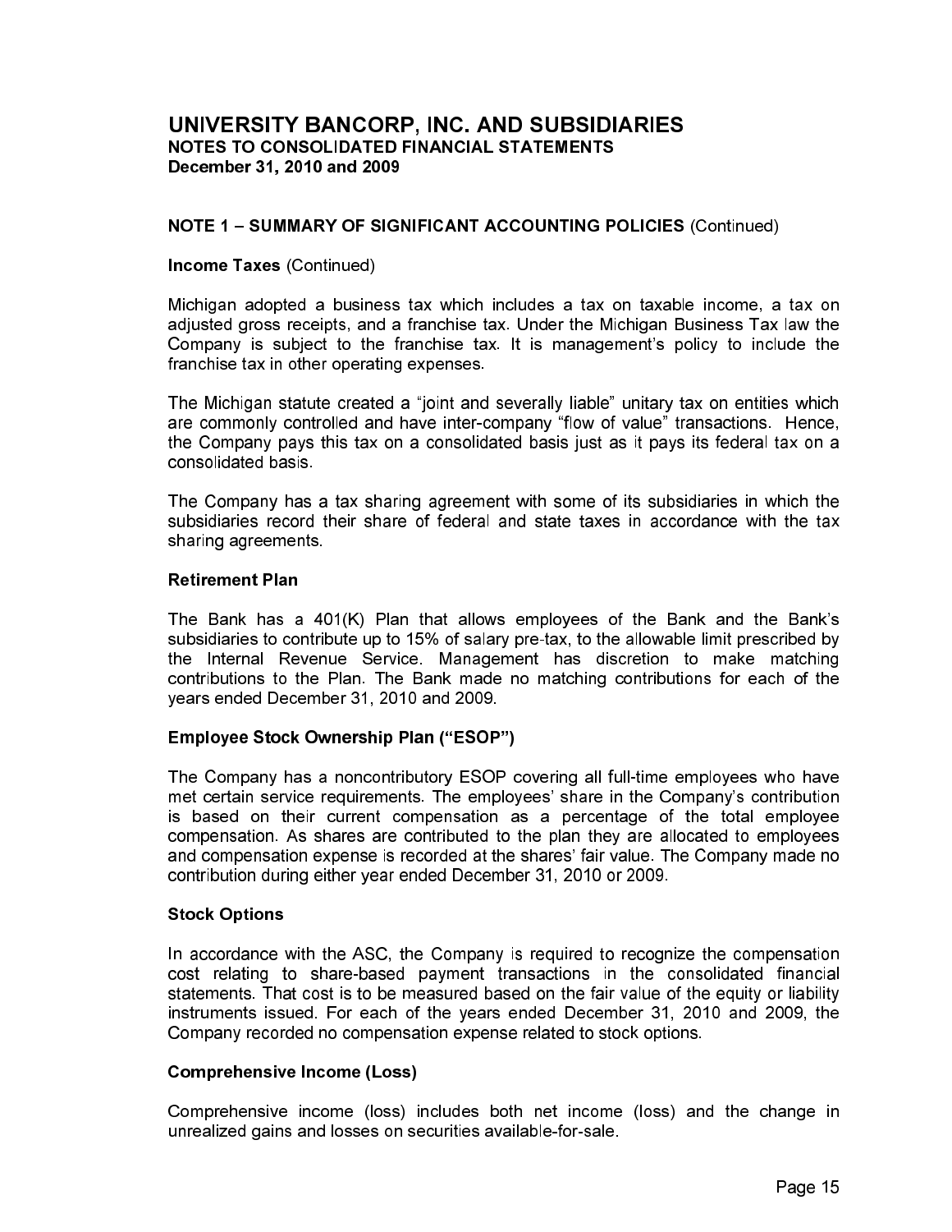# UNIVERSITY BANCORP, INC. AND SUBSIDIARIES

**NOTES TO CONSOLIDATED FINANCIAL STATEMENTS**
**December 31, 2010 and 2009**

## NOTE 1 – SUMMARY OF SIGNIFICANT ACCOUNTING POLICIES (Continued)

### Income Taxes (Continued)

Michigan adopted a business tax which includes a tax on taxable income, a tax on adjusted gross receipts, and a franchise tax. Under the Michigan Business Tax law the Company is subject to the franchise tax. It is management's policy to include the franchise tax in other operating expenses.

The Michigan statute created a "joint and severally liable" unitary tax on entities which are commonly controlled and have inter-company "flow of value" transactions. Hence, the Company pays this tax on a consolidated basis just as it pays its federal tax on a consolidated basis.

The Company has a tax sharing agreement with some of its subsidiaries in which the subsidiaries record their share of federal and state taxes in accordance with the tax sharing agreements.

### Retirement Plan

The Bank has a 401(K) Plan that allows employees of the Bank and the Bank's subsidiaries to contribute up to 15% of salary pre-tax, to the allowable limit prescribed by the Internal Revenue Service. Management has discretion to make matching contributions to the Plan. The Bank made no matching contributions for each of the years ended December 31, 2010 and 2009.

### Employee Stock Ownership Plan ("ESOP")

The Company has a noncontributory ESOP covering all full-time employees who have met certain service requirements. The employees' share in the Company's contribution is based on their current compensation as a percentage of the total employee compensation. As shares are contributed to the plan they are allocated to employees and compensation expense is recorded at the shares' fair value. The Company made no contribution during either year ended December 31, 2010 or 2009.

### Stock Options

In accordance with the ASC, the Company is required to recognize the compensation cost relating to share-based payment transactions in the consolidated financial statements. That cost is to be measured based on the fair value of the equity or liability instruments issued. For each of the years ended December 31, 2010 and 2009, the Company recorded no compensation expense related to stock options.

### Comprehensive Income (Loss)

Comprehensive income (loss) includes both net income (loss) and the change in unrealized gains and losses on securities available-for-sale.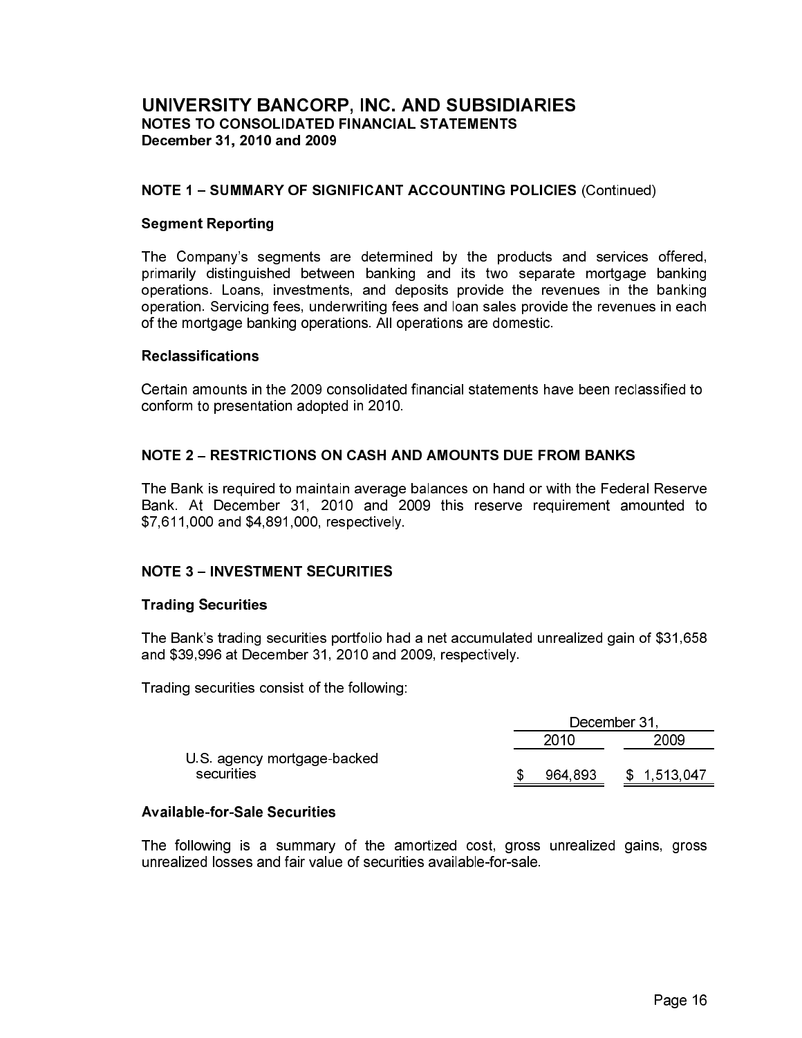# UNIVERSITY BANCORP, INC. AND SUBSIDIARIES
**NOTES TO CONSOLIDATED FINANCIAL STATEMENTS**
**December 31, 2010 and 2009**

## NOTE 1 – SUMMARY OF SIGNIFICANT ACCOUNTING POLICIES (Continued)

### Segment Reporting

The Company's segments are determined by the products and services offered, primarily distinguished between banking and its two separate mortgage banking operations. Loans, investments, and deposits provide the revenues in the banking operation. Servicing fees, underwriting fees and loan sales provide the revenues in each of the mortgage banking operations. All operations are domestic.

### Reclassifications

Certain amounts in the 2009 consolidated financial statements have been reclassified to conform to presentation adopted in 2010.

## NOTE 2 – RESTRICTIONS ON CASH AND AMOUNTS DUE FROM BANKS

The Bank is required to maintain average balances on hand or with the Federal Reserve Bank. At December 31, 2010 and 2009 this reserve requirement amounted to $7,611,000 and $4,891,000, respectively.

## NOTE 3 – INVESTMENT SECURITIES

### Trading Securities

The Bank's trading securities portfolio had a net accumulated unrealized gain of $31,658 and $39,996 at December 31, 2010 and 2009, respectively.

Trading securities consist of the following:

| | December 31, | |
|---|---|---|
| | 2010 | 2009 |
| U.S. agency mortgage-backed securities | $ 964,893 | $ 1,513,047 |

### Available-for-Sale Securities

The following is a summary of the amortized cost, gross unrealized gains, gross unrealized losses and fair value of securities available-for-sale.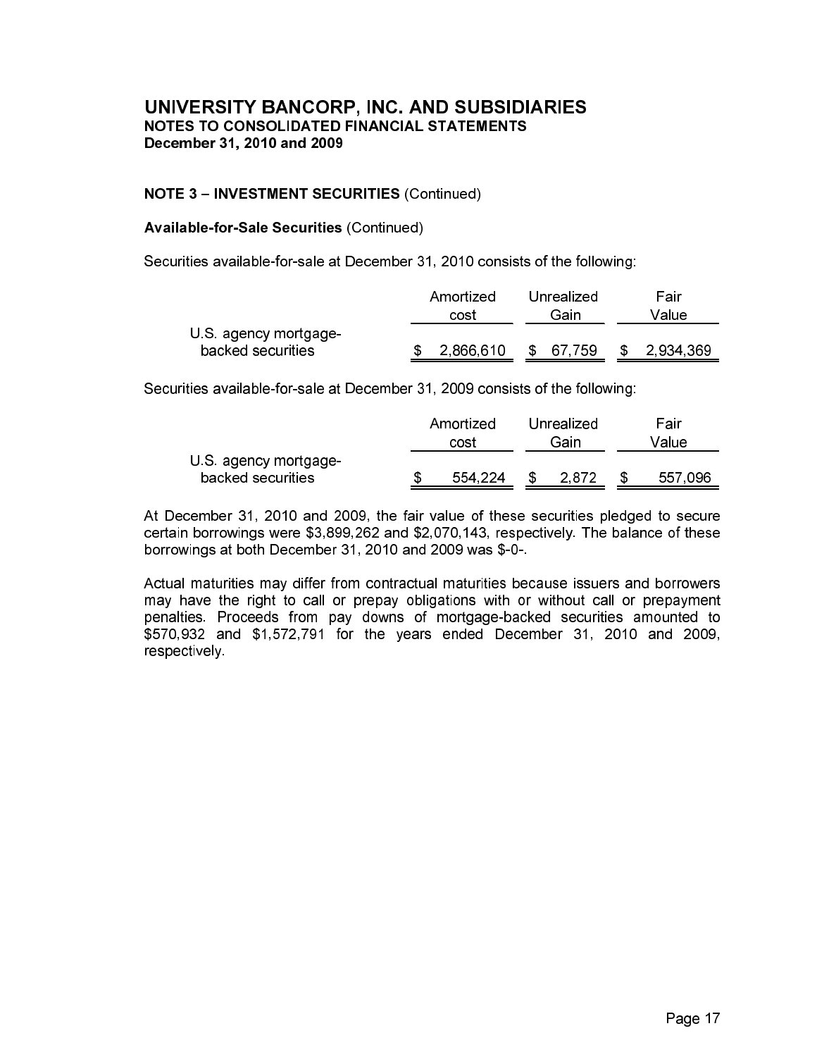# UNIVERSITY BANCORP, INC. AND SUBSIDIARIES
## NOTES TO CONSOLIDATED FINANCIAL STATEMENTS
### December 31, 2010 and 2009

**NOTE 3 – INVESTMENT SECURITIES** (Continued)

**Available-for-Sale Securities** (Continued)

Securities available-for-sale at December 31, 2010 consists of the following:

| | Amortized cost | Unrealized Gain | Fair Value |
|---|---|---|---|
| U.S. agency mortgage-backed securities | $ 2,866,610 | $ 67,759 | $ 2,934,369 |

Securities available-for-sale at December 31, 2009 consists of the following:

| | Amortized cost | Unrealized Gain | Fair Value |
|---|---|---|---|
| U.S. agency mortgage-backed securities | $ 554,224 | $ 2,872 | $ 557,096 |

At December 31, 2010 and 2009, the fair value of these securities pledged to secure certain borrowings were $3,899,262 and $2,070,143, respectively. The balance of these borrowings at both December 31, 2010 and 2009 was $-0-.

Actual maturities may differ from contractual maturities because issuers and borrowers may have the right to call or prepay obligations with or without call or prepayment penalties. Proceeds from pay downs of mortgage-backed securities amounted to $570,932 and $1,572,791 for the years ended December 31, 2010 and 2009, respectively.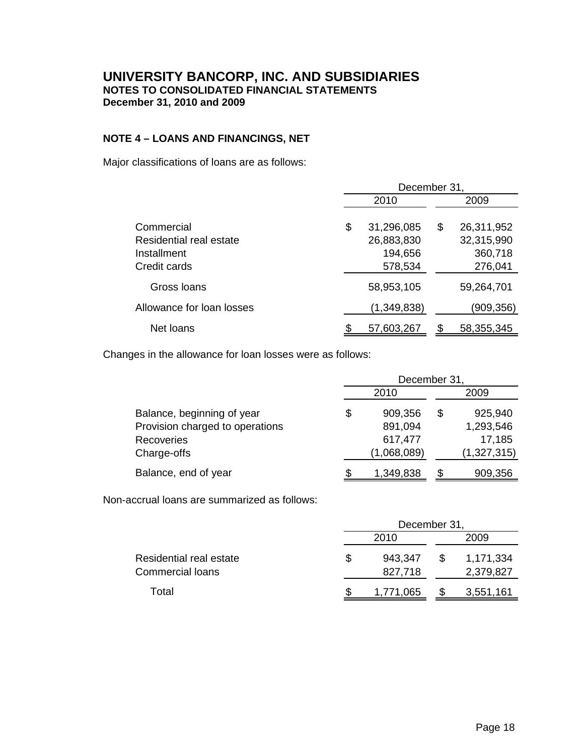# UNIVERSITY BANCORP, INC. AND SUBSIDIARIES
**NOTES TO CONSOLIDATED FINANCIAL STATEMENTS**
**December 31, 2010 and 2009**

## NOTE 4 – LOANS AND FINANCINGS, NET

Major classifications of loans are as follows:

| | December 31, 2010 | December 31, 2009 |
|---|---|---|
| Commercial | $ 31,296,085 | $ 26,311,952 |
| Residential real estate | 26,883,830 | 32,315,990 |
| Installment | 194,656 | 360,718 |
| Credit cards | 578,534 | 276,041 |
| Gross loans | 58,953,105 | 59,264,701 |
| Allowance for loan losses | (1,349,838) | (909,356) |
| Net loans | $ 57,603,267 | $ 58,355,345 |

Changes in the allowance for loan losses were as follows:

| | December 31, 2010 | December 31, 2009 |
|---|---|---|
| Balance, beginning of year | $ 909,356 | $ 925,940 |
| Provision charged to operations | 891,094 | 1,293,546 |
| Recoveries | 617,477 | 17,185 |
| Charge-offs | (1,068,089) | (1,327,315) |
| Balance, end of year | $ 1,349,838 | $ 909,356 |

Non-accrual loans are summarized as follows:

| | December 31, 2010 | December 31, 2009 |
|---|---|---|
| Residential real estate | $ 943,347 | $ 1,171,334 |
| Commercial loans | 827,718 | 2,379,827 |
| Total | $ 1,771,065 | $ 3,551,161 |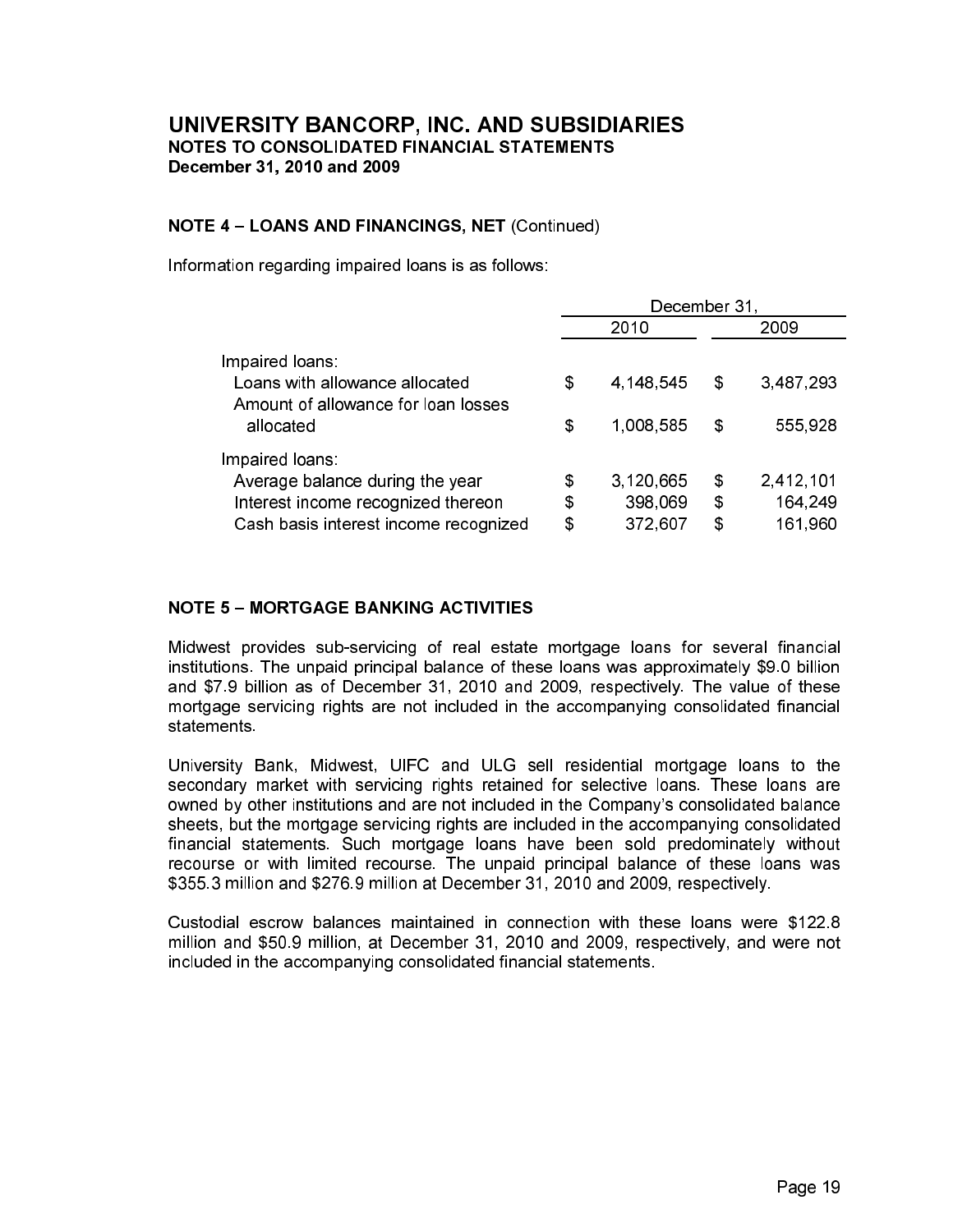# UNIVERSITY BANCORP, INC. AND SUBSIDIARIES
**NOTES TO CONSOLIDATED FINANCIAL STATEMENTS**
**December 31, 2010 and 2009**

**NOTE 4 – LOANS AND FINANCINGS, NET** (Continued)

Information regarding impaired loans is as follows:

| | December 31, | |
|---|---|---|
| | 2010 | 2009 |
| Impaired loans: | | |
| Loans with allowance allocated | $ 4,148,545 | $ 3,487,293 |
| Amount of allowance for loan losses allocated | $ 1,008,585 | $ 555,928 |
| Impaired loans: | | |
| Average balance during the year | $ 3,120,665 | $ 2,412,101 |
| Interest income recognized thereon | $ 398,069 | $ 164,249 |
| Cash basis interest income recognized | $ 372,607 | $ 161,960 |

**NOTE 5 – MORTGAGE BANKING ACTIVITIES**

Midwest provides sub-servicing of real estate mortgage loans for several financial institutions. The unpaid principal balance of these loans was approximately $9.0 billion and $7.9 billion as of December 31, 2010 and 2009, respectively. The value of these mortgage servicing rights are not included in the accompanying consolidated financial statements.

University Bank, Midwest, UIFC and ULG sell residential mortgage loans to the secondary market with servicing rights retained for selective loans. These loans are owned by other institutions and are not included in the Company's consolidated balance sheets, but the mortgage servicing rights are included in the accompanying consolidated financial statements. Such mortgage loans have been sold predominately without recourse or with limited recourse. The unpaid principal balance of these loans was $355.3 million and $276.9 million at December 31, 2010 and 2009, respectively.

Custodial escrow balances maintained in connection with these loans were $122.8 million and $50.9 million, at December 31, 2010 and 2009, respectively, and were not included in the accompanying consolidated financial statements.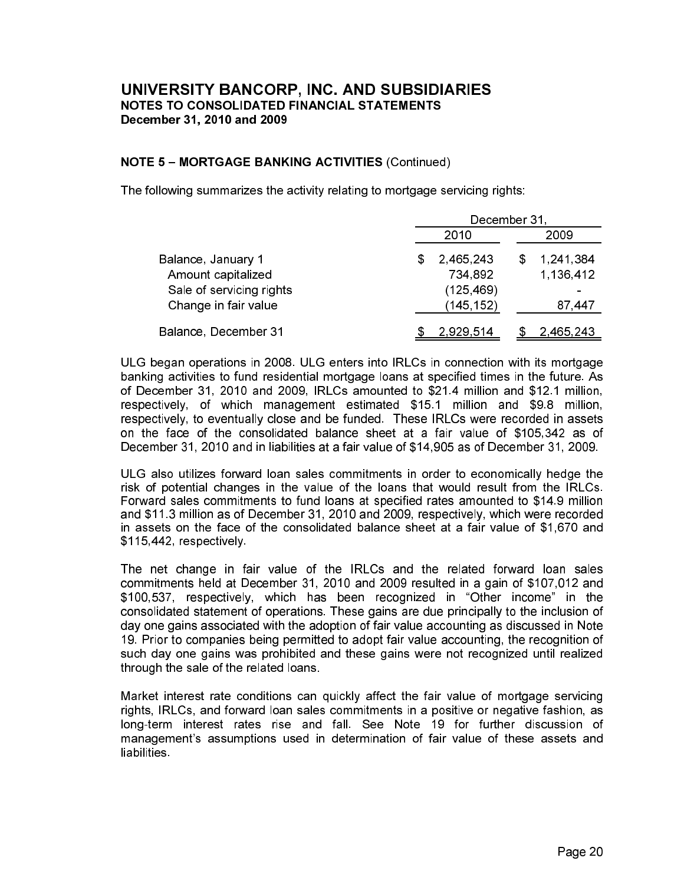# UNIVERSITY BANCORP, INC. AND SUBSIDIARIES
## NOTES TO CONSOLIDATED FINANCIAL STATEMENTS
### December 31, 2010 and 2009

**NOTE 5 – MORTGAGE BANKING ACTIVITIES** (Continued)

The following summarizes the activity relating to mortgage servicing rights:

| | December 31, 2010 | December 31, 2009 |
|---|---|---|
| Balance, January 1 | $ 2,465,243 | $ 1,241,384 |
| Amount capitalized | 734,892 | 1,136,412 |
| Sale of servicing rights | (125,469) | - |
| Change in fair value | (145,152) | 87,447 |
| Balance, December 31 | $ 2,929,514 | $ 2,465,243 |

ULG began operations in 2008. ULG enters into IRLCs in connection with its mortgage banking activities to fund residential mortgage loans at specified times in the future. As of December 31, 2010 and 2009, IRLCs amounted to $21.4 million and $12.1 million, respectively, of which management estimated $15.1 million and $9.8 million, respectively, to eventually close and be funded. These IRLCs were recorded in assets on the face of the consolidated balance sheet at a fair value of $105,342 as of December 31, 2010 and in liabilities at a fair value of $14,905 as of December 31, 2009.

ULG also utilizes forward loan sales commitments in order to economically hedge the risk of potential changes in the value of the loans that would result from the IRLCs. Forward sales commitments to fund loans at specified rates amounted to $14.9 million and $11.3 million as of December 31, 2010 and 2009, respectively, which were recorded in assets on the face of the consolidated balance sheet at a fair value of $1,670 and $115,442, respectively.

The net change in fair value of the IRLCs and the related forward loan sales commitments held at December 31, 2010 and 2009 resulted in a gain of $107,012 and $100,537, respectively, which has been recognized in "Other income" in the consolidated statement of operations. These gains are due principally to the inclusion of day one gains associated with the adoption of fair value accounting as discussed in Note 19. Prior to companies being permitted to adopt fair value accounting, the recognition of such day one gains was prohibited and these gains were not recognized until realized through the sale of the related loans.

Market interest rate conditions can quickly affect the fair value of mortgage servicing rights, IRLCs, and forward loan sales commitments in a positive or negative fashion, as long-term interest rates rise and fall. See Note 19 for further discussion of management's assumptions used in determination of fair value of these assets and liabilities.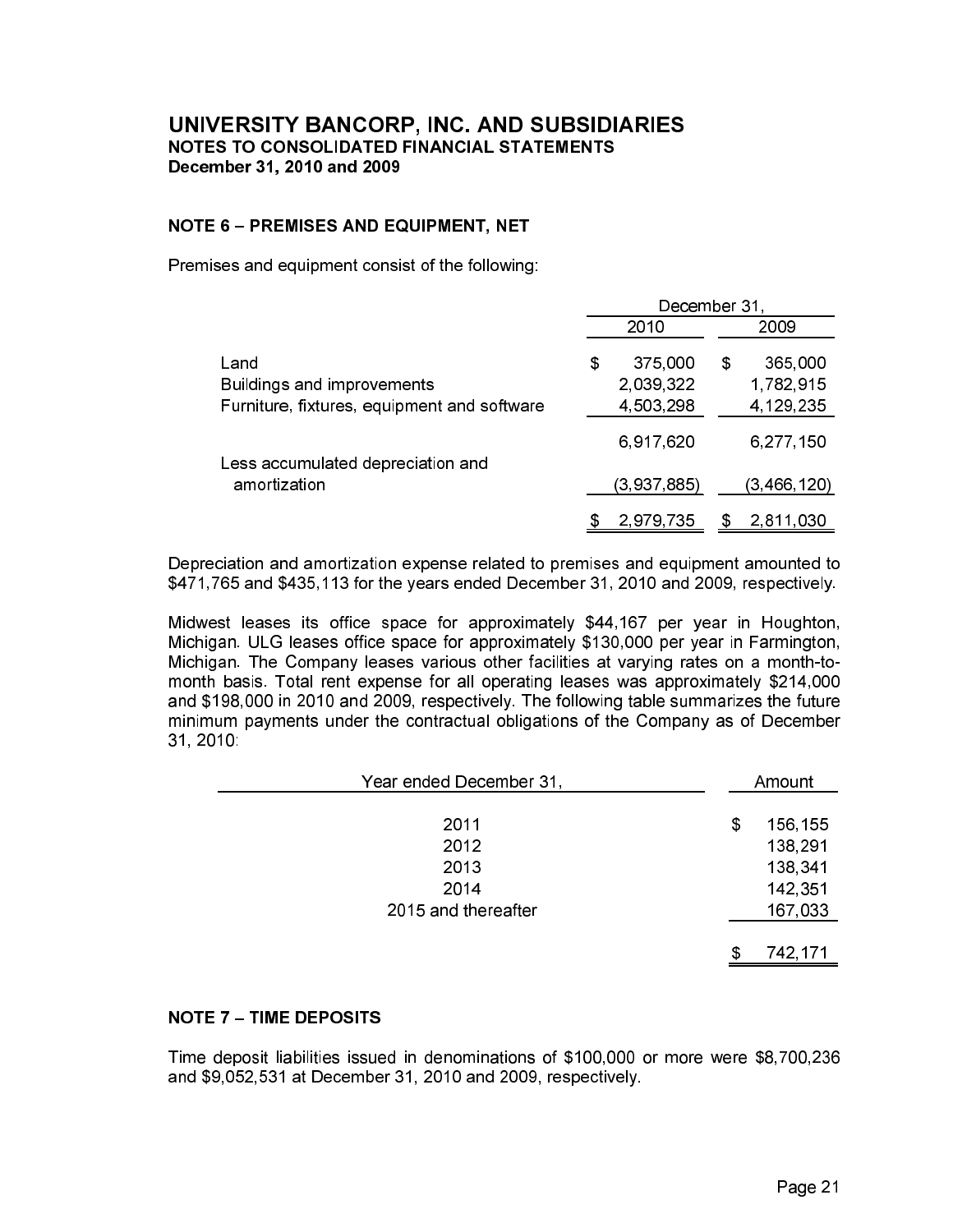# UNIVERSITY BANCORP, INC. AND SUBSIDIARIES
**NOTES TO CONSOLIDATED FINANCIAL STATEMENTS**
**December 31, 2010 and 2009**

## NOTE 6 – PREMISES AND EQUIPMENT, NET

Premises and equipment consist of the following:

| | December 31, 2010 | December 31, 2009 |
|---|---|---|
| Land | $ 375,000 | $ 365,000 |
| Buildings and improvements | 2,039,322 | 1,782,915 |
| Furniture, fixtures, equipment and software | 4,503,298 | 4,129,235 |
| | 6,917,620 | 6,277,150 |
| Less accumulated depreciation and amortization | (3,937,885) | (3,466,120) |
| | $ 2,979,735 | $ 2,811,030 |

Depreciation and amortization expense related to premises and equipment amounted to $471,765 and $435,113 for the years ended December 31, 2010 and 2009, respectively.

Midwest leases its office space for approximately $44,167 per year in Houghton, Michigan. ULG leases office space for approximately $130,000 per year in Farmington, Michigan. The Company leases various other facilities at varying rates on a month-to-month basis. Total rent expense for all operating leases was approximately $214,000 and $198,000 in 2010 and 2009, respectively. The following table summarizes the future minimum payments under the contractual obligations of the Company as of December 31, 2010:

| Year ended December 31, | Amount |
|---|---|
| 2011 | $ 156,155 |
| 2012 | 138,291 |
| 2013 | 138,341 |
| 2014 | 142,351 |
| 2015 and thereafter | 167,033 |
| | $ 742,171 |

## NOTE 7 – TIME DEPOSITS

Time deposit liabilities issued in denominations of $100,000 or more were $8,700,236 and $9,052,531 at December 31, 2010 and 2009, respectively.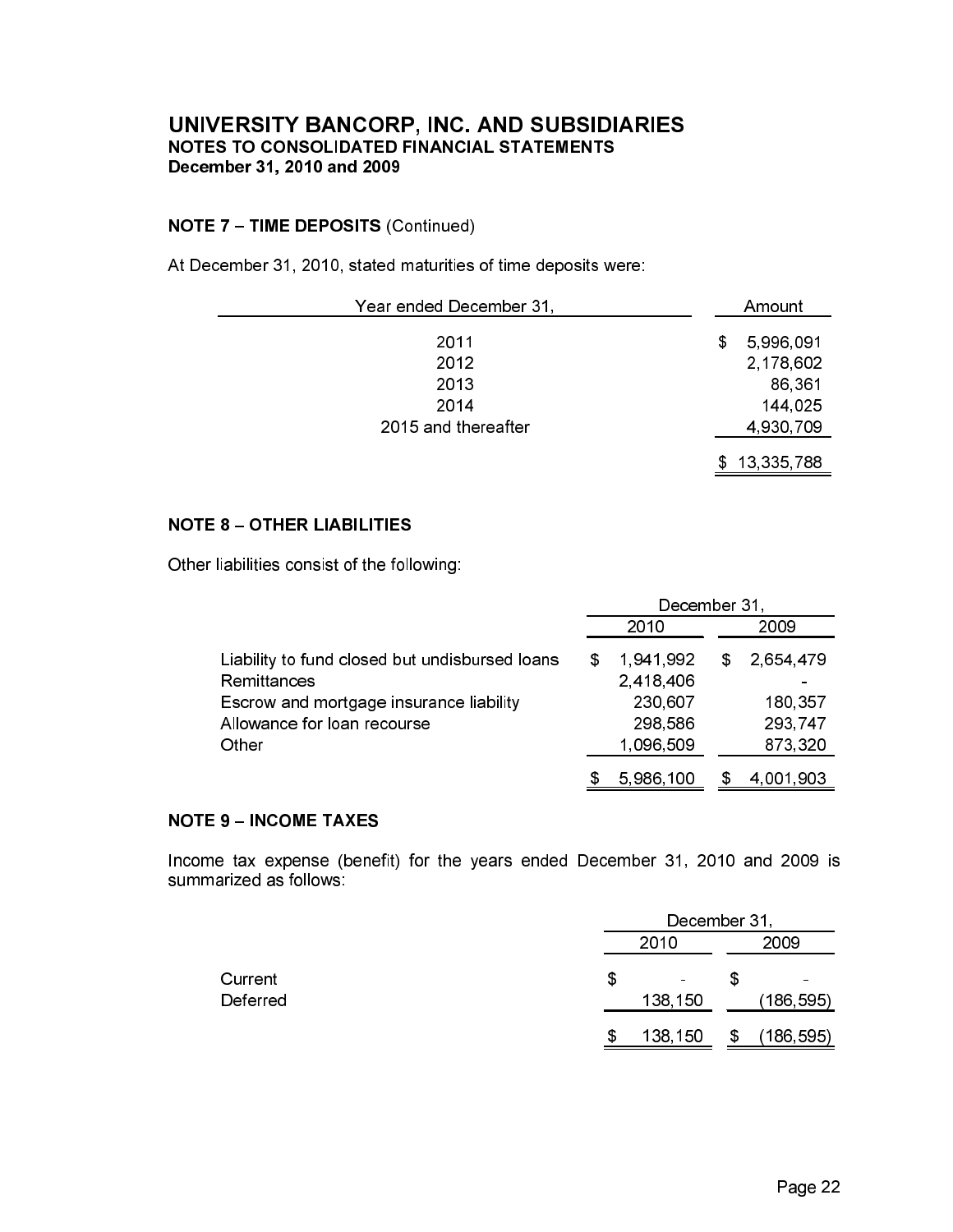# UNIVERSITY BANCORP, INC. AND SUBSIDIARIES
**NOTES TO CONSOLIDATED FINANCIAL STATEMENTS**
**December 31, 2010 and 2009**

## NOTE 7 – TIME DEPOSITS (Continued)

At December 31, 2010, stated maturities of time deposits were:

| Year ended December 31, | Amount |
|---|---|
| 2011 | $ 5,996,091 |
| 2012 | 2,178,602 |
| 2013 | 86,361 |
| 2014 | 144,025 |
| 2015 and thereafter | 4,930,709 |
| | $ 13,335,788 |

## NOTE 8 – OTHER LIABILITIES

Other liabilities consist of the following:

| | December 31, | |
|---|---|---|
| | 2010 | 2009 |
| Liability to fund closed but undisbursed loans | $ 1,941,992 | $ 2,654,479 |
| Remittances | 2,418,406 | - |
| Escrow and mortgage insurance liability | 230,607 | 180,357 |
| Allowance for loan recourse | 298,586 | 293,747 |
| Other | 1,096,509 | 873,320 |
| | $ 5,986,100 | $ 4,001,903 |

## NOTE 9 – INCOME TAXES

Income tax expense (benefit) for the years ended December 31, 2010 and 2009 is summarized as follows:

| | December 31, | |
|---|---|---|
| | 2010 | 2009 |
| Current | $ - | $ - |
| Deferred | 138,150 | (186,595) |
| | $ 138,150 | $ (186,595) |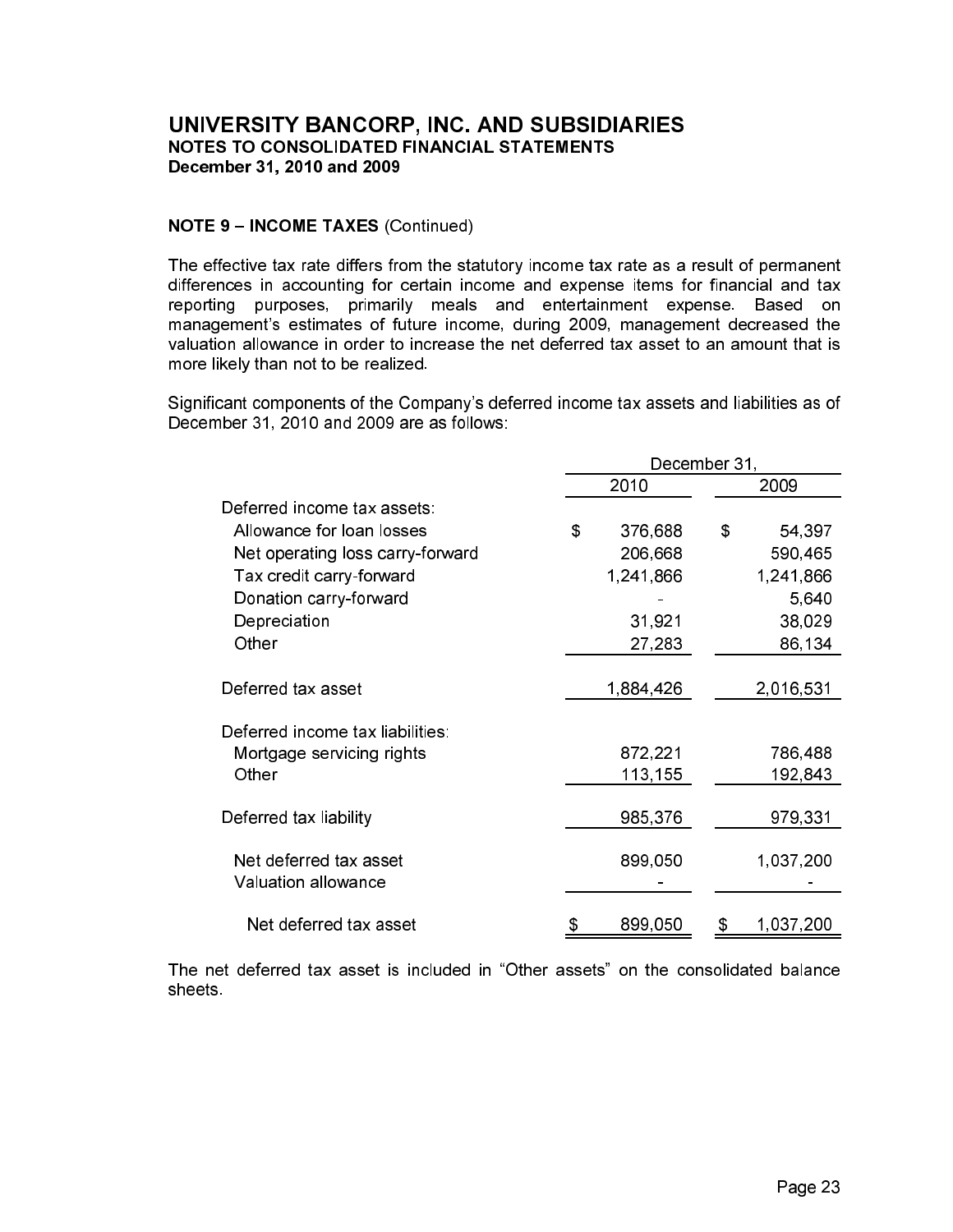# UNIVERSITY BANCORP, INC. AND SUBSIDIARIES
**NOTES TO CONSOLIDATED FINANCIAL STATEMENTS**
**December 31, 2010 and 2009**

**NOTE 9 – INCOME TAXES** (Continued)

The effective tax rate differs from the statutory income tax rate as a result of permanent differences in accounting for certain income and expense items for financial and tax reporting purposes, primarily meals and entertainment expense. Based on management's estimates of future income, during 2009, management decreased the valuation allowance in order to increase the net deferred tax asset to an amount that is more likely than not to be realized.

Significant components of the Company's deferred income tax assets and liabilities as of December 31, 2010 and 2009 are as follows:

| | December 31, | |
|---|---|---|
| | 2010 | 2009 |
| Deferred income tax assets: | | |
| Allowance for loan losses | $ 376,688 | $ 54,397 |
| Net operating loss carry-forward | 206,668 | 590,465 |
| Tax credit carry-forward | 1,241,866 | 1,241,866 |
| Donation carry-forward | - | 5,640 |
| Depreciation | 31,921 | 38,029 |
| Other | 27,283 | 86,134 |
| Deferred tax asset | 1,884,426 | 2,016,531 |
| Deferred income tax liabilities: | | |
| Mortgage servicing rights | 872,221 | 786,488 |
| Other | 113,155 | 192,843 |
| Deferred tax liability | 985,376 | 979,331 |
| Net deferred tax asset | 899,050 | 1,037,200 |
| Valuation allowance | - | - |
| Net deferred tax asset | $ 899,050 | $ 1,037,200 |

The net deferred tax asset is included in "Other assets" on the consolidated balance sheets.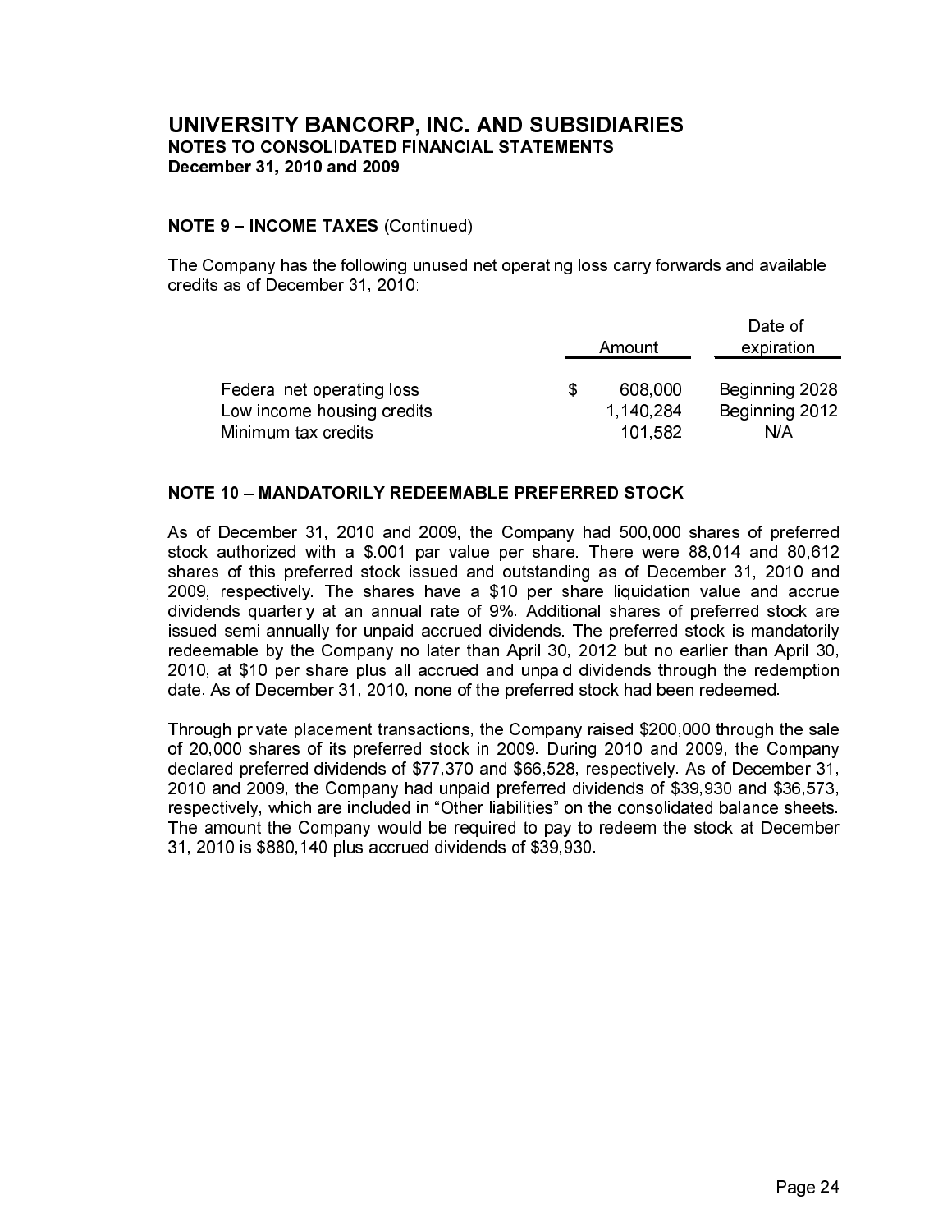# UNIVERSITY BANCORP, INC. AND SUBSIDIARIES
## NOTES TO CONSOLIDATED FINANCIAL STATEMENTS
### December 31, 2010 and 2009

**NOTE 9 – INCOME TAXES** (Continued)

The Company has the following unused net operating loss carry forwards and available credits as of December 31, 2010:

| | Amount | Date of expiration |
|---|---|---|
| Federal net operating loss | $ 608,000 | Beginning 2028 |
| Low income housing credits | 1,140,284 | Beginning 2012 |
| Minimum tax credits | 101,582 | N/A |

**NOTE 10 – MANDATORILY REDEEMABLE PREFERRED STOCK**

As of December 31, 2010 and 2009, the Company had 500,000 shares of preferred stock authorized with a $.001 par value per share. There were 88,014 and 80,612 shares of this preferred stock issued and outstanding as of December 31, 2010 and 2009, respectively. The shares have a $10 per share liquidation value and accrue dividends quarterly at an annual rate of 9%. Additional shares of preferred stock are issued semi-annually for unpaid accrued dividends. The preferred stock is mandatorily redeemable by the Company no later than April 30, 2012 but no earlier than April 30, 2010, at $10 per share plus all accrued and unpaid dividends through the redemption date. As of December 31, 2010, none of the preferred stock had been redeemed.

Through private placement transactions, the Company raised $200,000 through the sale of 20,000 shares of its preferred stock in 2009. During 2010 and 2009, the Company declared preferred dividends of $77,370 and $66,528, respectively. As of December 31, 2010 and 2009, the Company had unpaid preferred dividends of $39,930 and $36,573, respectively, which are included in "Other liabilities" on the consolidated balance sheets. The amount the Company would be required to pay to redeem the stock at December 31, 2010 is $880,140 plus accrued dividends of $39,930.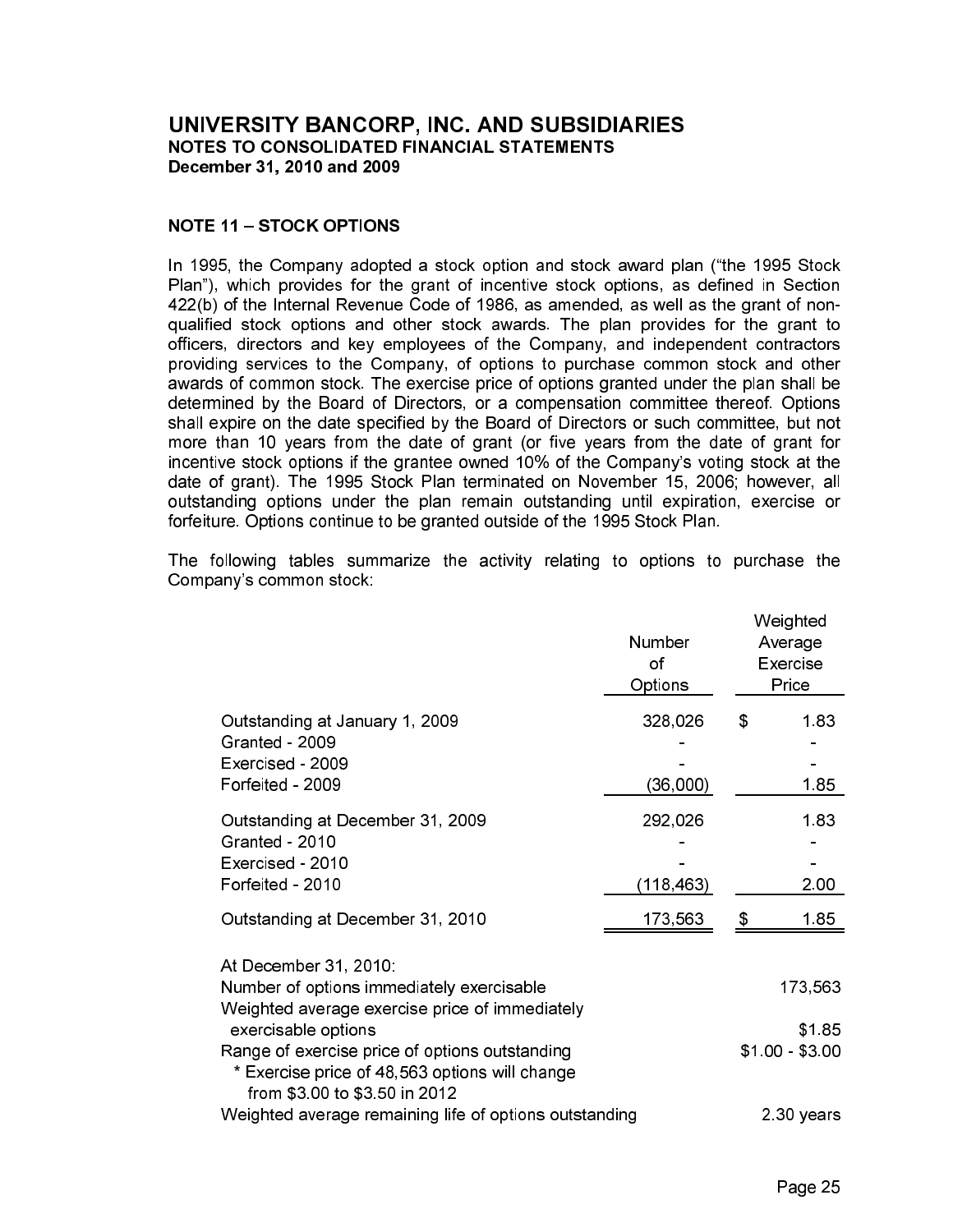# UNIVERSITY BANCORP, INC. AND SUBSIDIARIES
**NOTES TO CONSOLIDATED FINANCIAL STATEMENTS**
**December 31, 2010 and 2009**

## NOTE 11 – STOCK OPTIONS

In 1995, the Company adopted a stock option and stock award plan ("the 1995 Stock Plan"), which provides for the grant of incentive stock options, as defined in Section 422(b) of the Internal Revenue Code of 1986, as amended, as well as the grant of non-qualified stock options and other stock awards. The plan provides for the grant to officers, directors and key employees of the Company, and independent contractors providing services to the Company, of options to purchase common stock and other awards of common stock. The exercise price of options granted under the plan shall be determined by the Board of Directors, or a compensation committee thereof. Options shall expire on the date specified by the Board of Directors or such committee, but not more than 10 years from the date of grant (or five years from the date of grant for incentive stock options if the grantee owned 10% of the Company's voting stock at the date of grant). The 1995 Stock Plan terminated on November 15, 2006; however, all outstanding options under the plan remain outstanding until expiration, exercise or forfeiture. Options continue to be granted outside of the 1995 Stock Plan.

The following tables summarize the activity relating to options to purchase the Company's common stock:

| | Number of Options | Weighted Average Exercise Price |
|---|---|---|
| Outstanding at January 1, 2009 | 328,026 | $ 1.83 |
| Granted - 2009 | - | - |
| Exercised - 2009 | - | - |
| Forfeited - 2009 | (36,000) | 1.85 |
| Outstanding at December 31, 2009 | 292,026 | 1.83 |
| Granted - 2010 | - | - |
| Exercised - 2010 | - | - |
| Forfeited - 2010 | (118,463) | 2.00 |
| Outstanding at December 31, 2010 | 173,563 | $ 1.85 |

| At December 31, 2010: | |
|---|---|
| Number of options immediately exercisable | 173,563 |
| Weighted average exercise price of immediately exercisable options | $1.85 |
| Range of exercise price of options outstanding | $1.00 - $3.00 |
| * Exercise price of 48,563 options will change from $3.00 to $3.50 in 2012 | |
| Weighted average remaining life of options outstanding | 2.30 years |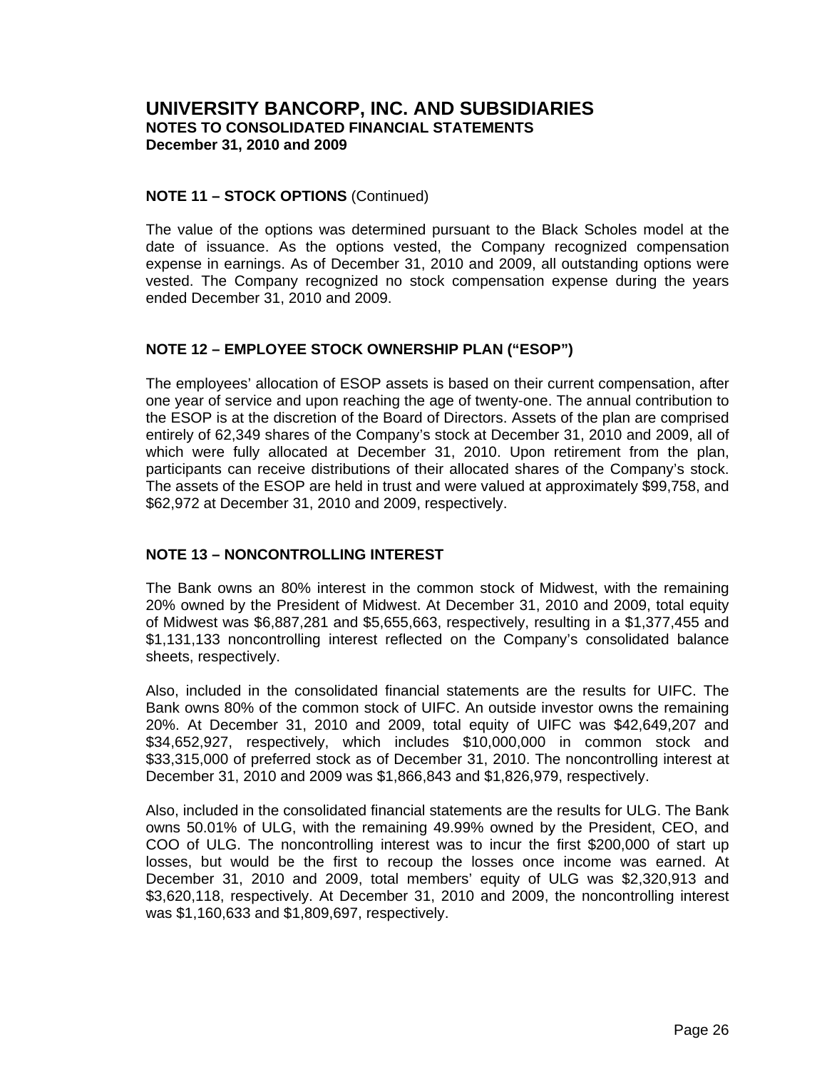**NOTE 11 – STOCK OPTIONS** (Continued)

The value of the options was determined pursuant to the Black Scholes model at the date of issuance. As the options vested, the Company recognized compensation expense in earnings. As of December 31, 2010 and 2009, all outstanding options were vested. The Company recognized no stock compensation expense during the years ended December 31, 2010 and 2009.

**NOTE 12 – EMPLOYEE STOCK OWNERSHIP PLAN ("ESOP")**

The employees' allocation of ESOP assets is based on their current compensation, after one year of service and upon reaching the age of twenty-one. The annual contribution to the ESOP is at the discretion of the Board of Directors. Assets of the plan are comprised entirely of 62,349 shares of the Company's stock at December 31, 2010 and 2009, all of which were fully allocated at December 31, 2010. Upon retirement from the plan, participants can receive distributions of their allocated shares of the Company's stock. The assets of the ESOP are held in trust and were valued at approximately $99,758, and $62,972 at December 31, 2010 and 2009, respectively.

**NOTE 13 – NONCONTROLLING INTEREST**

The Bank owns an 80% interest in the common stock of Midwest, with the remaining 20% owned by the President of Midwest. At December 31, 2010 and 2009, total equity of Midwest was $6,887,281 and $5,655,663, respectively, resulting in a $1,377,455 and $1,131,133 noncontrolling interest reflected on the Company's consolidated balance sheets, respectively.

Also, included in the consolidated financial statements are the results for UIFC. The Bank owns 80% of the common stock of UIFC. An outside investor owns the remaining 20%. At December 31, 2010 and 2009, total equity of UIFC was $42,649,207 and $34,652,927, respectively, which includes $10,000,000 in common stock and $33,315,000 of preferred stock as of December 31, 2010. The noncontrolling interest at December 31, 2010 and 2009 was $1,866,843 and $1,826,979, respectively.

Also, included in the consolidated financial statements are the results for ULG. The Bank owns 50.01% of ULG, with the remaining 49.99% owned by the President, CEO, and COO of ULG. The noncontrolling interest was to incur the first $200,000 of start up losses, but would be the first to recoup the losses once income was earned. At December 31, 2010 and 2009, total members' equity of ULG was $2,320,913 and $3,620,118, respectively. At December 31, 2010 and 2009, the noncontrolling interest was $1,160,633 and $1,809,697, respectively.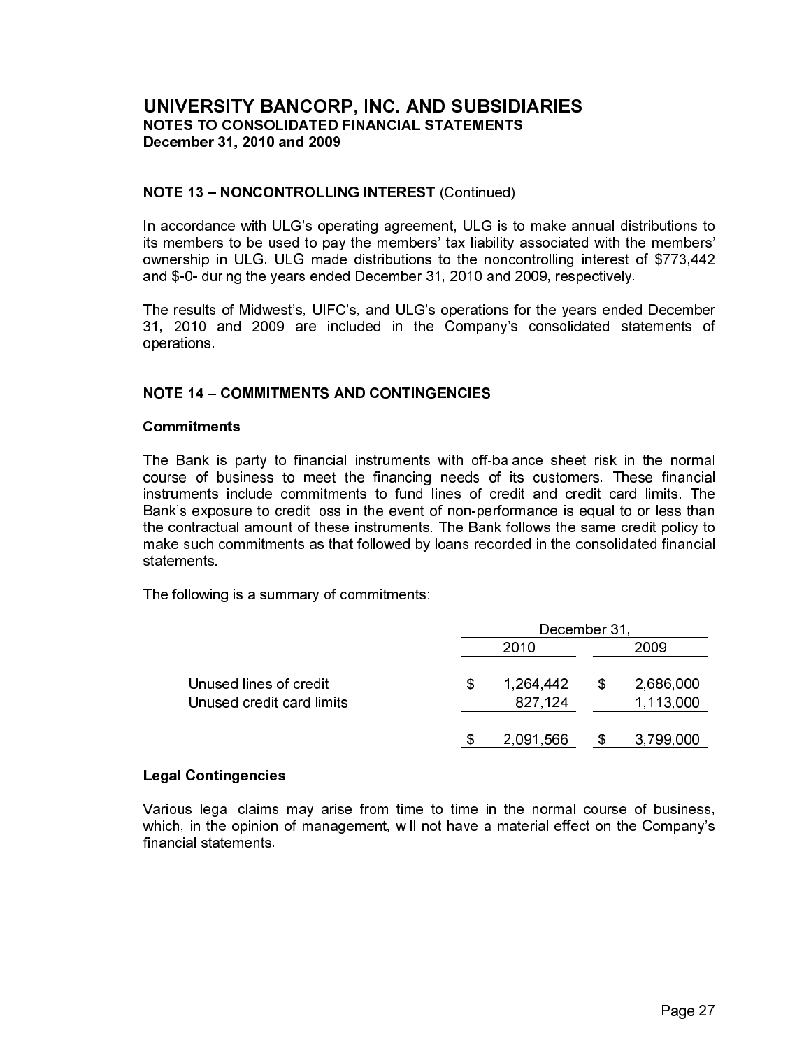# UNIVERSITY BANCORP, INC. AND SUBSIDIARIES
## NOTES TO CONSOLIDATED FINANCIAL STATEMENTS
### December 31, 2010 and 2009

**NOTE 13 – NONCONTROLLING INTEREST** (Continued)

In accordance with ULG's operating agreement, ULG is to make annual distributions to its members to be used to pay the members' tax liability associated with the members' ownership in ULG. ULG made distributions to the noncontrolling interest of $773,442 and $-0- during the years ended December 31, 2010 and 2009, respectively.

The results of Midwest's, UIFC's, and ULG's operations for the years ended December 31, 2010 and 2009 are included in the Company's consolidated statements of operations.

**NOTE 14 – COMMITMENTS AND CONTINGENCIES**

**Commitments**

The Bank is party to financial instruments with off-balance sheet risk in the normal course of business to meet the financing needs of its customers. These financial instruments include commitments to fund lines of credit and credit card limits. The Bank's exposure to credit loss in the event of non-performance is equal to or less than the contractual amount of these instruments. The Bank follows the same credit policy to make such commitments as that followed by loans recorded in the consolidated financial statements.

The following is a summary of commitments:

| | December 31, | |
|---|---|---|
| | 2010 | 2009 |
| Unused lines of credit | $ 1,264,442 | $ 2,686,000 |
| Unused credit card limits | 827,124 | 1,113,000 |
| | $ 2,091,566 | $ 3,799,000 |

**Legal Contingencies**

Various legal claims may arise from time to time in the normal course of business, which, in the opinion of management, will not have a material effect on the Company's financial statements.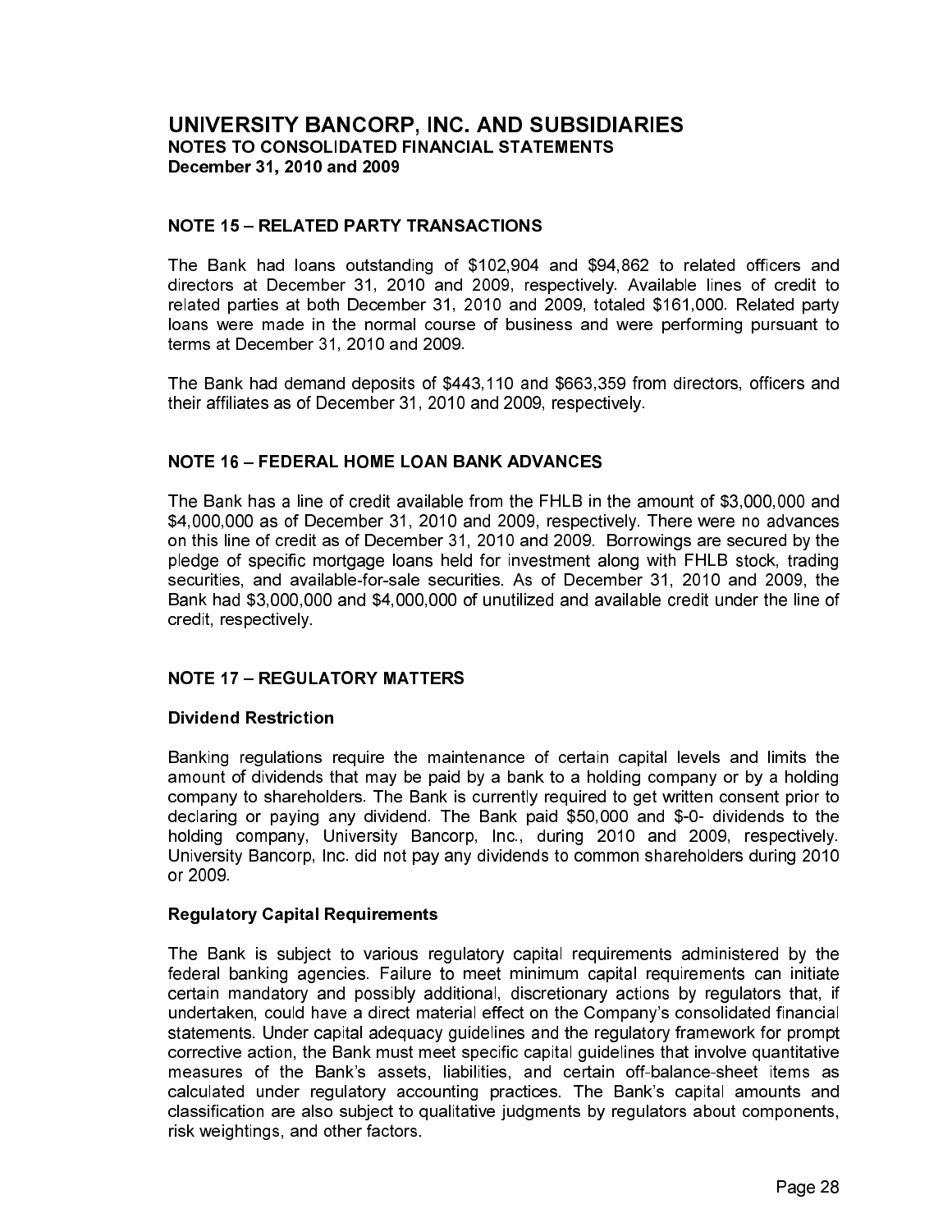# UNIVERSITY BANCORP, INC. AND SUBSIDIARIES
**NOTES TO CONSOLIDATED FINANCIAL STATEMENTS**
**December 31, 2010 and 2009**

## NOTE 15 – RELATED PARTY TRANSACTIONS

The Bank had loans outstanding of $102,904 and $94,862 to related officers and directors at December 31, 2010 and 2009, respectively. Available lines of credit to related parties at both December 31, 2010 and 2009, totaled $161,000. Related party loans were made in the normal course of business and were performing pursuant to terms at December 31, 2010 and 2009.

The Bank had demand deposits of $443,110 and $663,359 from directors, officers and their affiliates as of December 31, 2010 and 2009, respectively.

## NOTE 16 – FEDERAL HOME LOAN BANK ADVANCES

The Bank has a line of credit available from the FHLB in the amount of $3,000,000 and $4,000,000 as of December 31, 2010 and 2009, respectively. There were no advances on this line of credit as of December 31, 2010 and 2009. Borrowings are secured by the pledge of specific mortgage loans held for investment along with FHLB stock, trading securities, and available-for-sale securities. As of December 31, 2010 and 2009, the Bank had $3,000,000 and $4,000,000 of unutilized and available credit under the line of credit, respectively.

## NOTE 17 – REGULATORY MATTERS

### Dividend Restriction

Banking regulations require the maintenance of certain capital levels and limits the amount of dividends that may be paid by a bank to a holding company or by a holding company to shareholders. The Bank is currently required to get written consent prior to declaring or paying any dividend. The Bank paid $50,000 and $-0- dividends to the holding company, University Bancorp, Inc., during 2010 and 2009, respectively. University Bancorp, Inc. did not pay any dividends to common shareholders during 2010 or 2009.

### Regulatory Capital Requirements

The Bank is subject to various regulatory capital requirements administered by the federal banking agencies. Failure to meet minimum capital requirements can initiate certain mandatory and possibly additional, discretionary actions by regulators that, if undertaken, could have a direct material effect on the Company's consolidated financial statements. Under capital adequacy guidelines and the regulatory framework for prompt corrective action, the Bank must meet specific capital guidelines that involve quantitative measures of the Bank's assets, liabilities, and certain off-balance-sheet items as calculated under regulatory accounting practices. The Bank's capital amounts and classification are also subject to qualitative judgments by regulators about components, risk weightings, and other factors.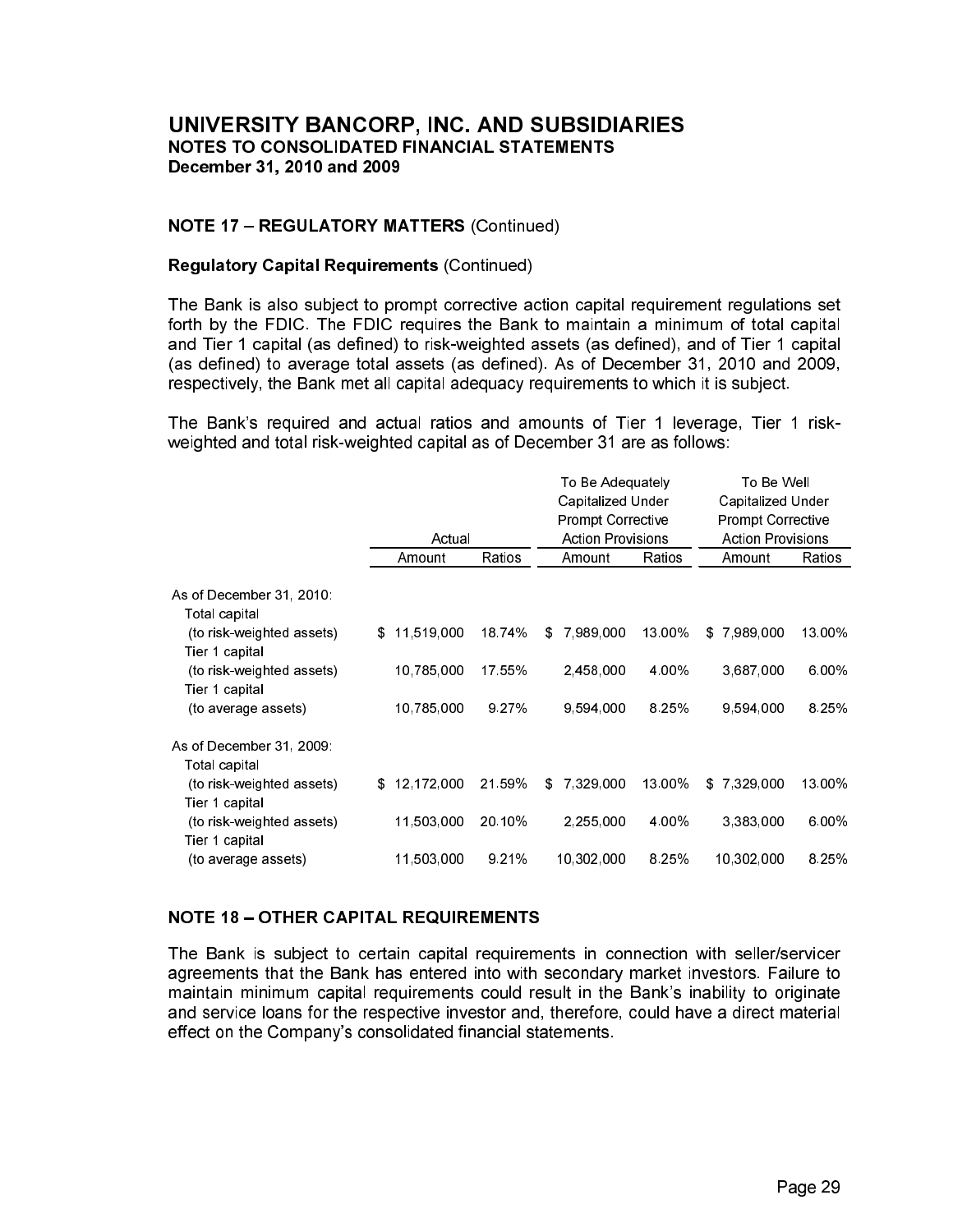# UNIVERSITY BANCORP, INC. AND SUBSIDIARIES

**NOTES TO CONSOLIDATED FINANCIAL STATEMENTS**
**December 31, 2010 and 2009**

### NOTE 17 – REGULATORY MATTERS (Continued)

**Regulatory Capital Requirements** (Continued)

The Bank is also subject to prompt corrective action capital requirement regulations set forth by the FDIC. The FDIC requires the Bank to maintain a minimum of total capital and Tier 1 capital (as defined) to risk-weighted assets (as defined), and of Tier 1 capital (as defined) to average total assets (as defined). As of December 31, 2010 and 2009, respectively, the Bank met all capital adequacy requirements to which it is subject.

The Bank's required and actual ratios and amounts of Tier 1 leverage, Tier 1 risk-weighted and total risk-weighted capital as of December 31 are as follows:

| | Actual | | To Be Adequately Capitalized Under Prompt Corrective Action Provisions | | To Be Well Capitalized Under Prompt Corrective Action Provisions | |
|---|---|---|---|---|---|---|
| | Amount | Ratios | Amount | Ratios | Amount | Ratios |
| As of December 31, 2010: | | | | | | |
| Total capital (to risk-weighted assets) | $ 11,519,000 | 18.74% | $ 7,989,000 | 13.00% | $ 7,989,000 | 13.00% |
| Tier 1 capital (to risk-weighted assets) | 10,785,000 | 17.55% | 2,458,000 | 4.00% | 3,687,000 | 6.00% |
| Tier 1 capital (to average assets) | 10,785,000 | 9.27% | 9,594,000 | 8.25% | 9,594,000 | 8.25% |
| As of December 31, 2009: | | | | | | |
| Total capital (to risk-weighted assets) | $ 12,172,000 | 21.59% | $ 7,329,000 | 13.00% | $ 7,329,000 | 13.00% |
| Tier 1 capital (to risk-weighted assets) | 11,503,000 | 20.10% | 2,255,000 | 4.00% | 3,383,000 | 6.00% |
| Tier 1 capital (to average assets) | 11,503,000 | 9.21% | 10,302,000 | 8.25% | 10,302,000 | 8.25% |

### NOTE 18 – OTHER CAPITAL REQUIREMENTS

The Bank is subject to certain capital requirements in connection with seller/servicer agreements that the Bank has entered into with secondary market investors. Failure to maintain minimum capital requirements could result in the Bank's inability to originate and service loans for the respective investor and, therefore, could have a direct material effect on the Company's consolidated financial statements.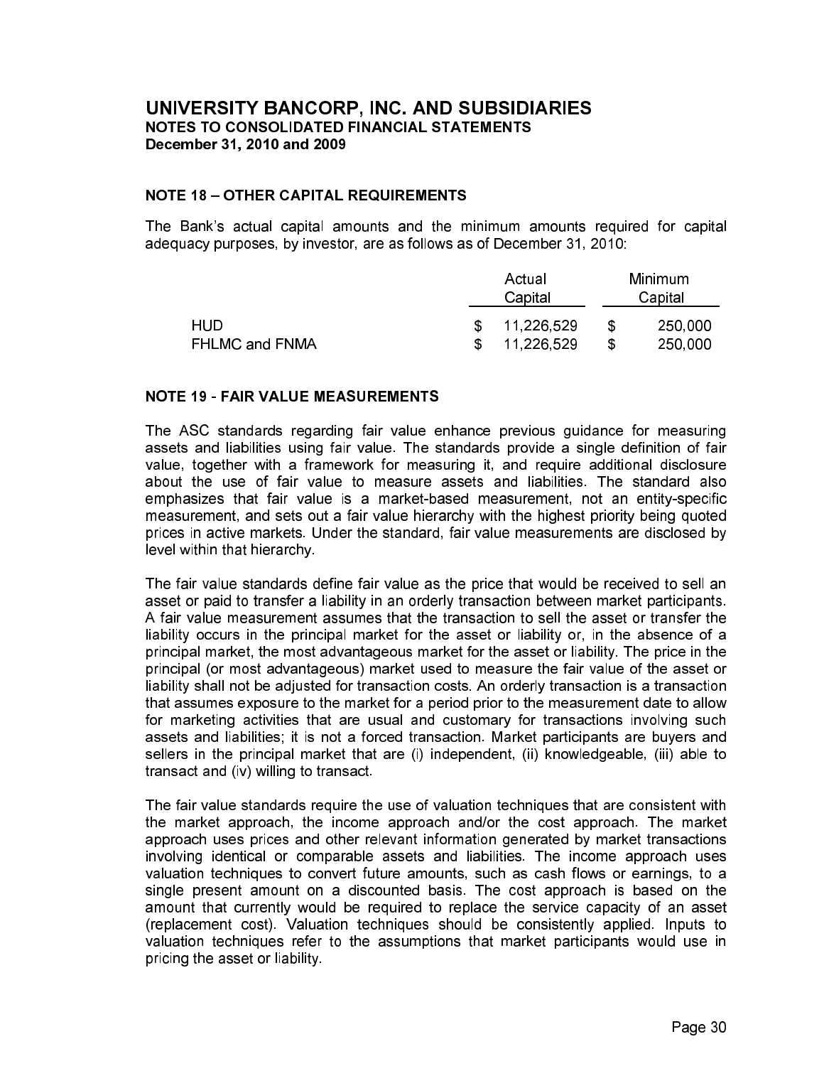# UNIVERSITY BANCORP, INC. AND SUBSIDIARIES
## NOTES TO CONSOLIDATED FINANCIAL STATEMENTS
### December 31, 2010 and 2009

### NOTE 18 – OTHER CAPITAL REQUIREMENTS

The Bank's actual capital amounts and the minimum amounts required for capital adequacy purposes, by investor, are as follows as of December 31, 2010:

| | Actual Capital | Minimum Capital |
|---|---|---|
| HUD | $ 11,226,529 | $ 250,000 |
| FHLMC and FNMA | $ 11,226,529 | $ 250,000 |

### NOTE 19 - FAIR VALUE MEASUREMENTS

The ASC standards regarding fair value enhance previous guidance for measuring assets and liabilities using fair value. The standards provide a single definition of fair value, together with a framework for measuring it, and require additional disclosure about the use of fair value to measure assets and liabilities. The standard also emphasizes that fair value is a market-based measurement, not an entity-specific measurement, and sets out a fair value hierarchy with the highest priority being quoted prices in active markets. Under the standard, fair value measurements are disclosed by level within that hierarchy.

The fair value standards define fair value as the price that would be received to sell an asset or paid to transfer a liability in an orderly transaction between market participants. A fair value measurement assumes that the transaction to sell the asset or transfer the liability occurs in the principal market for the asset or liability or, in the absence of a principal market, the most advantageous market for the asset or liability. The price in the principal (or most advantageous) market used to measure the fair value of the asset or liability shall not be adjusted for transaction costs. An orderly transaction is a transaction that assumes exposure to the market for a period prior to the measurement date to allow for marketing activities that are usual and customary for transactions involving such assets and liabilities; it is not a forced transaction. Market participants are buyers and sellers in the principal market that are (i) independent, (ii) knowledgeable, (iii) able to transact and (iv) willing to transact.

The fair value standards require the use of valuation techniques that are consistent with the market approach, the income approach and/or the cost approach. The market approach uses prices and other relevant information generated by market transactions involving identical or comparable assets and liabilities. The income approach uses valuation techniques to convert future amounts, such as cash flows or earnings, to a single present amount on a discounted basis. The cost approach is based on the amount that currently would be required to replace the service capacity of an asset (replacement cost). Valuation techniques should be consistently applied. Inputs to valuation techniques refer to the assumptions that market participants would use in pricing the asset or liability.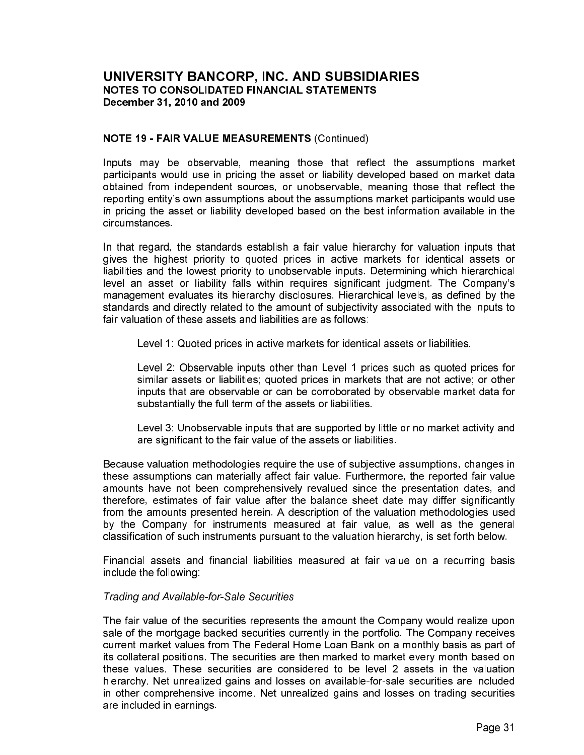## UNIVERSITY BANCORP, INC. AND SUBSIDIARIES
**NOTES TO CONSOLIDATED FINANCIAL STATEMENTS**
**December 31, 2010 and 2009**

**NOTE 19 - FAIR VALUE MEASUREMENTS** (Continued)

Inputs may be observable, meaning those that reflect the assumptions market participants would use in pricing the asset or liability developed based on market data obtained from independent sources, or unobservable, meaning those that reflect the reporting entity's own assumptions about the assumptions market participants would use in pricing the asset or liability developed based on the best information available in the circumstances.

In that regard, the standards establish a fair value hierarchy for valuation inputs that gives the highest priority to quoted prices in active markets for identical assets or liabilities and the lowest priority to unobservable inputs. Determining which hierarchical level an asset or liability falls within requires significant judgment. The Company's management evaluates its hierarchy disclosures. Hierarchical levels, as defined by the standards and directly related to the amount of subjectivity associated with the inputs to fair valuation of these assets and liabilities are as follows:

Level 1: Quoted prices in active markets for identical assets or liabilities.

Level 2: Observable inputs other than Level 1 prices such as quoted prices for similar assets or liabilities; quoted prices in markets that are not active; or other inputs that are observable or can be corroborated by observable market data for substantially the full term of the assets or liabilities.

Level 3: Unobservable inputs that are supported by little or no market activity and are significant to the fair value of the assets or liabilities.

Because valuation methodologies require the use of subjective assumptions, changes in these assumptions can materially affect fair value. Furthermore, the reported fair value amounts have not been comprehensively revalued since the presentation dates, and therefore, estimates of fair value after the balance sheet date may differ significantly from the amounts presented herein. A description of the valuation methodologies used by the Company for instruments measured at fair value, as well as the general classification of such instruments pursuant to the valuation hierarchy, is set forth below.

Financial assets and financial liabilities measured at fair value on a recurring basis include the following:

*Trading and Available-for-Sale Securities*

The fair value of the securities represents the amount the Company would realize upon sale of the mortgage backed securities currently in the portfolio. The Company receives current market values from The Federal Home Loan Bank on a monthly basis as part of its collateral positions. The securities are then marked to market every month based on these values. These securities are considered to be level 2 assets in the valuation hierarchy. Net unrealized gains and losses on available-for-sale securities are included in other comprehensive income. Net unrealized gains and losses on trading securities are included in earnings.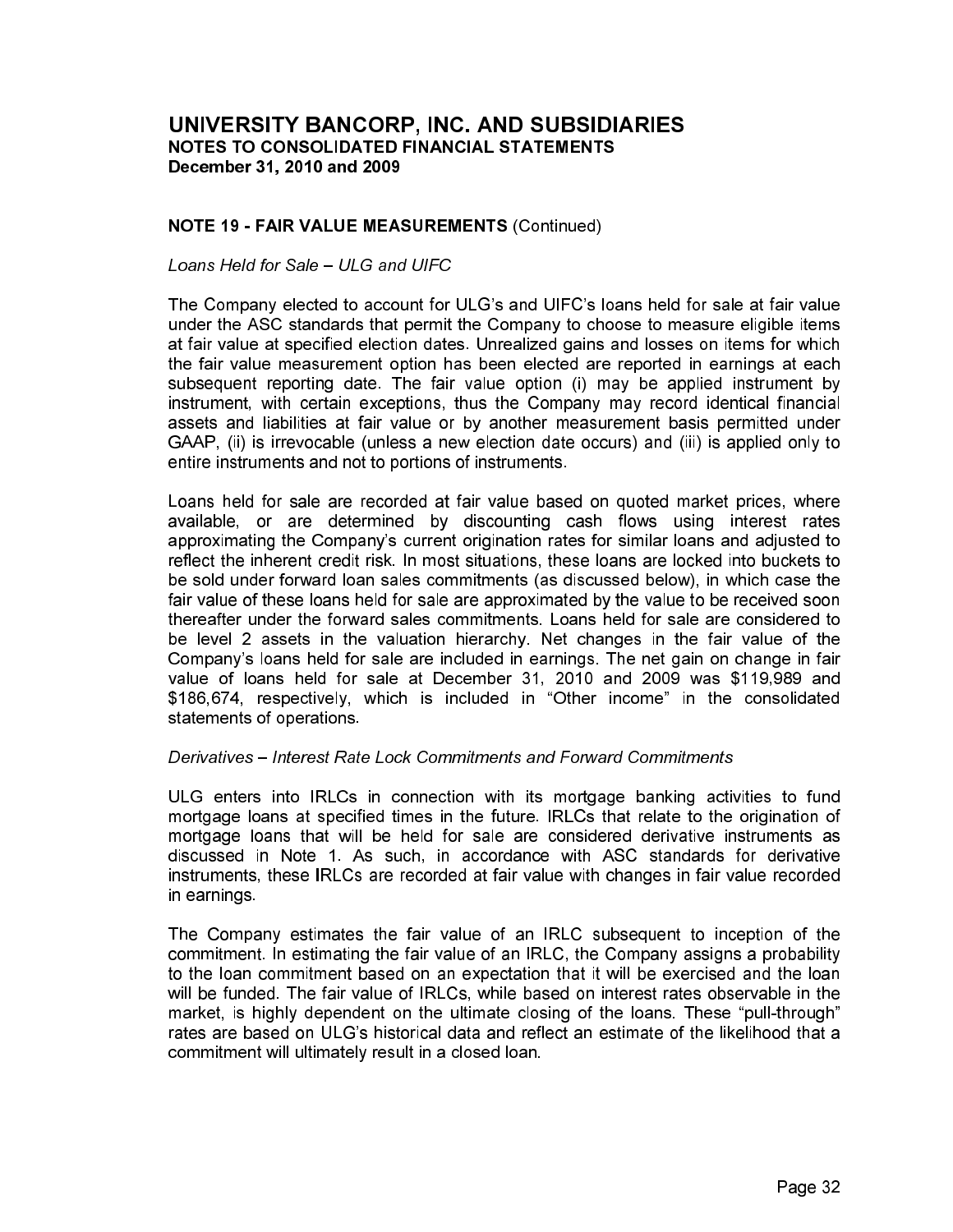# UNIVERSITY BANCORP, INC. AND SUBSIDIARIES
## NOTES TO CONSOLIDATED FINANCIAL STATEMENTS
### December 31, 2010 and 2009

### NOTE 19 - FAIR VALUE MEASUREMENTS (Continued)

*Loans Held for Sale – ULG and UIFC*

The Company elected to account for ULG's and UIFC's loans held for sale at fair value under the ASC standards that permit the Company to choose to measure eligible items at fair value at specified election dates. Unrealized gains and losses on items for which the fair value measurement option has been elected are reported in earnings at each subsequent reporting date. The fair value option (i) may be applied instrument by instrument, with certain exceptions, thus the Company may record identical financial assets and liabilities at fair value or by another measurement basis permitted under GAAP, (ii) is irrevocable (unless a new election date occurs) and (iii) is applied only to entire instruments and not to portions of instruments.

Loans held for sale are recorded at fair value based on quoted market prices, where available, or are determined by discounting cash flows using interest rates approximating the Company's current origination rates for similar loans and adjusted to reflect the inherent credit risk. In most situations, these loans are locked into buckets to be sold under forward loan sales commitments (as discussed below), in which case the fair value of these loans held for sale are approximated by the value to be received soon thereafter under the forward sales commitments. Loans held for sale are considered to be level 2 assets in the valuation hierarchy. Net changes in the fair value of the Company's loans held for sale are included in earnings. The net gain on change in fair value of loans held for sale at December 31, 2010 and 2009 was $119,989 and $186,674, respectively, which is included in "Other income" in the consolidated statements of operations.

*Derivatives – Interest Rate Lock Commitments and Forward Commitments*

ULG enters into IRLCs in connection with its mortgage banking activities to fund mortgage loans at specified times in the future. IRLCs that relate to the origination of mortgage loans that will be held for sale are considered derivative instruments as discussed in Note 1. As such, in accordance with ASC standards for derivative instruments, these IRLCs are recorded at fair value with changes in fair value recorded in earnings.

The Company estimates the fair value of an IRLC subsequent to inception of the commitment. In estimating the fair value of an IRLC, the Company assigns a probability to the loan commitment based on an expectation that it will be exercised and the loan will be funded. The fair value of IRLCs, while based on interest rates observable in the market, is highly dependent on the ultimate closing of the loans. These "pull-through" rates are based on ULG's historical data and reflect an estimate of the likelihood that a commitment will ultimately result in a closed loan.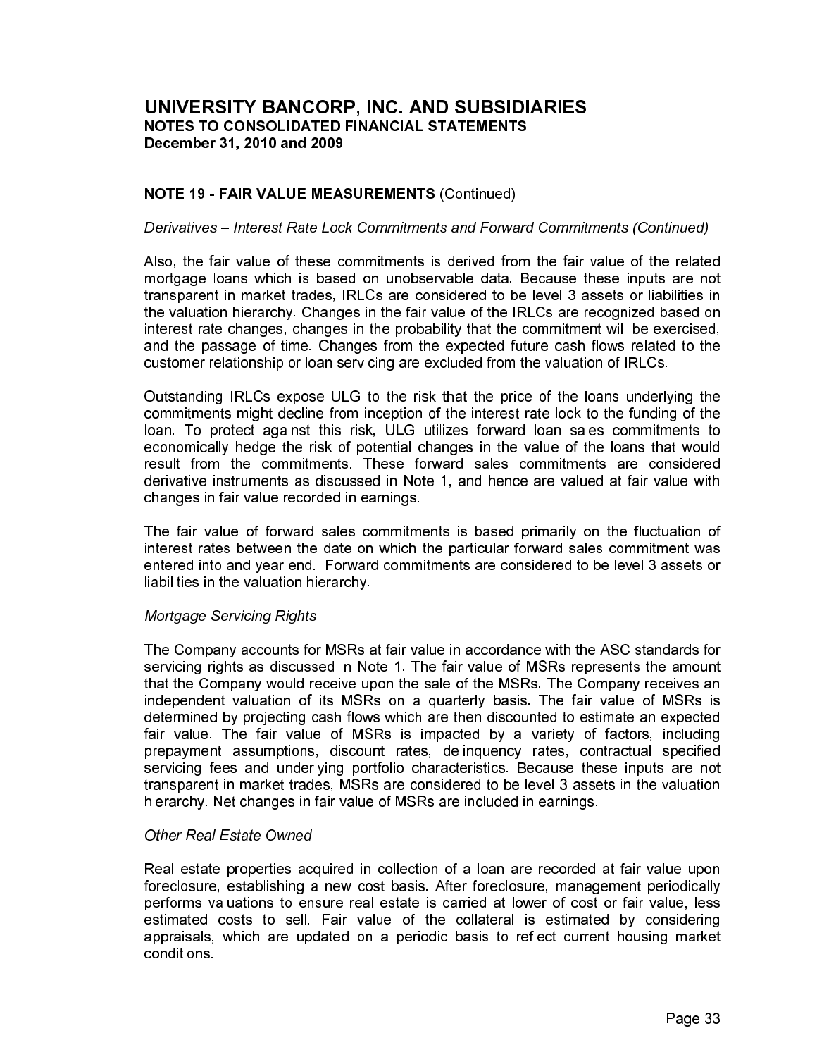# UNIVERSITY BANCORP, INC. AND SUBSIDIARIES
**NOTES TO CONSOLIDATED FINANCIAL STATEMENTS**
**December 31, 2010 and 2009**

**NOTE 19 - FAIR VALUE MEASUREMENTS** (Continued)

*Derivatives – Interest Rate Lock Commitments and Forward Commitments (Continued)*

Also, the fair value of these commitments is derived from the fair value of the related mortgage loans which is based on unobservable data. Because these inputs are not transparent in market trades, IRLCs are considered to be level 3 assets or liabilities in the valuation hierarchy. Changes in the fair value of the IRLCs are recognized based on interest rate changes, changes in the probability that the commitment will be exercised, and the passage of time. Changes from the expected future cash flows related to the customer relationship or loan servicing are excluded from the valuation of IRLCs.

Outstanding IRLCs expose ULG to the risk that the price of the loans underlying the commitments might decline from inception of the interest rate lock to the funding of the loan. To protect against this risk, ULG utilizes forward loan sales commitments to economically hedge the risk of potential changes in the value of the loans that would result from the commitments. These forward sales commitments are considered derivative instruments as discussed in Note 1, and hence are valued at fair value with changes in fair value recorded in earnings.

The fair value of forward sales commitments is based primarily on the fluctuation of interest rates between the date on which the particular forward sales commitment was entered into and year end. Forward commitments are considered to be level 3 assets or liabilities in the valuation hierarchy.

*Mortgage Servicing Rights*

The Company accounts for MSRs at fair value in accordance with the ASC standards for servicing rights as discussed in Note 1. The fair value of MSRs represents the amount that the Company would receive upon the sale of the MSRs. The Company receives an independent valuation of its MSRs on a quarterly basis. The fair value of MSRs is determined by projecting cash flows which are then discounted to estimate an expected fair value. The fair value of MSRs is impacted by a variety of factors, including prepayment assumptions, discount rates, delinquency rates, contractual specified servicing fees and underlying portfolio characteristics. Because these inputs are not transparent in market trades, MSRs are considered to be level 3 assets in the valuation hierarchy. Net changes in fair value of MSRs are included in earnings.

*Other Real Estate Owned*

Real estate properties acquired in collection of a loan are recorded at fair value upon foreclosure, establishing a new cost basis. After foreclosure, management periodically performs valuations to ensure real estate is carried at lower of cost or fair value, less estimated costs to sell. Fair value of the collateral is estimated by considering appraisals, which are updated on a periodic basis to reflect current housing market conditions.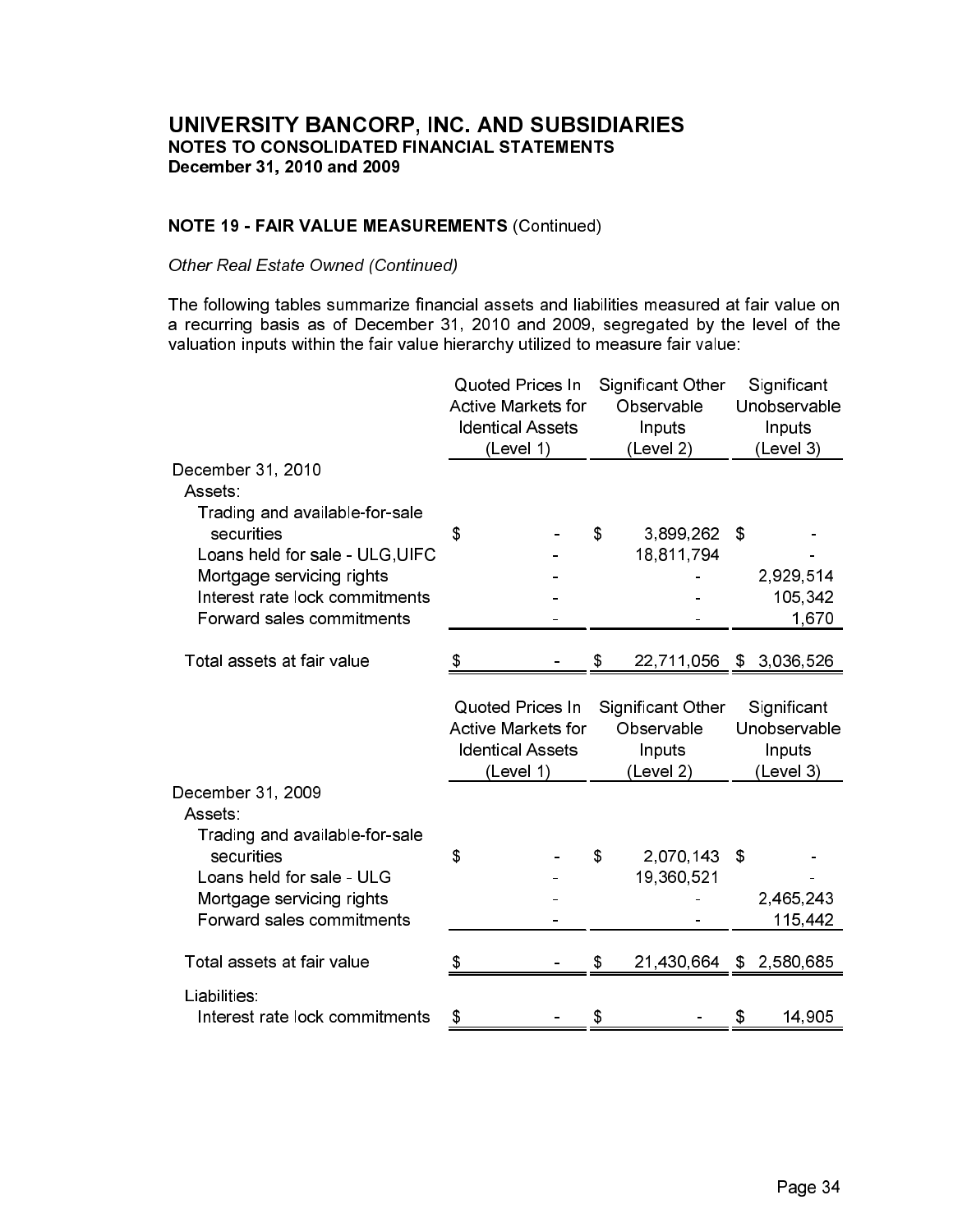# UNIVERSITY BANCORP, INC. AND SUBSIDIARIES
**NOTES TO CONSOLIDATED FINANCIAL STATEMENTS**
**December 31, 2010 and 2009**

**NOTE 19 - FAIR VALUE MEASUREMENTS** (Continued)

*Other Real Estate Owned (Continued)*

The following tables summarize financial assets and liabilities measured at fair value on a recurring basis as of December 31, 2010 and 2009, segregated by the level of the valuation inputs within the fair value hierarchy utilized to measure fair value:

| | Quoted Prices In Active Markets for Identical Assets (Level 1) | Significant Other Observable Inputs (Level 2) | Significant Unobservable Inputs (Level 3) |
|---|---|---|---|
| December 31, 2010 | | | |
| Assets: | | | |
| Trading and available-for-sale securities | $ - | $ 3,899,262 | $ - |
| Loans held for sale - ULG,UIFC | - | 18,811,794 | - |
| Mortgage servicing rights | - | - | 2,929,514 |
| Interest rate lock commitments | - | - | 105,342 |
| Forward sales commitments | - | - | 1,670 |
| Total assets at fair value | $ - | $ 22,711,056 | $ 3,036,526 |

| | Quoted Prices In Active Markets for Identical Assets (Level 1) | Significant Other Observable Inputs (Level 2) | Significant Unobservable Inputs (Level 3) |
|---|---|---|---|
| December 31, 2009 | | | |
| Assets: | | | |
| Trading and available-for-sale securities | $ - | $ 2,070,143 | $ - |
| Loans held for sale - ULG | - | 19,360,521 | - |
| Mortgage servicing rights | - | - | 2,465,243 |
| Forward sales commitments | - | - | 115,442 |
| Total assets at fair value | $ - | $ 21,430,664 | $ 2,580,685 |
| Liabilities: | | | |
| Interest rate lock commitments | $ - | $ - | $ 14,905 |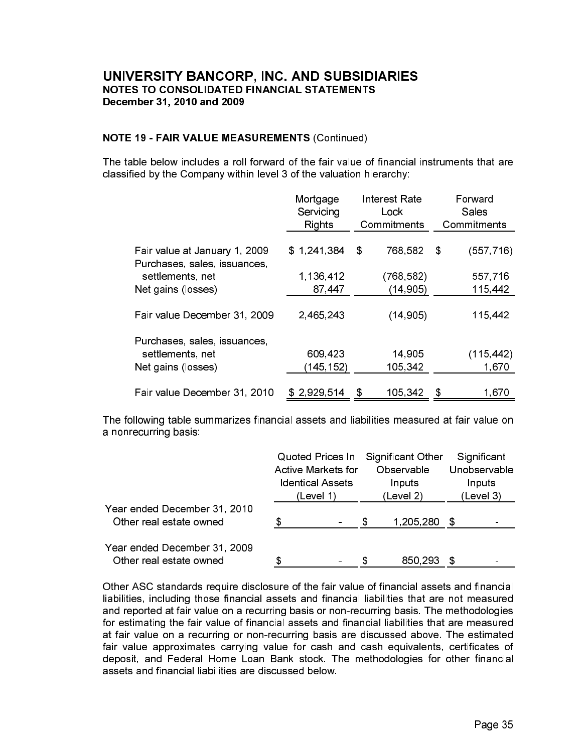## UNIVERSITY BANCORP, INC. AND SUBSIDIARIES
### NOTES TO CONSOLIDATED FINANCIAL STATEMENTS
### December 31, 2010 and 2009

**NOTE 19 - FAIR VALUE MEASUREMENTS** (Continued)

The table below includes a roll forward of the fair value of financial instruments that are classified by the Company within level 3 of the valuation hierarchy:

| | Mortgage Servicing Rights | Interest Rate Lock Commitments | Forward Sales Commitments |
|---|---|---|---|
| Fair value at January 1, 2009 | $ 1,241,384 | $ 768,582 | $ (557,716) |
| Purchases, sales, issuances, settlements, net | 1,136,412 | (768,582) | 557,716 |
| Net gains (losses) | 87,447 | (14,905) | 115,442 |
| Fair value December 31, 2009 | 2,465,243 | (14,905) | 115,442 |
| Purchases, sales, issuances, settlements, net | 609,423 | 14,905 | (115,442) |
| Net gains (losses) | (145,152) | 105,342 | 1,670 |
| Fair value December 31, 2010 | $ 2,929,514 | $ 105,342 | $ 1,670 |

The following table summarizes financial assets and liabilities measured at fair value on a nonrecurring basis:

| | Quoted Prices In Active Markets for Identical Assets (Level 1) | Significant Other Observable Inputs (Level 2) | Significant Unobservable Inputs (Level 3) |
|---|---|---|---|
| Year ended December 31, 2010 | | | |
| Other real estate owned | $ - | $ 1,205,280 | $ - |
| Year ended December 31, 2009 | | | |
| Other real estate owned | $ - | $ 850,293 | $ - |

Other ASC standards require disclosure of the fair value of financial assets and financial liabilities, including those financial assets and financial liabilities that are not measured and reported at fair value on a recurring basis or non-recurring basis. The methodologies for estimating the fair value of financial assets and financial liabilities that are measured at fair value on a recurring or non-recurring basis are discussed above. The estimated fair value approximates carrying value for cash and cash equivalents, certificates of deposit, and Federal Home Loan Bank stock. The methodologies for other financial assets and financial liabilities are discussed below.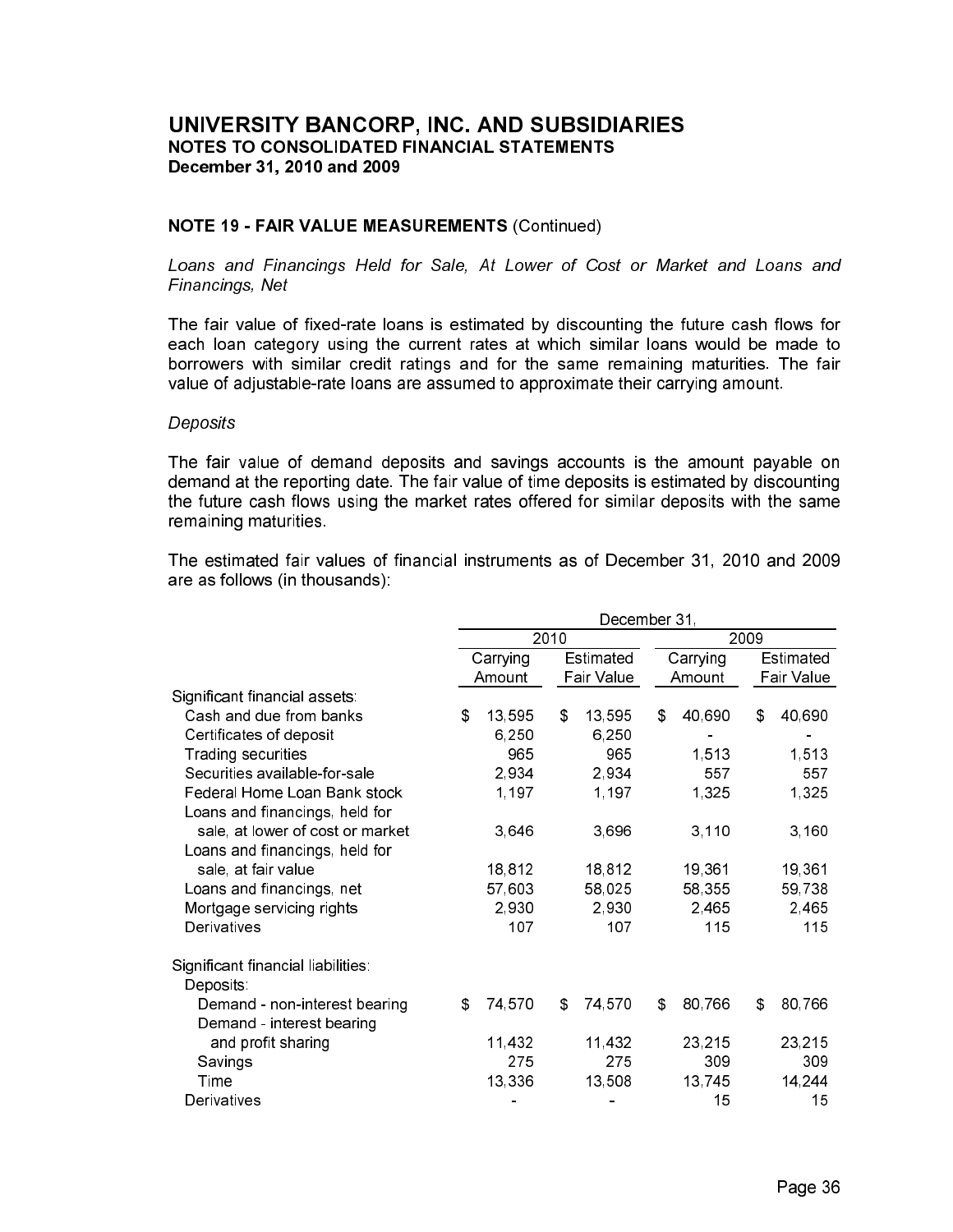# UNIVERSITY BANCORP, INC. AND SUBSIDIARIES

**NOTES TO CONSOLIDATED FINANCIAL STATEMENTS**
**December 31, 2010 and 2009**

## NOTE 19 - FAIR VALUE MEASUREMENTS (Continued)

*Loans and Financings Held for Sale, At Lower of Cost or Market and Loans and Financings, Net*

The fair value of fixed-rate loans is estimated by discounting the future cash flows for each loan category using the current rates at which similar loans would be made to borrowers with similar credit ratings and for the same remaining maturities. The fair value of adjustable-rate loans are assumed to approximate their carrying amount.

*Deposits*

The fair value of demand deposits and savings accounts is the amount payable on demand at the reporting date. The fair value of time deposits is estimated by discounting the future cash flows using the market rates offered for similar deposits with the same remaining maturities.

The estimated fair values of financial instruments as of December 31, 2010 and 2009 are as follows (in thousands):

| | December 31, | | | |
|---|---|---|---|---|
| | 2010 | | 2009 | |
| | Carrying Amount | Estimated Fair Value | Carrying Amount | Estimated Fair Value |
| Significant financial assets: | | | | |
| Cash and due from banks | $ 13,595 | $ 13,595 | $ 40,690 | $ 40,690 |
| Certificates of deposit | 6,250 | 6,250 | - | - |
| Trading securities | 965 | 965 | 1,513 | 1,513 |
| Securities available-for-sale | 2,934 | 2,934 | 557 | 557 |
| Federal Home Loan Bank stock | 1,197 | 1,197 | 1,325 | 1,325 |
| Loans and financings, held for sale, at lower of cost or market | 3,646 | 3,696 | 3,110 | 3,160 |
| Loans and financings, held for sale, at fair value | 18,812 | 18,812 | 19,361 | 19,361 |
| Loans and financings, net | 57,603 | 58,025 | 58,355 | 59,738 |
| Mortgage servicing rights | 2,930 | 2,930 | 2,465 | 2,465 |
| Derivatives | 107 | 107 | 115 | 115 |
| Significant financial liabilities: | | | | |
| Deposits: | | | | |
| Demand - non-interest bearing | $ 74,570 | $ 74,570 | $ 80,766 | $ 80,766 |
| Demand - interest bearing and profit sharing | 11,432 | 11,432 | 23,215 | 23,215 |
| Savings | 275 | 275 | 309 | 309 |
| Time | 13,336 | 13,508 | 13,745 | 14,244 |
| Derivatives | - | - | 15 | 15 |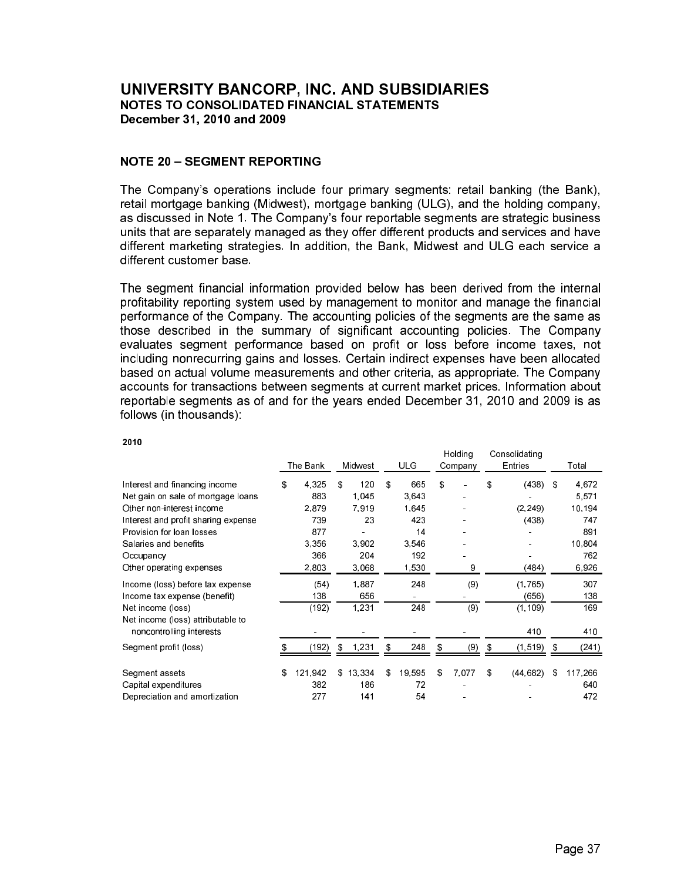# UNIVERSITY BANCORP, INC. AND SUBSIDIARIES
**NOTES TO CONSOLIDATED FINANCIAL STATEMENTS**
**December 31, 2010 and 2009**

## NOTE 20 – SEGMENT REPORTING

The Company's operations include four primary segments: retail banking (the Bank), retail mortgage banking (Midwest), mortgage banking (ULG), and the holding company, as discussed in Note 1. The Company's four reportable segments are strategic business units that are separately managed as they offer different products and services and have different marketing strategies. In addition, the Bank, Midwest and ULG each service a different customer base.

The segment financial information provided below has been derived from the internal profitability reporting system used by management to monitor and manage the financial performance of the Company. The accounting policies of the segments are the same as those described in the summary of significant accounting policies. The Company evaluates segment performance based on profit or loss before income taxes, not including nonrecurring gains and losses. Certain indirect expenses have been allocated based on actual volume measurements and other criteria, as appropriate. The Company accounts for transactions between segments at current market prices. Information about reportable segments as of and for the years ended December 31, 2010 and 2009 is as follows (in thousands):

**2010**

| | The Bank | Midwest | ULG | Holding Company | Consolidating Entries | Total |
|---|---|---|---|---|---|---|
| Interest and financing income | $ 4,325 | $ 120 | $ 665 | $ - | $ (438) | $ 4,672 |
| Net gain on sale of mortgage loans | 883 | 1,045 | 3,643 | - | - | 5,571 |
| Other non-interest income | 2,879 | 7,919 | 1,645 | - | (2,249) | 10,194 |
| Interest and profit sharing expense | 739 | 23 | 423 | - | (438) | 747 |
| Provision for loan losses | 877 | - | 14 | - | - | 891 |
| Salaries and benefits | 3,356 | 3,902 | 3,546 | - | - | 10,804 |
| Occupancy | 366 | 204 | 192 | - | - | 762 |
| Other operating expenses | 2,803 | 3,068 | 1,530 | 9 | (484) | 6,926 |
| Income (loss) before tax expense | (54) | 1,887 | 248 | (9) | (1,765) | 307 |
| Income tax expense (benefit) | 138 | 656 | - | - | (656) | 138 |
| Net income (loss) | (192) | 1,231 | 248 | (9) | (1,109) | 169 |
| Net income (loss) attributable to noncontrolling interests | - | - | - | - | 410 | 410 |
| Segment profit (loss) | $ (192) | $ 1,231 | $ 248 | $ (9) | $ (1,519) | $ (241) |
| Segment assets | $ 121,942 | $ 13,334 | $ 19,595 | $ 7,077 | $ (44,682) | $ 117,266 |
| Capital expenditures | 382 | 186 | 72 | - | - | 640 |
| Depreciation and amortization | 277 | 141 | 54 | - | - | 472 |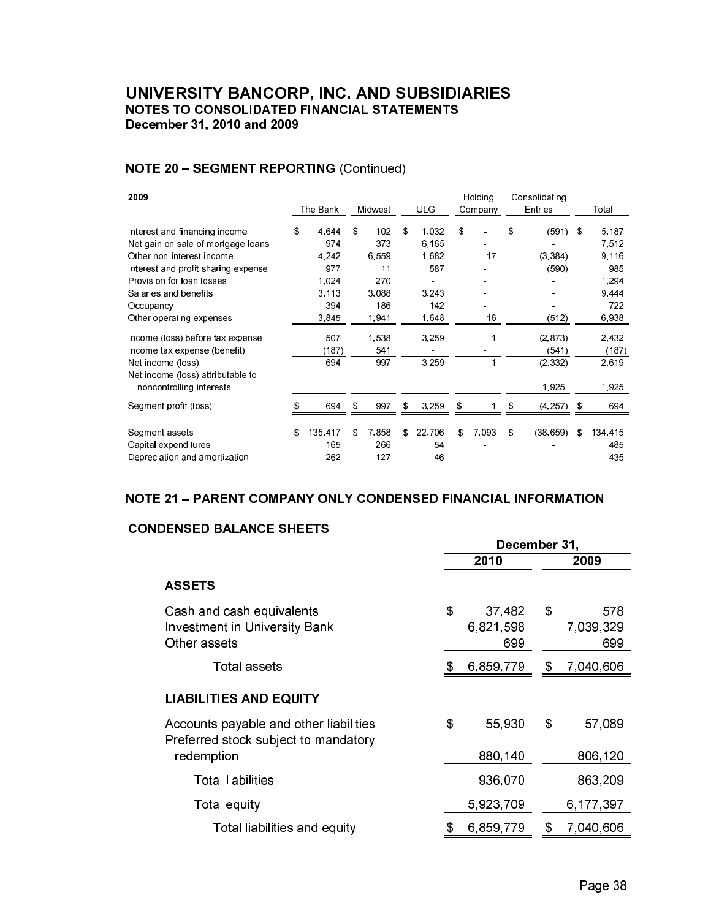# UNIVERSITY BANCORP, INC. AND SUBSIDIARIES

**NOTES TO CONSOLIDATED FINANCIAL STATEMENTS**

**December 31, 2010 and 2009**

## NOTE 20 – SEGMENT REPORTING (Continued)

| 2009 | The Bank | Midwest | ULG | Holding Company | Consolidating Entries | Total |
|---|---|---|---|---|---|---|
| Interest and financing income | $ 4,644 | $ 102 | $ 1,032 | $ - | $ (591) | $ 5,187 |
| Net gain on sale of mortgage loans | 974 | 373 | 6,165 | - | - | 7,512 |
| Other non-interest income | 4,242 | 6,559 | 1,682 | 17 | (3,384) | 9,116 |
| Interest and profit sharing expense | 977 | 11 | 587 | - | (590) | 985 |
| Provision for loan losses | 1,024 | 270 | - | - | - | 1,294 |
| Salaries and benefits | 3,113 | 3,088 | 3,243 | - | - | 9,444 |
| Occupancy | 394 | 186 | 142 | - | - | 722 |
| Other operating expenses | 3,845 | 1,941 | 1,648 | 16 | (512) | 6,938 |
| Income (loss) before tax expense | 507 | 1,538 | 3,259 | 1 | (2,873) | 2,432 |
| Income tax expense (benefit) | (187) | 541 | - | - | (541) | (187) |
| Net income (loss) | 694 | 997 | 3,259 | 1 | (2,332) | 2,619 |
| Net income (loss) attributable to noncontrolling interests | - | - | - | - | 1,925 | 1,925 |
| Segment profit (loss) | $ 694 | $ 997 | $ 3,259 | $ 1 | $ (4,257) | $ 694 |
| Segment assets | $ 135,417 | $ 7,858 | $ 22,706 | $ 7,093 | $ (38,659) | $ 134,415 |
| Capital expenditures | 165 | 266 | 54 | - | - | 485 |
| Depreciation and amortization | 262 | 127 | 46 | - | - | 435 |

## NOTE 21 – PARENT COMPANY ONLY CONDENSED FINANCIAL INFORMATION

### CONDENSED BALANCE SHEETS

| | December 31, 2010 | December 31, 2009 |
|---|---|---|
| **ASSETS** | | |
| Cash and cash equivalents | $ 37,482 | $ 578 |
| Investment in University Bank | 6,821,598 | 7,039,329 |
| Other assets | 699 | 699 |
| Total assets | $ 6,859,779 | $ 7,040,606 |
| **LIABILITIES AND EQUITY** | | |
| Accounts payable and other liabilities | $ 55,930 | $ 57,089 |
| Preferred stock subject to mandatory redemption | 880,140 | 806,120 |
| Total liabilities | 936,070 | 863,209 |
| Total equity | 5,923,709 | 6,177,397 |
| Total liabilities and equity | $ 6,859,779 | $ 7,040,606 |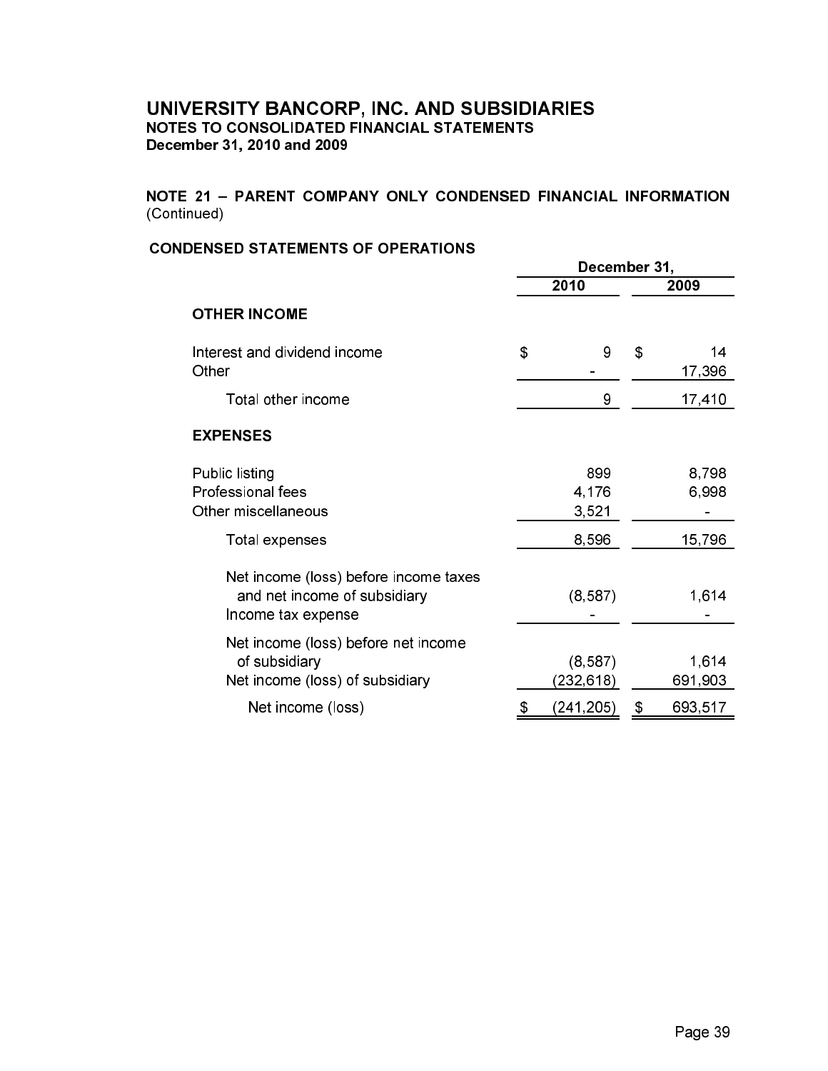# UNIVERSITY BANCORP, INC. AND SUBSIDIARIES
**NOTES TO CONSOLIDATED FINANCIAL STATEMENTS**
**December 31, 2010 and 2009**

**NOTE 21 – PARENT COMPANY ONLY CONDENSED FINANCIAL INFORMATION** (Continued)

**CONDENSED STATEMENTS OF OPERATIONS**

| | December 31, | |
|---|---|---|
| | 2010 | 2009 |
| **OTHER INCOME** | | |
| Interest and dividend income | $ 9 | $ 14 |
| Other | - | 17,396 |
| Total other income | 9 | 17,410 |
| **EXPENSES** | | |
| Public listing | 899 | 8,798 |
| Professional fees | 4,176 | 6,998 |
| Other miscellaneous | 3,521 | - |
| Total expenses | 8,596 | 15,796 |
| Net income (loss) before income taxes and net income of subsidiary | (8,587) | 1,614 |
| Income tax expense | - | - |
| Net income (loss) before net income of subsidiary | (8,587) | 1,614 |
| Net income (loss) of subsidiary | (232,618) | 691,903 |
| Net income (loss) | $ (241,205) | $ 693,517 |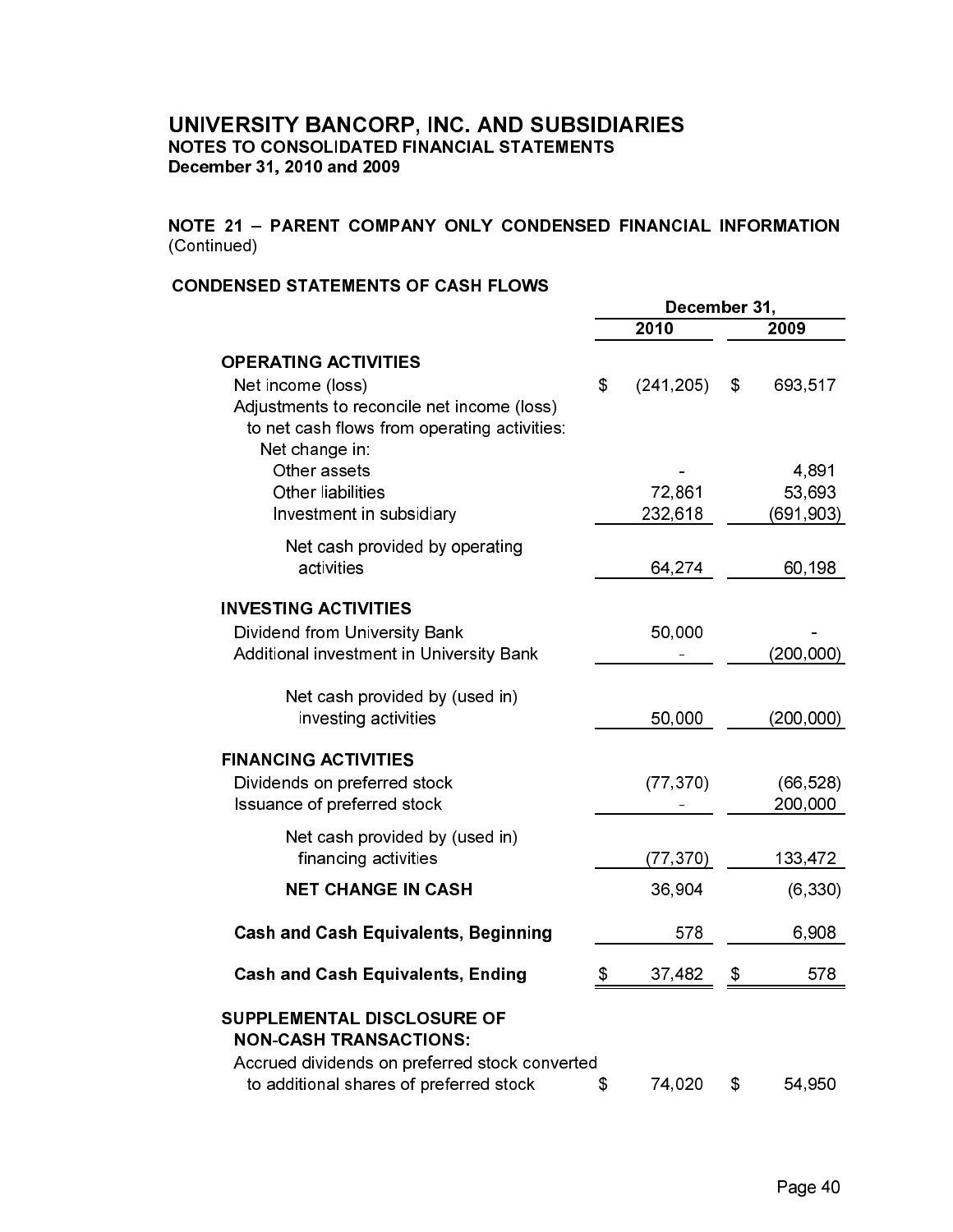# UNIVERSITY BANCORP, INC. AND SUBSIDIARIES
**NOTES TO CONSOLIDATED FINANCIAL STATEMENTS**
**December 31, 2010 and 2009**

**NOTE 21 – PARENT COMPANY ONLY CONDENSED FINANCIAL INFORMATION** (Continued)

**CONDENSED STATEMENTS OF CASH FLOWS**

| | December 31, 2010 | December 31, 2009 |
|---|---|---|
| **OPERATING ACTIVITIES** | | |
| Net income (loss) | $ (241,205) | $ 693,517 |
| Adjustments to reconcile net income (loss) to net cash flows from operating activities: | | |
| Net change in: | | |
| Other assets | - | 4,891 |
| Other liabilities | 72,861 | 53,693 |
| Investment in subsidiary | 232,618 | (691,903) |
| Net cash provided by operating activities | 64,274 | 60,198 |
| **INVESTING ACTIVITIES** | | |
| Dividend from University Bank | 50,000 | - |
| Additional investment in University Bank | - | (200,000) |
| Net cash provided by (used in) investing activities | 50,000 | (200,000) |
| **FINANCING ACTIVITIES** | | |
| Dividends on preferred stock | (77,370) | (66,528) |
| Issuance of preferred stock | - | 200,000 |
| Net cash provided by (used in) financing activities | (77,370) | 133,472 |
| **NET CHANGE IN CASH** | 36,904 | (6,330) |
| **Cash and Cash Equivalents, Beginning** | 578 | 6,908 |
| **Cash and Cash Equivalents, Ending** | $ 37,482 | $ 578 |
| **SUPPLEMENTAL DISCLOSURE OF NON-CASH TRANSACTIONS:** | | |
| Accrued dividends on preferred stock converted to additional shares of preferred stock | $ 74,020 | $ 54,950 |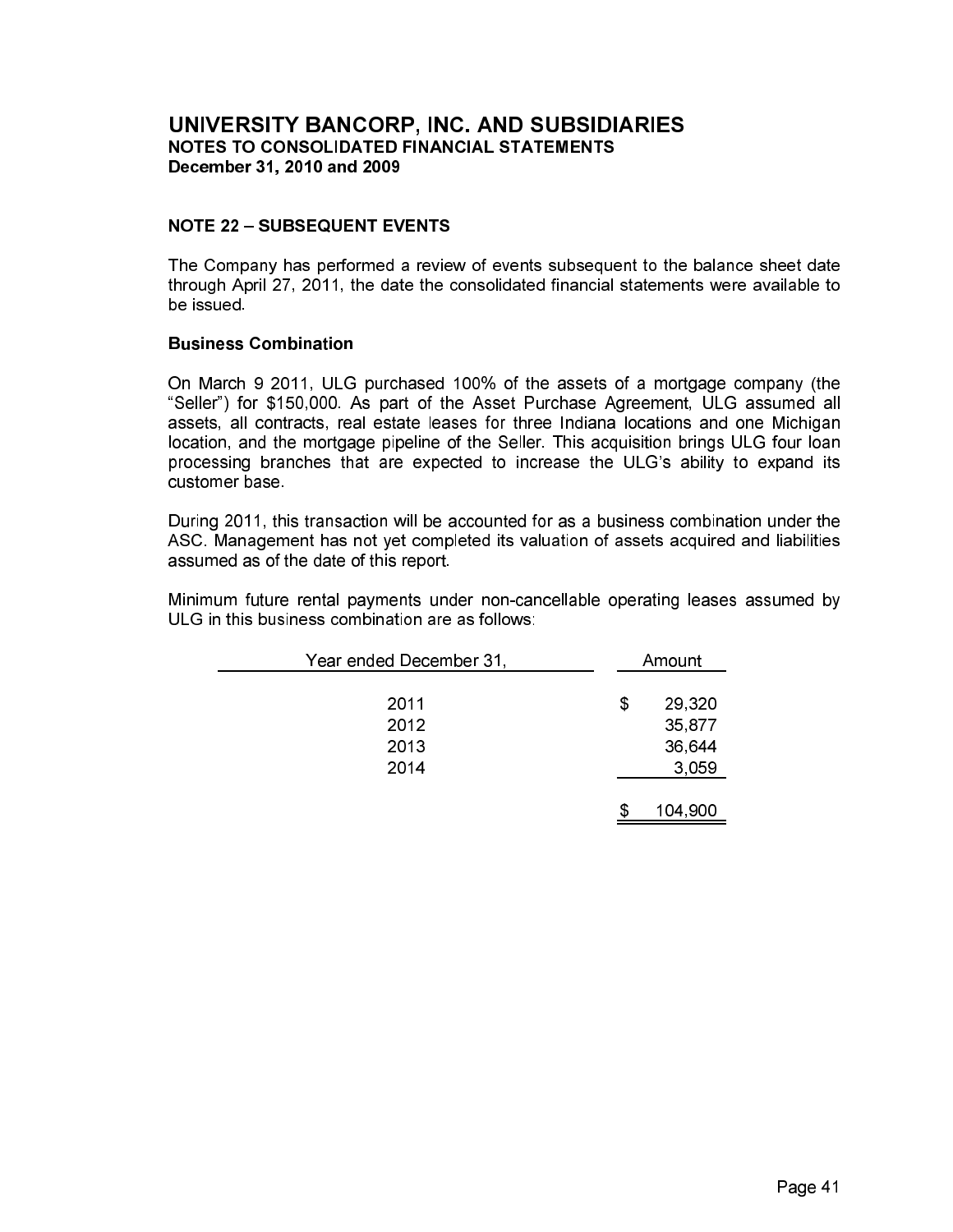# UNIVERSITY BANCORP, INC. AND SUBSIDIARIES
## NOTES TO CONSOLIDATED FINANCIAL STATEMENTS
## December 31, 2010 and 2009

### NOTE 22 – SUBSEQUENT EVENTS

The Company has performed a review of events subsequent to the balance sheet date through April 27, 2011, the date the consolidated financial statements were available to be issued.

**Business Combination**

On March 9 2011, ULG purchased 100% of the assets of a mortgage company (the "Seller") for $150,000. As part of the Asset Purchase Agreement, ULG assumed all assets, all contracts, real estate leases for three Indiana locations and one Michigan location, and the mortgage pipeline of the Seller. This acquisition brings ULG four loan processing branches that are expected to increase the ULG's ability to expand its customer base.

During 2011, this transaction will be accounted for as a business combination under the ASC. Management has not yet completed its valuation of assets acquired and liabilities assumed as of the date of this report.

Minimum future rental payments under non-cancellable operating leases assumed by ULG in this business combination are as follows:

| Year ended December 31, | Amount |
|---|---|
| 2011 | $ 29,320 |
| 2012 | 35,877 |
| 2013 | 36,644 |
| 2014 | 3,059 |
| | $ 104,900 |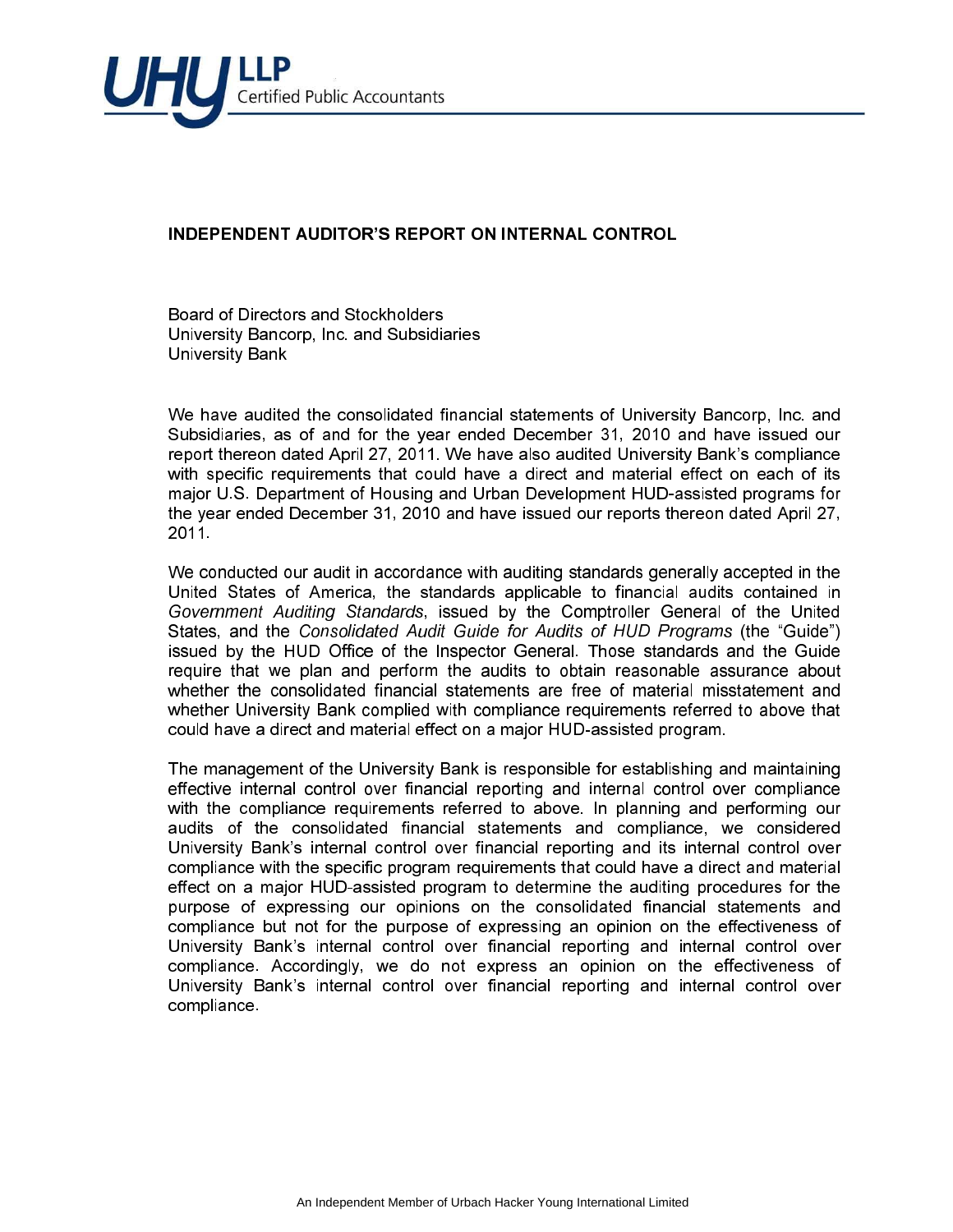UHY LLP
Certified Public Accountants

## INDEPENDENT AUDITOR'S REPORT ON INTERNAL CONTROL

Board of Directors and Stockholders
University Bancorp, Inc. and Subsidiaries
University Bank

We have audited the consolidated financial statements of University Bancorp, Inc. and Subsidiaries, as of and for the year ended December 31, 2010 and have issued our report thereon dated April 27, 2011. We have also audited University Bank's compliance with specific requirements that could have a direct and material effect on each of its major U.S. Department of Housing and Urban Development HUD-assisted programs for the year ended December 31, 2010 and have issued our reports thereon dated April 27, 2011.

We conducted our audit in accordance with auditing standards generally accepted in the United States of America, the standards applicable to financial audits contained in *Government Auditing Standards*, issued by the Comptroller General of the United States, and the *Consolidated Audit Guide for Audits of HUD Programs* (the "Guide") issued by the HUD Office of the Inspector General. Those standards and the Guide require that we plan and perform the audits to obtain reasonable assurance about whether the consolidated financial statements are free of material misstatement and whether University Bank complied with compliance requirements referred to above that could have a direct and material effect on a major HUD-assisted program.

The management of the University Bank is responsible for establishing and maintaining effective internal control over financial reporting and internal control over compliance with the compliance requirements referred to above. In planning and performing our audits of the consolidated financial statements and compliance, we considered University Bank's internal control over financial reporting and its internal control over compliance with the specific program requirements that could have a direct and material effect on a major HUD-assisted program to determine the auditing procedures for the purpose of expressing our opinions on the consolidated financial statements and compliance but not for the purpose of expressing an opinion on the effectiveness of University Bank's internal control over financial reporting and internal control over compliance. Accordingly, we do not express an opinion on the effectiveness of University Bank's internal control over financial reporting and internal control over compliance.

An Independent Member of Urbach Hacker Young International Limited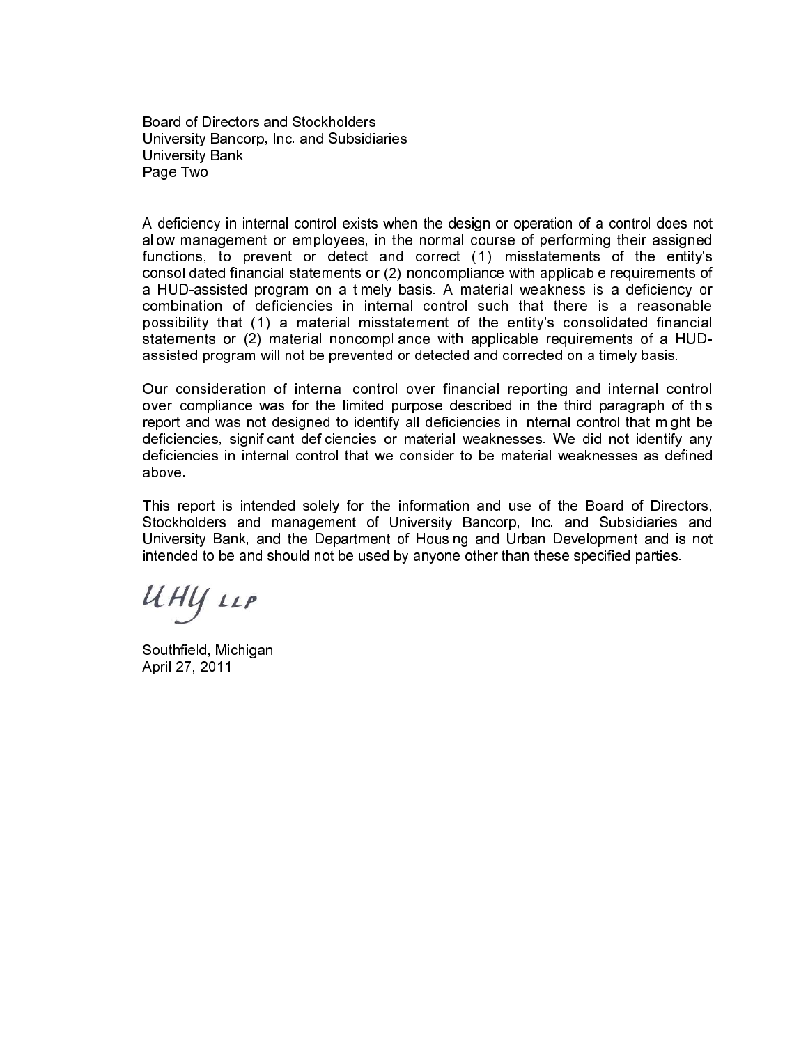Board of Directors and Stockholders
University Bancorp, Inc. and Subsidiaries
University Bank
Page Two

A deficiency in internal control exists when the design or operation of a control does not allow management or employees, in the normal course of performing their assigned functions, to prevent or detect and correct (1) misstatements of the entity's consolidated financial statements or (2) noncompliance with applicable requirements of a HUD-assisted program on a timely basis. A material weakness is a deficiency or combination of deficiencies in internal control such that there is a reasonable possibility that (1) a material misstatement of the entity's consolidated financial statements or (2) material noncompliance with applicable requirements of a HUD-assisted program will not be prevented or detected and corrected on a timely basis.

Our consideration of internal control over financial reporting and internal control over compliance was for the limited purpose described in the third paragraph of this report and was not designed to identify all deficiencies in internal control that might be deficiencies, significant deficiencies or material weaknesses. We did not identify any deficiencies in internal control that we consider to be material weaknesses as defined above.

This report is intended solely for the information and use of the Board of Directors, Stockholders and management of University Bancorp, Inc. and Subsidiaries and University Bank, and the Department of Housing and Urban Development and is not intended to be and should not be used by anyone other than these specified parties.

UHY LLP

Southfield, Michigan
April 27, 2011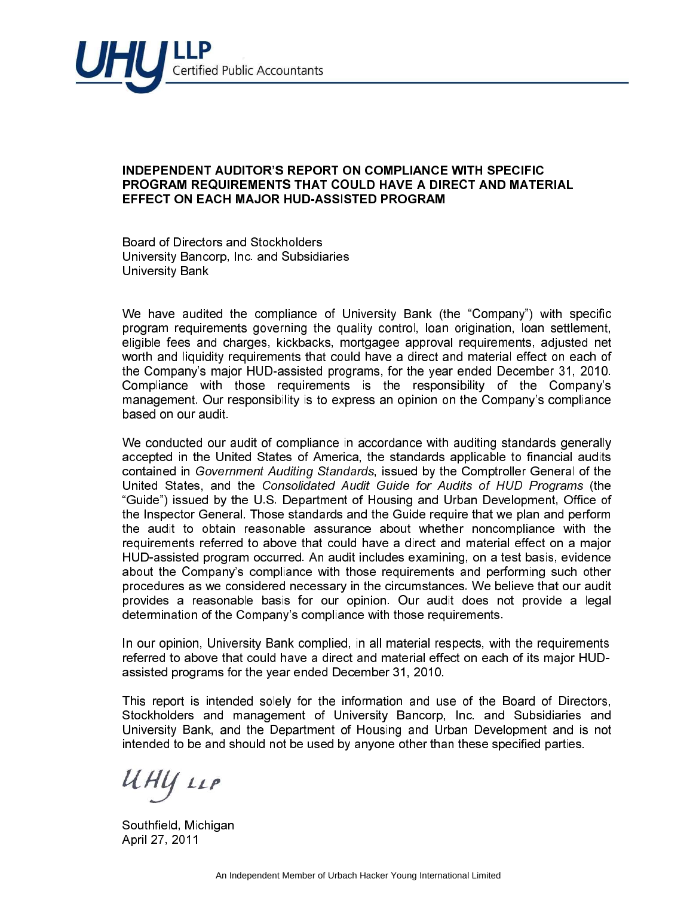UHY LLP
Certified Public Accountants

## INDEPENDENT AUDITOR'S REPORT ON COMPLIANCE WITH SPECIFIC PROGRAM REQUIREMENTS THAT COULD HAVE A DIRECT AND MATERIAL EFFECT ON EACH MAJOR HUD-ASSISTED PROGRAM

Board of Directors and Stockholders
University Bancorp, Inc. and Subsidiaries
University Bank

We have audited the compliance of University Bank (the "Company") with specific program requirements governing the quality control, loan origination, loan settlement, eligible fees and charges, kickbacks, mortgagee approval requirements, adjusted net worth and liquidity requirements that could have a direct and material effect on each of the Company's major HUD-assisted programs, for the year ended December 31, 2010. Compliance with those requirements is the responsibility of the Company's management. Our responsibility is to express an opinion on the Company's compliance based on our audit.

We conducted our audit of compliance in accordance with auditing standards generally accepted in the United States of America, the standards applicable to financial audits contained in *Government Auditing Standards*, issued by the Comptroller General of the United States, and the *Consolidated Audit Guide for Audits of HUD Programs* (the "Guide") issued by the U.S. Department of Housing and Urban Development, Office of the Inspector General. Those standards and the Guide require that we plan and perform the audit to obtain reasonable assurance about whether noncompliance with the requirements referred to above that could have a direct and material effect on a major HUD-assisted program occurred. An audit includes examining, on a test basis, evidence about the Company's compliance with those requirements and performing such other procedures as we considered necessary in the circumstances. We believe that our audit provides a reasonable basis for our opinion. Our audit does not provide a legal determination of the Company's compliance with those requirements.

In our opinion, University Bank complied, in all material respects, with the requirements referred to above that could have a direct and material effect on each of its major HUD-assisted programs for the year ended December 31, 2010.

This report is intended solely for the information and use of the Board of Directors, Stockholders and management of University Bancorp, Inc. and Subsidiaries and University Bank, and the Department of Housing and Urban Development and is not intended to be and should not be used by anyone other than these specified parties.

UHY LLP

Southfield, Michigan
April 27, 2011

An Independent Member of Urbach Hacker Young International Limited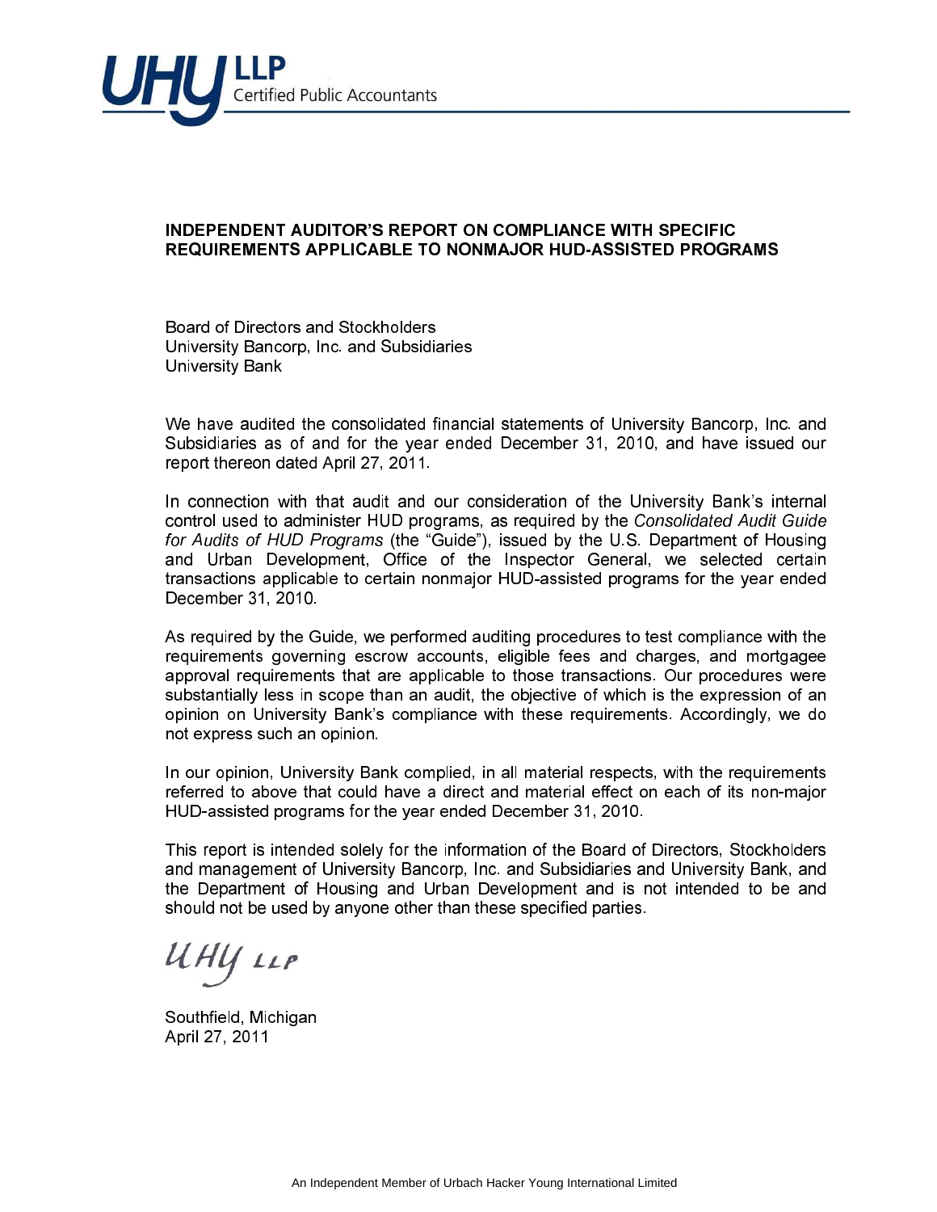**UHY LLP**
Certified Public Accountants

**INDEPENDENT AUDITOR'S REPORT ON COMPLIANCE WITH SPECIFIC REQUIREMENTS APPLICABLE TO NONMAJOR HUD-ASSISTED PROGRAMS**

Board of Directors and Stockholders
University Bancorp, Inc. and Subsidiaries
University Bank

We have audited the consolidated financial statements of University Bancorp, Inc. and Subsidiaries as of and for the year ended December 31, 2010, and have issued our report thereon dated April 27, 2011.

In connection with that audit and our consideration of the University Bank's internal control used to administer HUD programs, as required by the *Consolidated Audit Guide for Audits of HUD Programs* (the "Guide"), issued by the U.S. Department of Housing and Urban Development, Office of the Inspector General, we selected certain transactions applicable to certain nonmajor HUD-assisted programs for the year ended December 31, 2010.

As required by the Guide, we performed auditing procedures to test compliance with the requirements governing escrow accounts, eligible fees and charges, and mortgagee approval requirements that are applicable to those transactions. Our procedures were substantially less in scope than an audit, the objective of which is the expression of an opinion on University Bank's compliance with these requirements. Accordingly, we do not express such an opinion.

In our opinion, University Bank complied, in all material respects, with the requirements referred to above that could have a direct and material effect on each of its non-major HUD-assisted programs for the year ended December 31, 2010.

This report is intended solely for the information of the Board of Directors, Stockholders and management of University Bancorp, Inc. and Subsidiaries and University Bank, and the Department of Housing and Urban Development and is not intended to be and should not be used by anyone other than these specified parties.

UHY LLP

Southfield, Michigan
April 27, 2011

An Independent Member of Urbach Hacker Young International Limited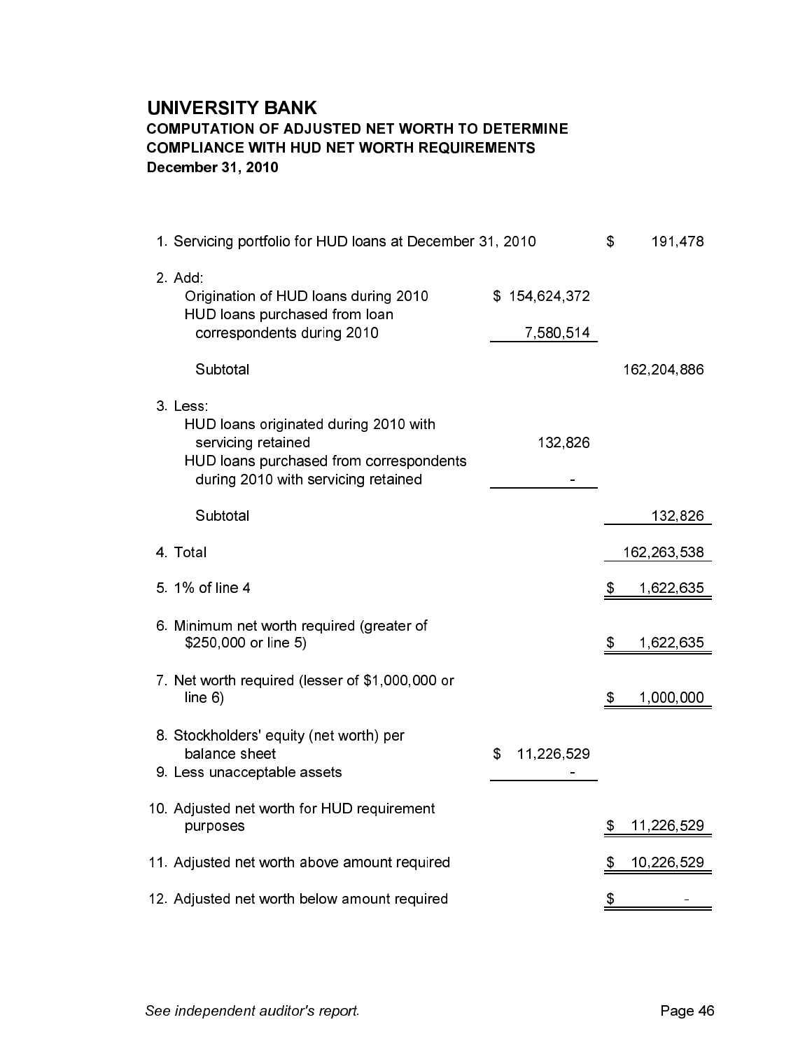# UNIVERSITY BANK

### COMPUTATION OF ADJUSTED NET WORTH TO DETERMINE COMPLIANCE WITH HUD NET WORTH REQUIREMENTS

**December 31, 2010**

| | | |
|---|---|---|
| 1. Servicing portfolio for HUD loans at December 31, 2010 | | $ 191,478 |
| 2. Add: | | |
| Origination of HUD loans during 2010 | $ 154,624,372 | |
| HUD loans purchased from loan correspondents during 2010 | 7,580,514 | |
| Subtotal | | 162,204,886 |
| 3. Less: | | |
| HUD loans originated during 2010 with servicing retained | 132,826 | |
| HUD loans purchased from correspondents during 2010 with servicing retained | - | |
| Subtotal | | 132,826 |
| 4. Total | | 162,263,538 |
| 5. 1% of line 4 | | $ 1,622,635 |
| 6. Minimum net worth required (greater of $250,000 or line 5) | | $ 1,622,635 |
| 7. Net worth required (lesser of $1,000,000 or line 6) | | $ 1,000,000 |
| 8. Stockholders' equity (net worth) per balance sheet | $ 11,226,529 | |
| 9. Less unacceptable assets | - | |
| 10. Adjusted net worth for HUD requirement purposes | | $ 11,226,529 |
| 11. Adjusted net worth above amount required | | $ 10,226,529 |
| 12. Adjusted net worth below amount required | | $ - |

*See independent auditor's report.*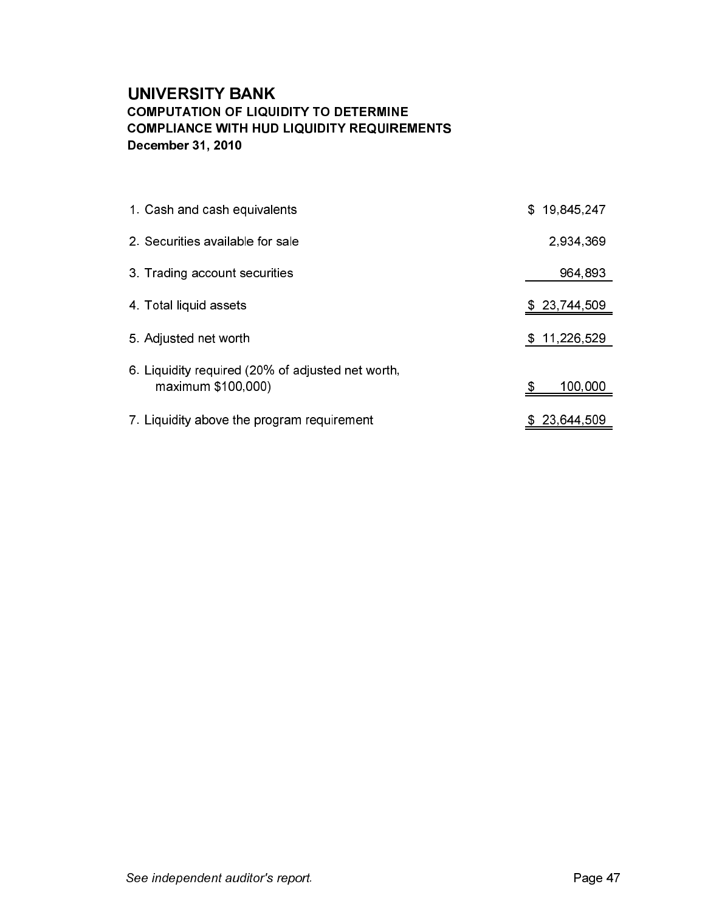# UNIVERSITY BANK

## COMPUTATION OF LIQUIDITY TO DETERMINE COMPLIANCE WITH HUD LIQUIDITY REQUIREMENTS

**December 31, 2010**

| | |
|---|---|
| 1. Cash and cash equivalents | $ 19,845,247 |
| 2. Securities available for sale | 2,934,369 |
| 3. Trading account securities | 964,893 |
| 4. Total liquid assets | $ 23,744,509 |
| 5. Adjusted net worth | $ 11,226,529 |
| 6. Liquidity required (20% of adjusted net worth, maximum $100,000) | $ 100,000 |
| 7. Liquidity above the program requirement | $ 23,644,509 |

*See independent auditor's report.*